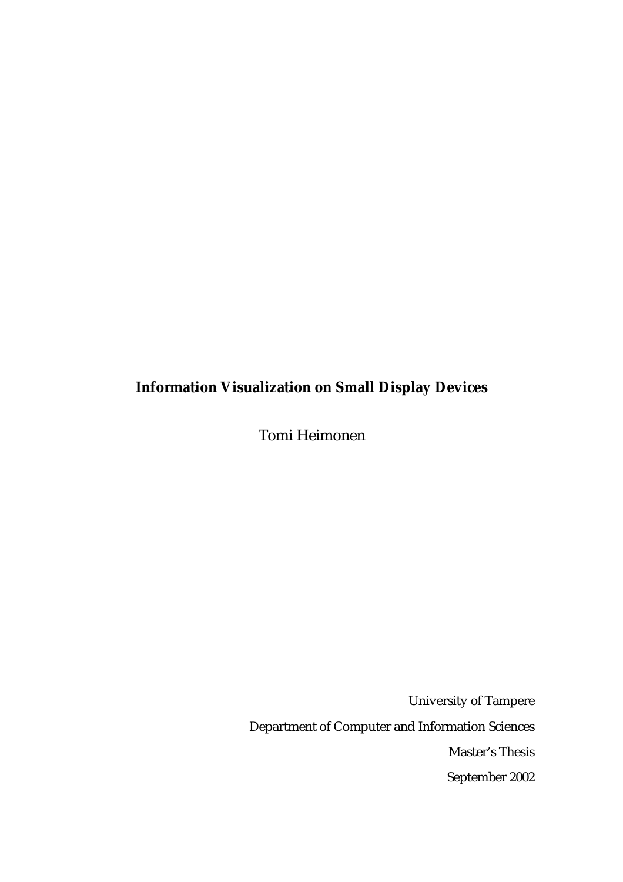# Information Visualization on Small Display Devices

Tomi Heimonen

University of Tampere

Department of Computer and Information Sciences

Master's Thesis

September 2002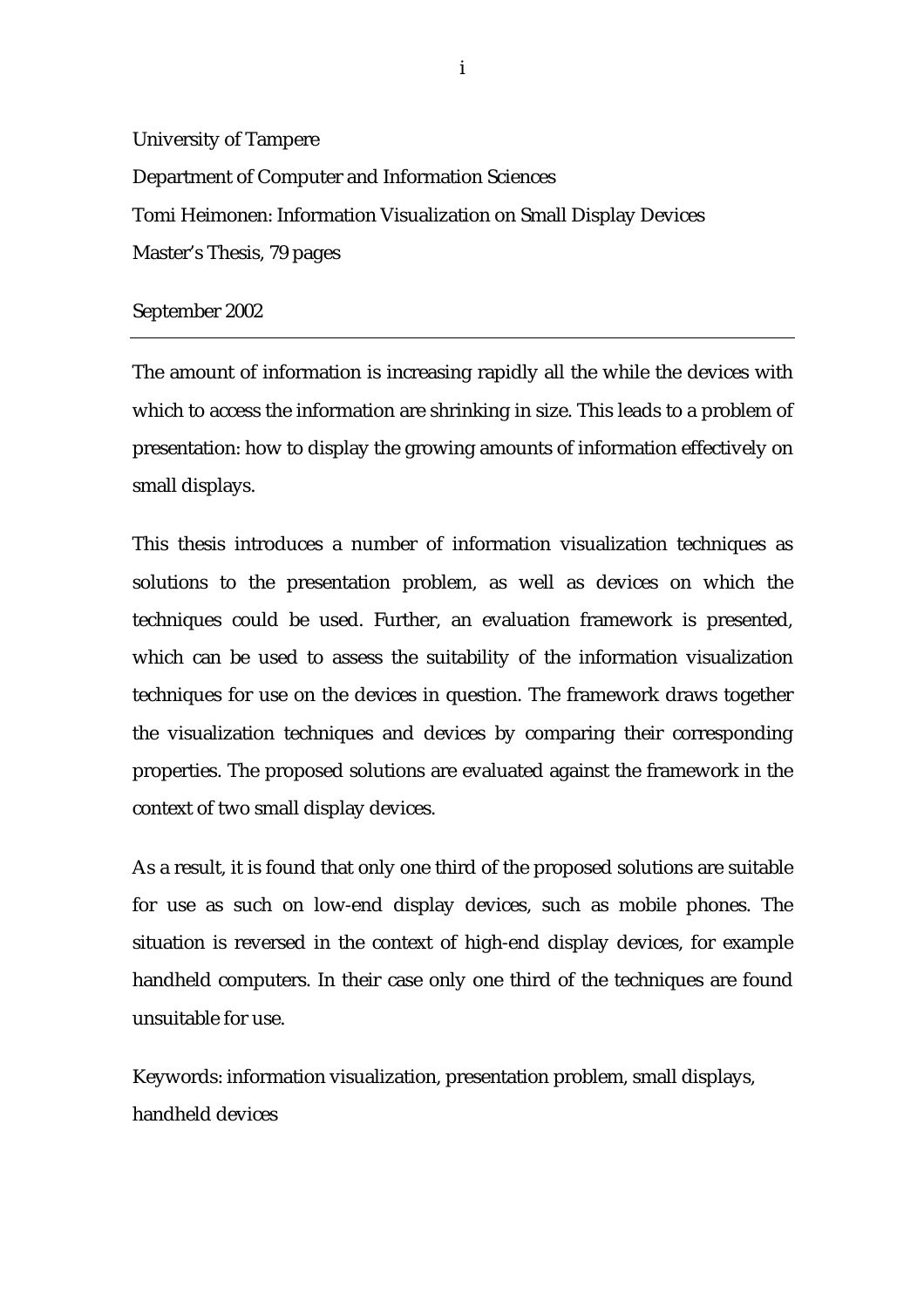University of Tampere

Department of Computer and Information Sciences

Tomi Heimonen: Information Visualization on Small Display Devices

Master's Thesis, 79 pages

September 2002

---

The amount of information is increasing rapidly all the while the devices with which to access the information are shrinking in size. This leads to a problem of presentation: how to display the growing amounts of information effectively on small displays.

This thesis introduces a number of information visualization techniques as solutions to the presentation problem, as well as devices on which the techniques could be used. Further, an evaluation framework is presented, which can be used to assess the suitability of the information visualization techniques for use on the devices in question. The framework draws together the visualization techniques and devices by comparing their corresponding properties. The proposed solutions are evaluated against the framework in the context of two small display devices.

As a result, it is found that only one third of the proposed solutions are suitable for use as such on low-end display devices, such as mobile phones. The situation is reversed in the context of high-end display devices, for example handheld computers. In their case only one third of the techniques are found unsuitable for use.

Keywords: information visualization, presentation problem, small displays, handheld devices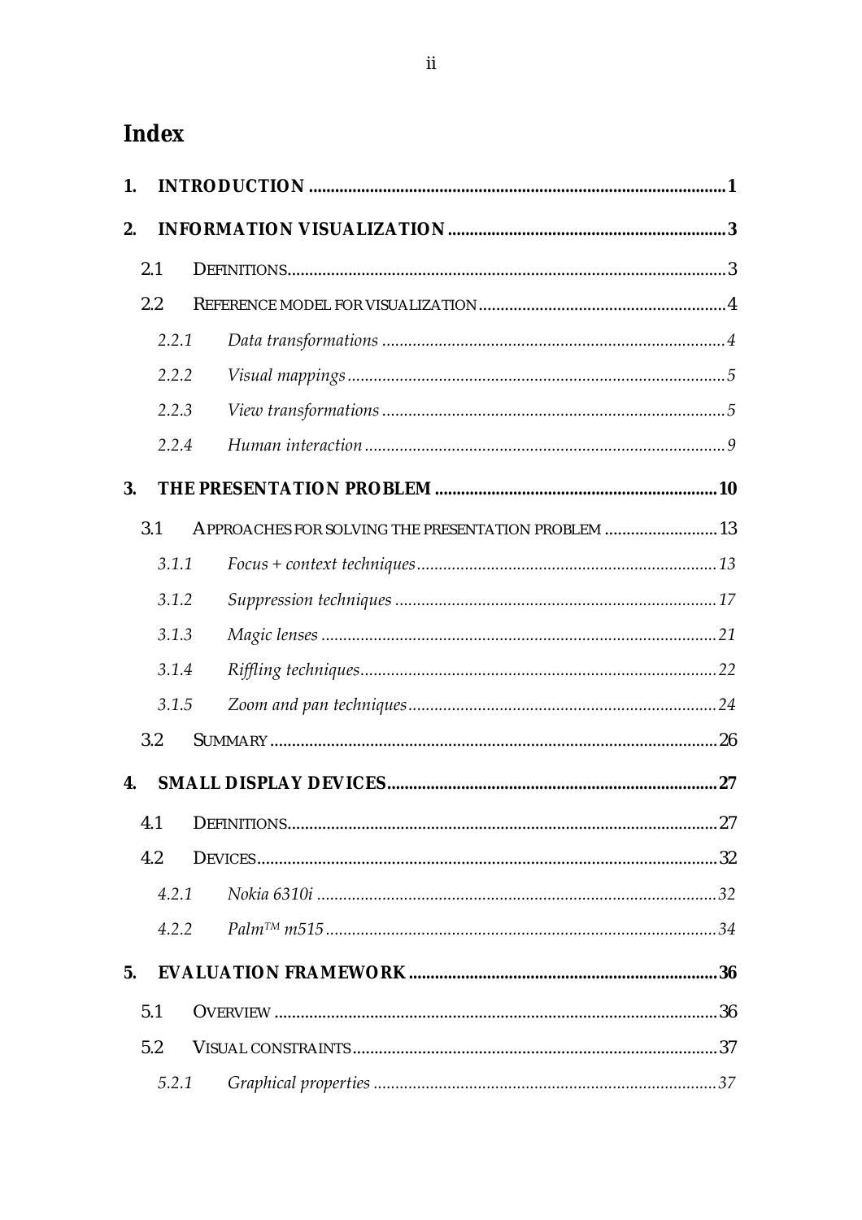# Index

**1. INTRODUCTION ........................................................................................ 1**

**2. INFORMATION VISUALIZATION ............................................................ 3**

2.1 DEFINITIONS ........................................................................................ 3

2.2 REFERENCE MODEL FOR VISUALIZATION ............................................... 4

*2.2.1 Data transformations ................................................................. 4*

*2.2.2 Visual mappings ......................................................................... 5*

*2.2.3 View transformations ................................................................. 5*

*2.2.4 Human interaction ...................................................................... 9*

**3. THE PRESENTATION PROBLEM ............................................................ 10**

3.1 APPROACHES FOR SOLVING THE PRESENTATION PROBLEM ..................... 13

*3.1.1 Focus + context techniques ........................................................ 13*

*3.1.2 Suppression techniques ............................................................. 17*

*3.1.3 Magic lenses ............................................................................. 21*

*3.1.4 Riffling techniques .................................................................... 22*

*3.1.5 Zoom and pan techniques .......................................................... 24*

3.2 SUMMARY .......................................................................................... 26

**4. SMALL DISPLAY DEVICES .................................................................... 27**

4.1 DEFINITIONS ...................................................................................... 27

4.2 DEVICES ............................................................................................ 32

*4.2.1 Nokia 6310i .............................................................................. 32*

*4.2.2 Palm™ m515 .............................................................................. 34*

**5. EVALUATION FRAMEWORK ................................................................. 36**

5.1 OVERVIEW ......................................................................................... 36

5.2 VISUAL CONSTRAINTS ........................................................................ 37

*5.2.1 Graphical properties .................................................................. 37*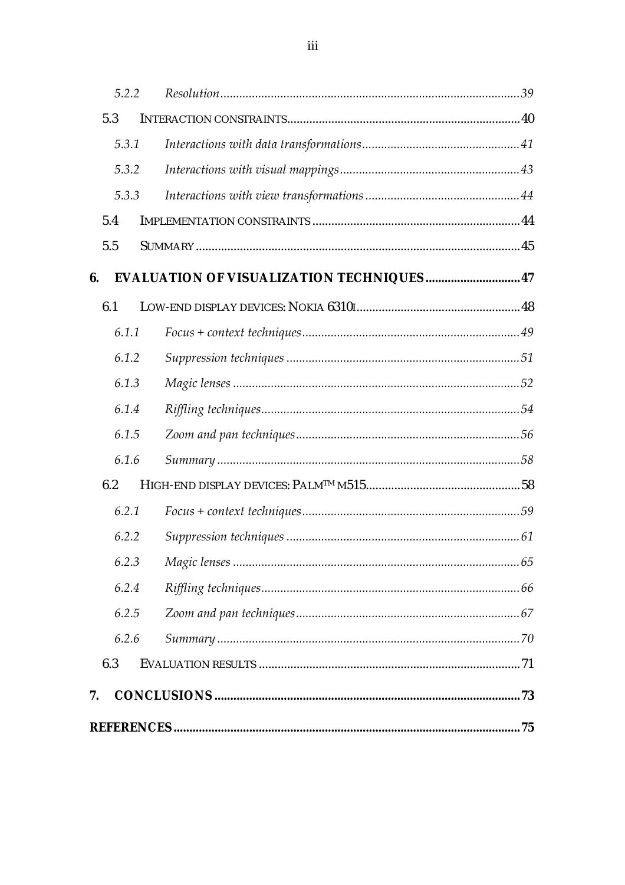5.2.2 *Resolution* ... 39

5.3 INTERACTION CONSTRAINTS ... 40

5.3.1 *Interactions with data transformations* ... 41

5.3.2 *Interactions with visual mappings* ... 43

5.3.3 *Interactions with view transformations* ... 44

5.4 IMPLEMENTATION CONSTRAINTS ... 44

5.5 SUMMARY ... 45

**6. EVALUATION OF VISUALIZATION TECHNIQUES ... 47**

6.1 LOW-END DISPLAY DEVICES: NOKIA 6310I ... 48

6.1.1 *Focus + context techniques* ... 49

6.1.2 *Suppression techniques* ... 51

6.1.3 *Magic lenses* ... 52

6.1.4 *Riffling techniques* ... 54

6.1.5 *Zoom and pan techniques* ... 56

6.1.6 *Summary* ... 58

6.2 HIGH-END DISPLAY DEVICES: PALM™ M515 ... 58

6.2.1 *Focus + context techniques* ... 59

6.2.2 *Suppression techniques* ... 61

6.2.3 *Magic lenses* ... 65

6.2.4 *Riffling techniques* ... 66

6.2.5 *Zoom and pan techniques* ... 67

6.2.6 *Summary* ... 70

6.3 EVALUATION RESULTS ... 71

**7. CONCLUSIONS ... 73**

**REFERENCES ... 75**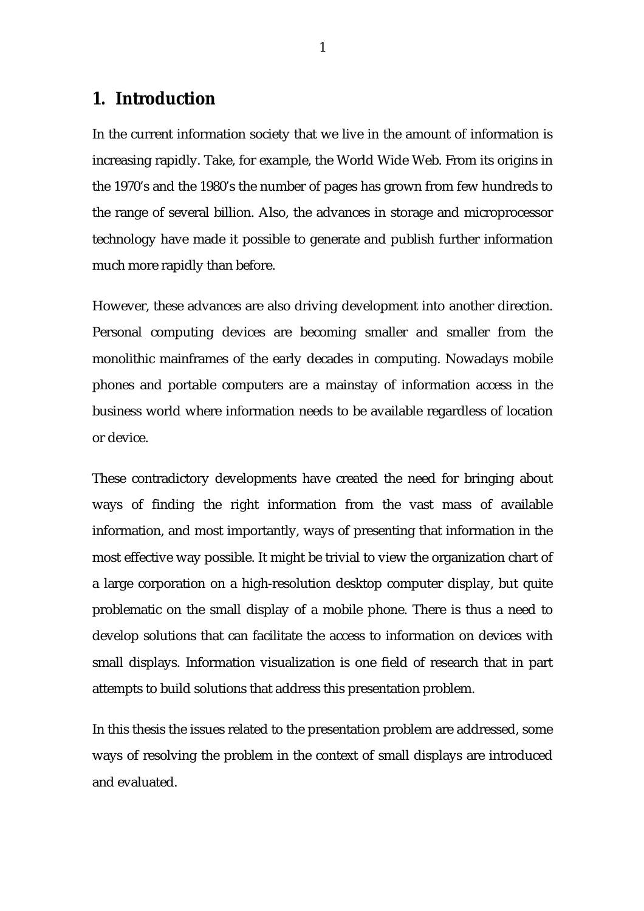# 1. Introduction

In the current information society that we live in the amount of information is increasing rapidly. Take, for example, the World Wide Web. From its origins in the 1970's and the 1980's the number of pages has grown from few hundreds to the range of several billion. Also, the advances in storage and microprocessor technology have made it possible to generate and publish further information much more rapidly than before.

However, these advances are also driving development into another direction. Personal computing devices are becoming smaller and smaller from the monolithic mainframes of the early decades in computing. Nowadays mobile phones and portable computers are a mainstay of information access in the business world where information needs to be available regardless of location or device.

These contradictory developments have created the need for bringing about ways of finding the right information from the vast mass of available information, and most importantly, ways of presenting that information in the most effective way possible. It might be trivial to view the organization chart of a large corporation on a high-resolution desktop computer display, but quite problematic on the small display of a mobile phone. There is thus a need to develop solutions that can facilitate the access to information on devices with small displays. Information visualization is one field of research that in part attempts to build solutions that address this presentation problem.

In this thesis the issues related to the presentation problem are addressed, some ways of resolving the problem in the context of small displays are introduced and evaluated.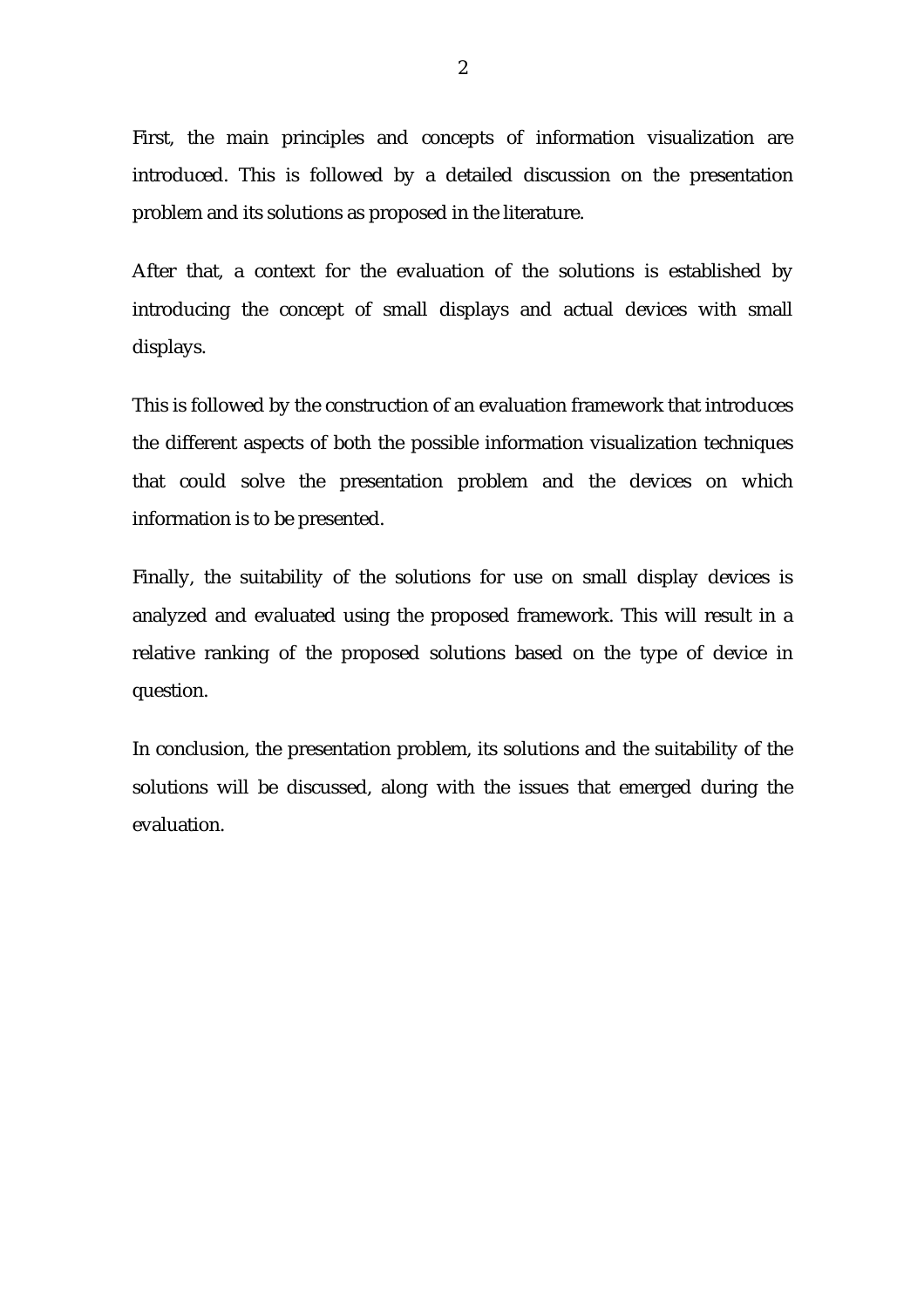First, the main principles and concepts of information visualization are introduced. This is followed by a detailed discussion on the presentation problem and its solutions as proposed in the literature.

After that, a context for the evaluation of the solutions is established by introducing the concept of small displays and actual devices with small displays.

This is followed by the construction of an evaluation framework that introduces the different aspects of both the possible information visualization techniques that could solve the presentation problem and the devices on which information is to be presented.

Finally, the suitability of the solutions for use on small display devices is analyzed and evaluated using the proposed framework. This will result in a relative ranking of the proposed solutions based on the type of device in question.

In conclusion, the presentation problem, its solutions and the suitability of the solutions will be discussed, along with the issues that emerged during the evaluation.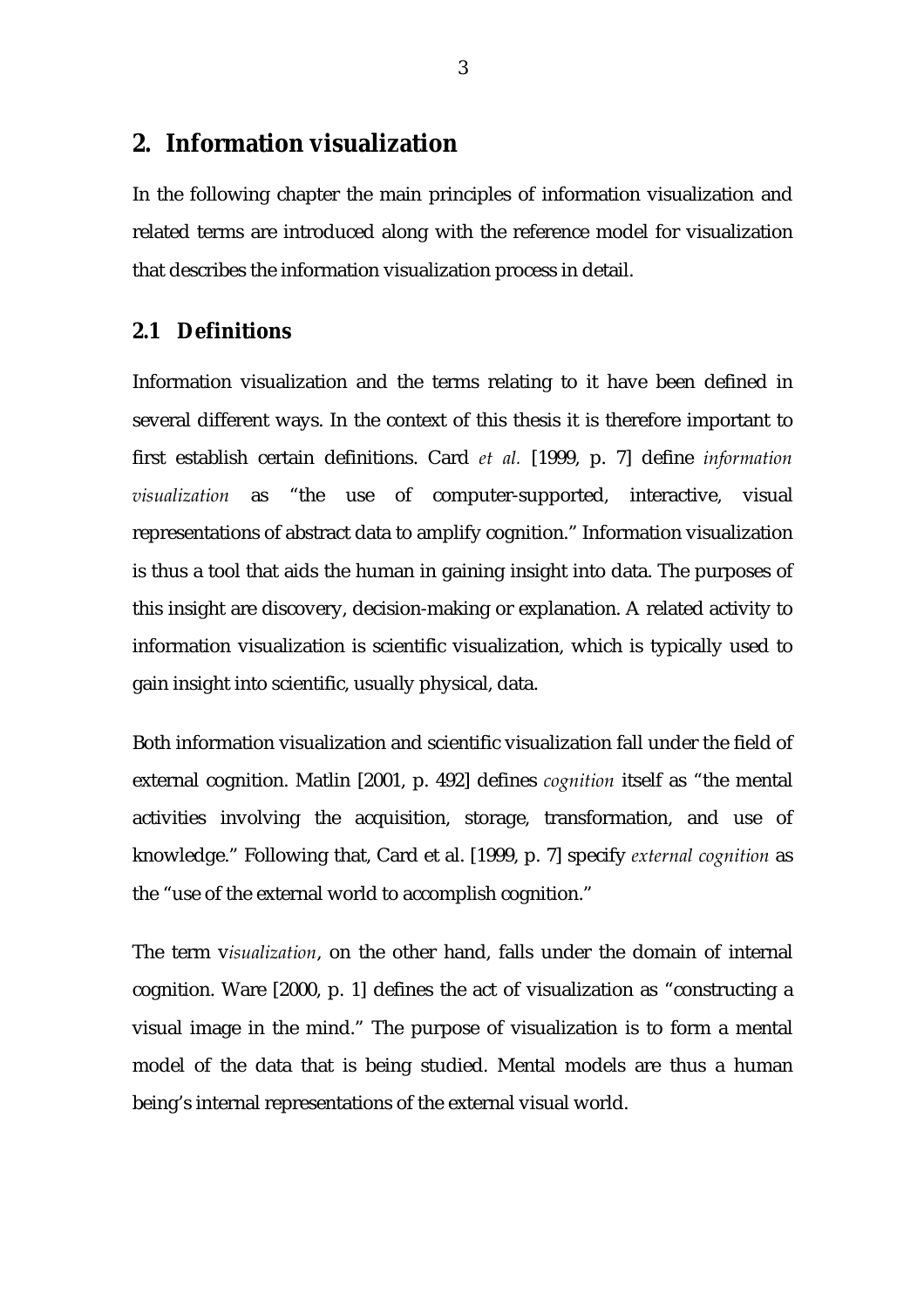# 2. Information visualization

In the following chapter the main principles of information visualization and related terms are introduced along with the reference model for visualization that describes the information visualization process in detail.

## 2.1 Definitions

Information visualization and the terms relating to it have been defined in several different ways. In the context of this thesis it is therefore important to first establish certain definitions. Card *et al.* [1999, p. 7] define *information visualization* as "the use of computer-supported, interactive, visual representations of abstract data to amplify cognition." Information visualization is thus a tool that aids the human in gaining insight into data. The purposes of this insight are discovery, decision-making or explanation. A related activity to information visualization is scientific visualization, which is typically used to gain insight into scientific, usually physical, data.

Both information visualization and scientific visualization fall under the field of external cognition. Matlin [2001, p. 492] defines *cognition* itself as "the mental activities involving the acquisition, storage, transformation, and use of knowledge." Following that, Card et al. [1999, p. 7] specify *external cognition* as the "use of the external world to accomplish cognition."

The term v*isualization*, on the other hand, falls under the domain of internal cognition. Ware [2000, p. 1] defines the act of visualization as "constructing a visual image in the mind." The purpose of visualization is to form a mental model of the data that is being studied. Mental models are thus a human being's internal representations of the external visual world.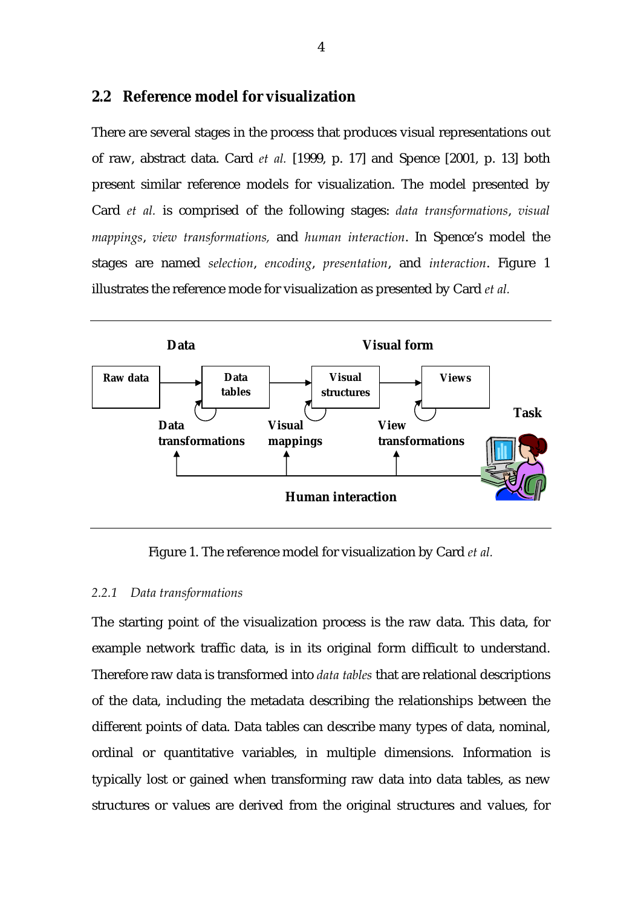## 2.2 Reference model for visualization

There are several stages in the process that produces visual representations out of raw, abstract data. Card *et al.* [1999, p. 17] and Spence [2001, p. 13] both present similar reference models for visualization. The model presented by Card *et al.* is comprised of the following stages: *data transformations*, *visual mappings*, *view transformations,* and *human interaction*. In Spence's model the stages are named *selection*, *encoding*, *presentation*, and *interaction*. Figure 1 illustrates the reference mode for visualization as presented by Card *et al.*

Figure 1. The reference model for visualization by Card *et al.*

### 2.2.1 Data transformations

The starting point of the visualization process is the raw data. This data, for example network traffic data, is in its original form difficult to understand. Therefore raw data is transformed into *data tables* that are relational descriptions of the data, including the metadata describing the relationships between the different points of data. Data tables can describe many types of data, nominal, ordinal or quantitative variables, in multiple dimensions. Information is typically lost or gained when transforming raw data into data tables, as new structures or values are derived from the original structures and values, for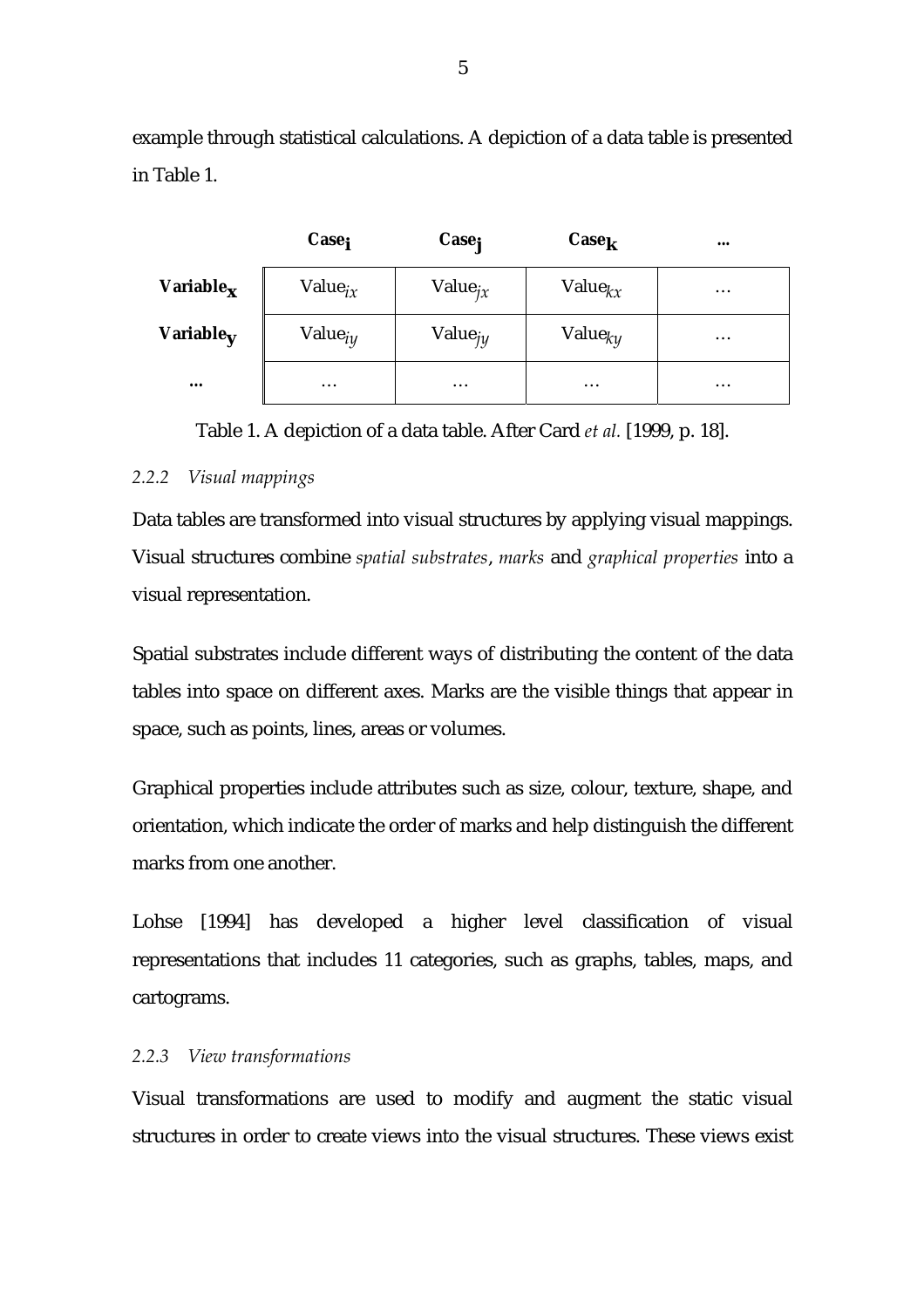example through statistical calculations. A depiction of a data table is presented in Table 1.

| | **$Case_i$** | **$Case_j$** | **$Case_k$** | **...** |
|---|---|---|---|---|
| **$Variable_x$** | $Value_{ix}$ | $Value_{jx}$ | $Value_{kx}$ | … |
| **$Variable_y$** | $Value_{iy}$ | $Value_{jy}$ | $Value_{ky}$ | … |
| **...** | … | … | … | … |

Table 1. A depiction of a data table. After Card *et al.* [1999, p. 18].

### *2.2.2 Visual mappings*

Data tables are transformed into visual structures by applying visual mappings. Visual structures combine *spatial substrates*, *marks* and *graphical properties* into a visual representation.

Spatial substrates include different ways of distributing the content of the data tables into space on different axes. Marks are the visible things that appear in space, such as points, lines, areas or volumes.

Graphical properties include attributes such as size, colour, texture, shape, and orientation, which indicate the order of marks and help distinguish the different marks from one another.

Lohse [1994] has developed a higher level classification of visual representations that includes 11 categories, such as graphs, tables, maps, and cartograms.

### *2.2.3 View transformations*

Visual transformations are used to modify and augment the static visual structures in order to create views into the visual structures. These views exist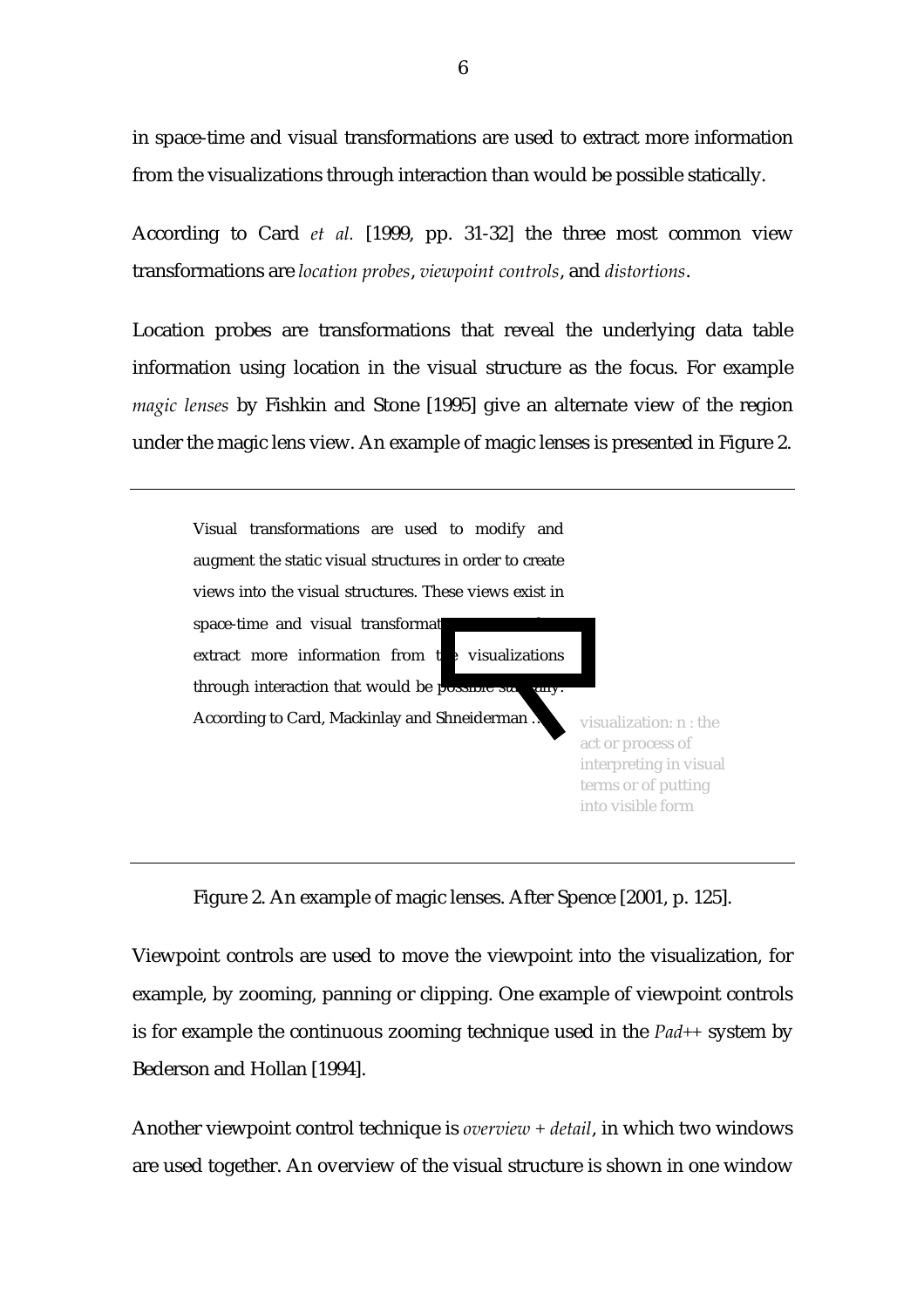in space-time and visual transformations are used to extract more information from the visualizations through interaction than would be possible statically.

According to Card *et al.* [1999, pp. 31-32] the three most common view transformations are *location probes*, *viewpoint controls*, and *distortions*.

Location probes are transformations that reveal the underlying data table information using location in the visual structure as the focus. For example *magic lenses* by Fishkin and Stone [1995] give an alternate view of the region under the magic lens view. An example of magic lenses is presented in Figure 2.

---

Visual transformations are used to modify and augment the static visual structures in order to create views into the visual structures. These views exist in space-time and visual transformat... extract more information from t... visualizations through interaction that would be possible st...ally. According to Card, Mackinlay and Shneiderman ...

visualization: n : the act or process of interpreting in visual terms or of putting into visible form

---

Figure 2. An example of magic lenses. After Spence [2001, p. 125].

Viewpoint controls are used to move the viewpoint into the visualization, for example, by zooming, panning or clipping. One example of viewpoint controls is for example the continuous zooming technique used in the *Pad++* system by Bederson and Hollan [1994].

Another viewpoint control technique is *overview + detail*, in which two windows are used together. An overview of the visual structure is shown in one window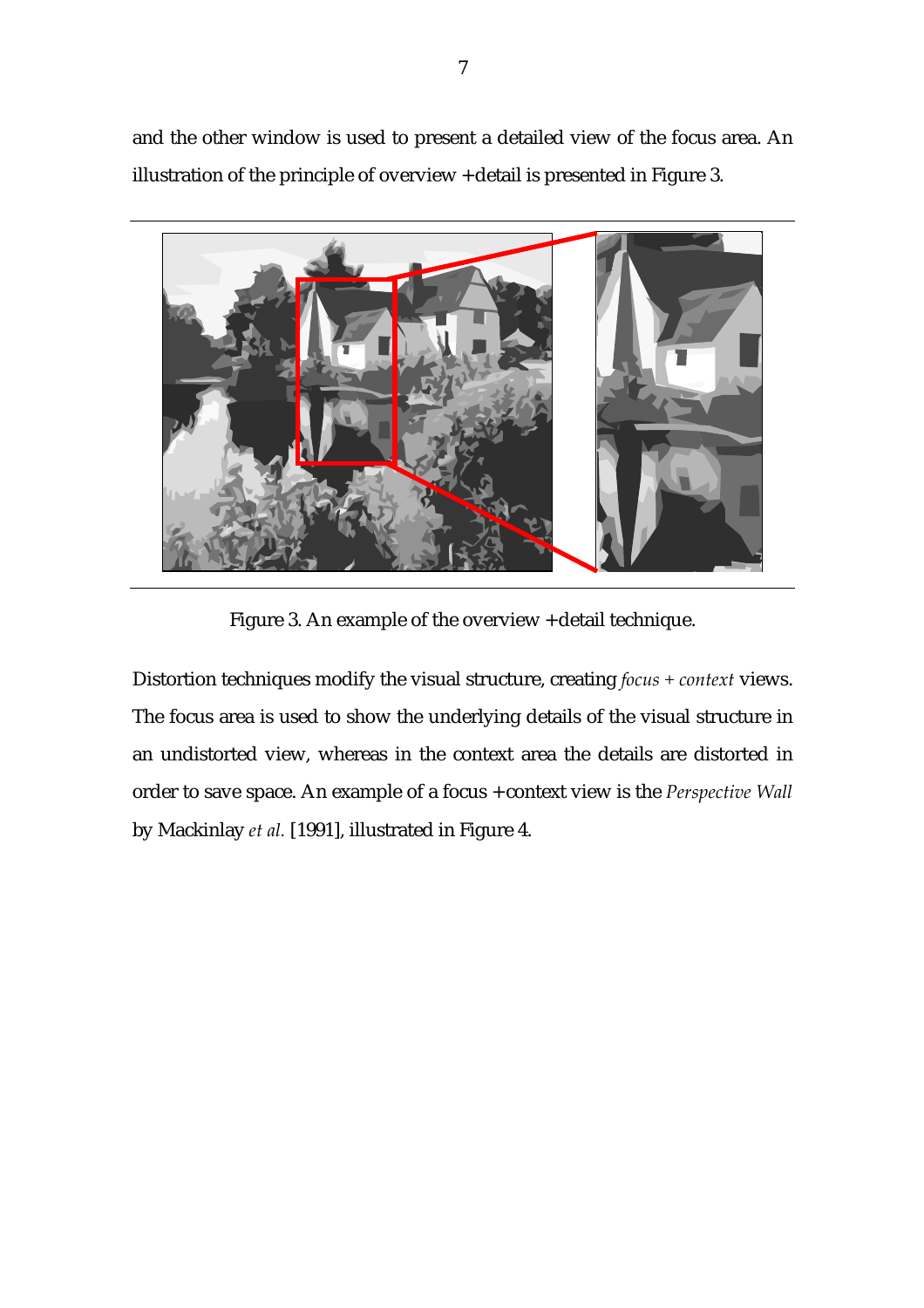and the other window is used to present a detailed view of the focus area. An illustration of the principle of overview +detail is presented in Figure 3.

Figure 3. An example of the overview +detail technique.

Distortion techniques modify the visual structure, creating *focus + context* views. The focus area is used to show the underlying details of the visual structure in an undistorted view, whereas in the context area the details are distorted in order to save space. An example of a focus +context view is the *Perspective Wall* by Mackinlay *et al.* [1991], illustrated in Figure 4.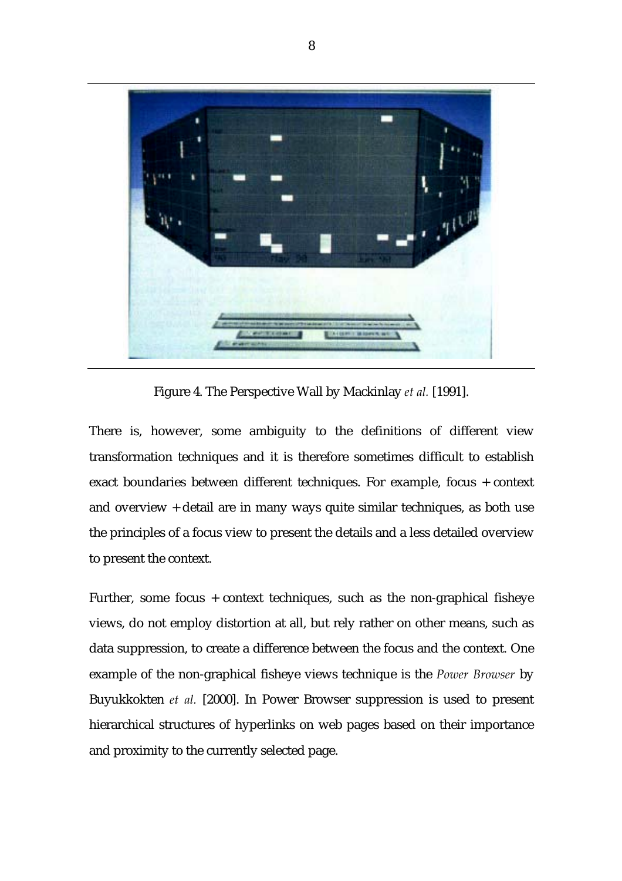Figure 4. The Perspective Wall by Mackinlay *et al.* [1991].

There is, however, some ambiguity to the definitions of different view transformation techniques and it is therefore sometimes difficult to establish exact boundaries between different techniques. For example, focus + context and overview + detail are in many ways quite similar techniques, as both use the principles of a focus view to present the details and a less detailed overview to present the context.

Further, some focus + context techniques, such as the non-graphical fisheye views, do not employ distortion at all, but rely rather on other means, such as data suppression, to create a difference between the focus and the context. One example of the non-graphical fisheye views technique is the *Power Browser* by Buyukkokten *et al.* [2000]. In Power Browser suppression is used to present hierarchical structures of hyperlinks on web pages based on their importance and proximity to the currently selected page.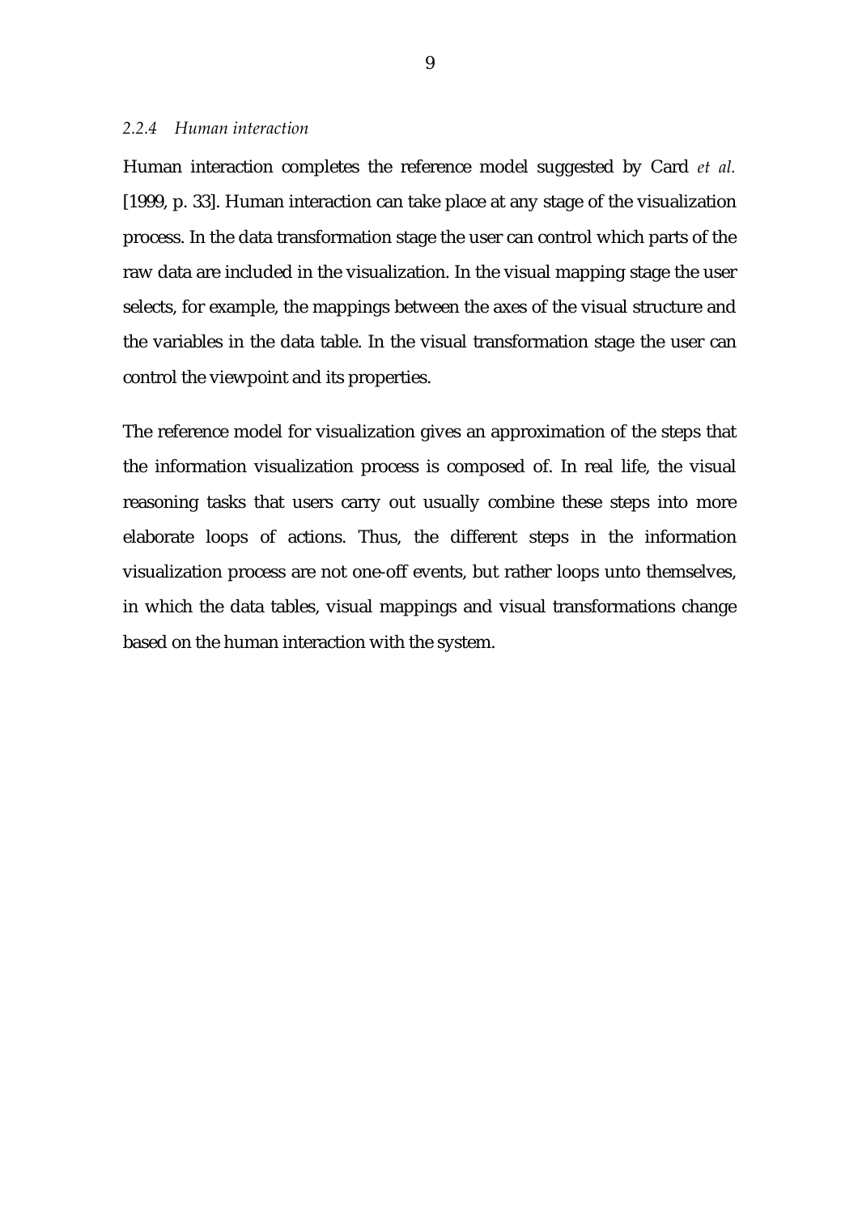### *2.2.4 Human interaction*

Human interaction completes the reference model suggested by Card *et al.* [1999, p. 33]. Human interaction can take place at any stage of the visualization process. In the data transformation stage the user can control which parts of the raw data are included in the visualization. In the visual mapping stage the user selects, for example, the mappings between the axes of the visual structure and the variables in the data table. In the visual transformation stage the user can control the viewpoint and its properties.

The reference model for visualization gives an approximation of the steps that the information visualization process is composed of. In real life, the visual reasoning tasks that users carry out usually combine these steps into more elaborate loops of actions. Thus, the different steps in the information visualization process are not one-off events, but rather loops unto themselves, in which the data tables, visual mappings and visual transformations change based on the human interaction with the system.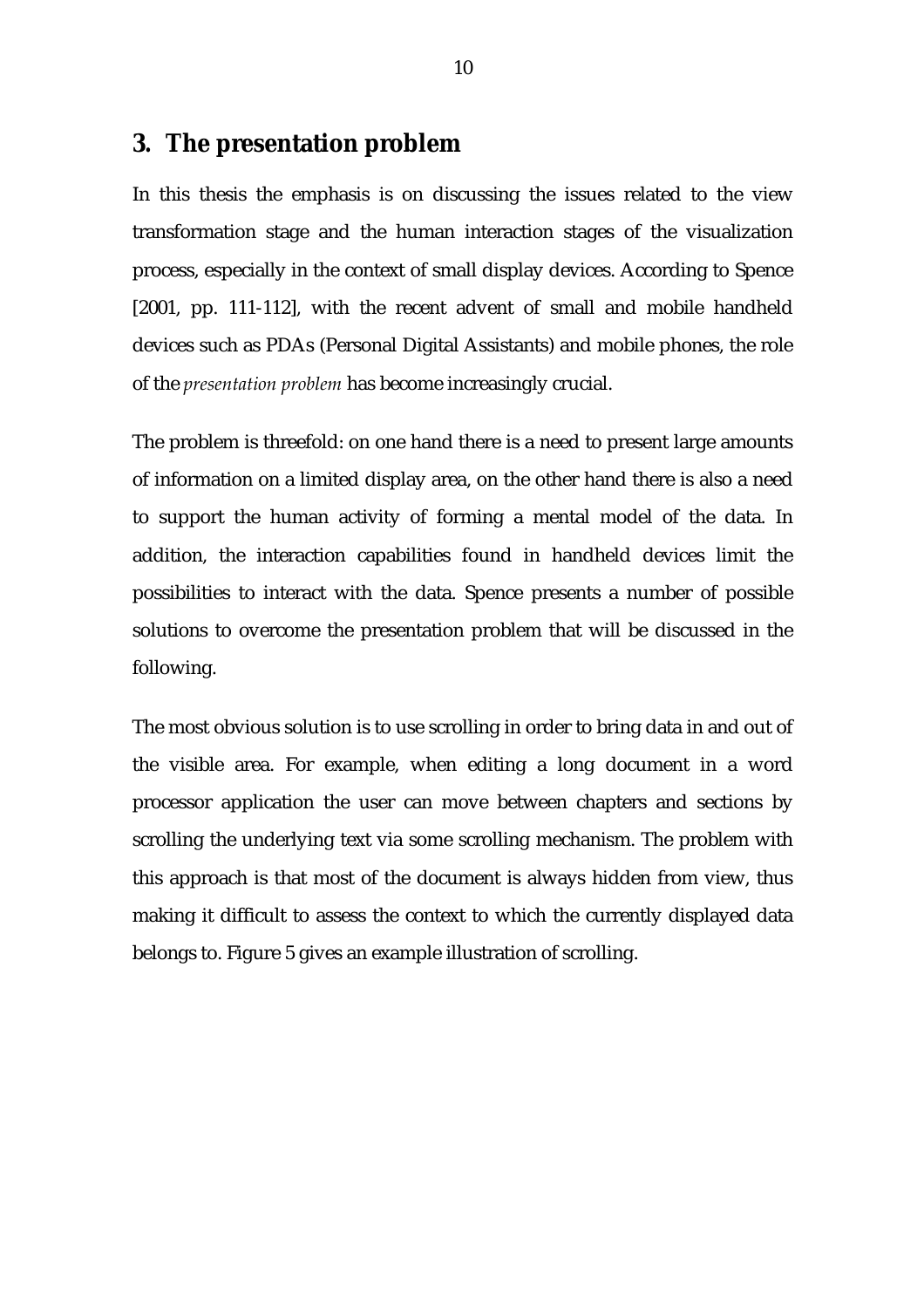# 3. The presentation problem

In this thesis the emphasis is on discussing the issues related to the view transformation stage and the human interaction stages of the visualization process, especially in the context of small display devices. According to Spence [2001, pp. 111-112], with the recent advent of small and mobile handheld devices such as PDAs (Personal Digital Assistants) and mobile phones, the role of the *presentation problem* has become increasingly crucial.

The problem is threefold: on one hand there is a need to present large amounts of information on a limited display area, on the other hand there is also a need to support the human activity of forming a mental model of the data. In addition, the interaction capabilities found in handheld devices limit the possibilities to interact with the data. Spence presents a number of possible solutions to overcome the presentation problem that will be discussed in the following.

The most obvious solution is to use scrolling in order to bring data in and out of the visible area. For example, when editing a long document in a word processor application the user can move between chapters and sections by scrolling the underlying text via some scrolling mechanism. The problem with this approach is that most of the document is always hidden from view, thus making it difficult to assess the context to which the currently displayed data belongs to. Figure 5 gives an example illustration of scrolling.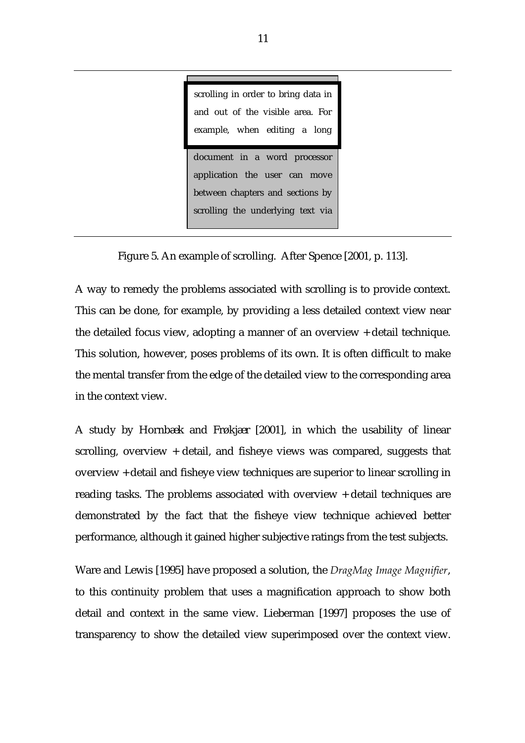scrolling in order to bring data in and out of the visible area. For example, when editing a long document in a word processor application the user can move between chapters and sections by scrolling the underlying text via

Figure 5. An example of scrolling. After Spence [2001, p. 113].

A way to remedy the problems associated with scrolling is to provide context. This can be done, for example, by providing a less detailed context view near the detailed focus view, adopting a manner of an overview + detail technique. This solution, however, poses problems of its own. It is often difficult to make the mental transfer from the edge of the detailed view to the corresponding area in the context view.

A study by Hornbæk and Frøkjær [2001], in which the usability of linear scrolling, overview + detail, and fisheye views was compared, suggests that overview + detail and fisheye view techniques are superior to linear scrolling in reading tasks. The problems associated with overview + detail techniques are demonstrated by the fact that the fisheye view technique achieved better performance, although it gained higher subjective ratings from the test subjects.

Ware and Lewis [1995] have proposed a solution, the *DragMag Image Magnifier*, to this continuity problem that uses a magnification approach to show both detail and context in the same view. Lieberman [1997] proposes the use of transparency to show the detailed view superimposed over the context view.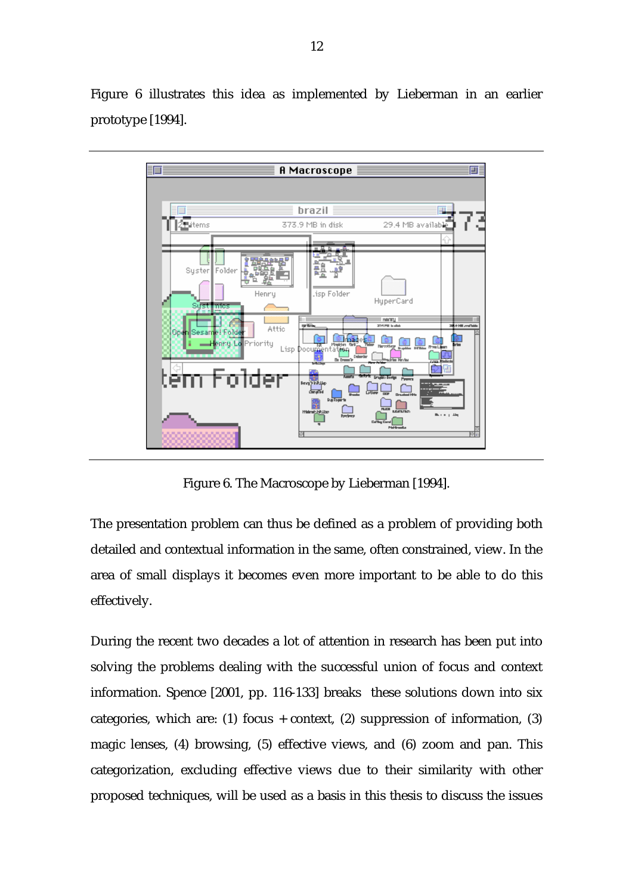Figure 6 illustrates this idea as implemented by Lieberman in an earlier prototype [1994].

Figure 6. The Macroscope by Lieberman [1994].

The presentation problem can thus be defined as a problem of providing both detailed and contextual information in the same, often constrained, view. In the area of small displays it becomes even more important to be able to do this effectively.

During the recent two decades a lot of attention in research has been put into solving the problems dealing with the successful union of focus and context information. Spence [2001, pp. 116-133] breaks these solutions down into six categories, which are: (1) focus + context, (2) suppression of information, (3) magic lenses, (4) browsing, (5) effective views, and (6) zoom and pan. This categorization, excluding effective views due to their similarity with other proposed techniques, will be used as a basis in this thesis to discuss the issues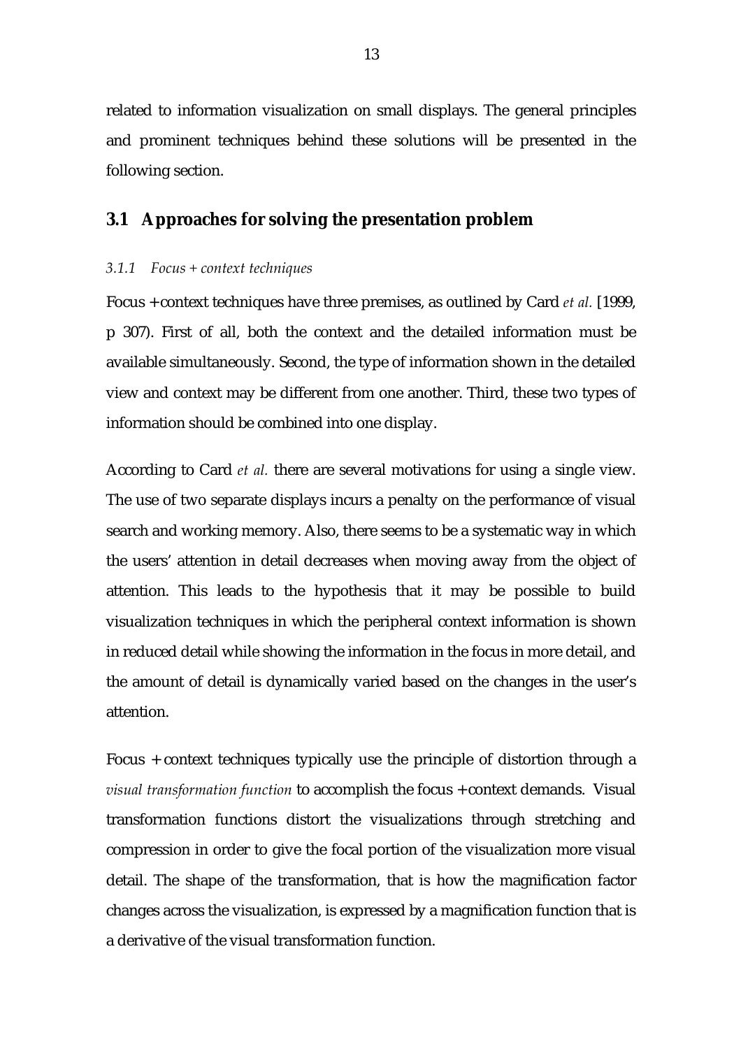related to information visualization on small displays. The general principles and prominent techniques behind these solutions will be presented in the following section.

## 3.1 Approaches for solving the presentation problem

### *3.1.1 Focus + context techniques*

Focus + context techniques have three premises, as outlined by Card *et al.* [1999, p 307). First of all, both the context and the detailed information must be available simultaneously. Second, the type of information shown in the detailed view and context may be different from one another. Third, these two types of information should be combined into one display.

According to Card *et al.* there are several motivations for using a single view. The use of two separate displays incurs a penalty on the performance of visual search and working memory. Also, there seems to be a systematic way in which the users' attention in detail decreases when moving away from the object of attention. This leads to the hypothesis that it may be possible to build visualization techniques in which the peripheral context information is shown in reduced detail while showing the information in the focus in more detail, and the amount of detail is dynamically varied based on the changes in the user's attention.

Focus + context techniques typically use the principle of distortion through a *visual transformation function* to accomplish the focus + context demands. Visual transformation functions distort the visualizations through stretching and compression in order to give the focal portion of the visualization more visual detail. The shape of the transformation, that is how the magnification factor changes across the visualization, is expressed by a magnification function that is a derivative of the visual transformation function.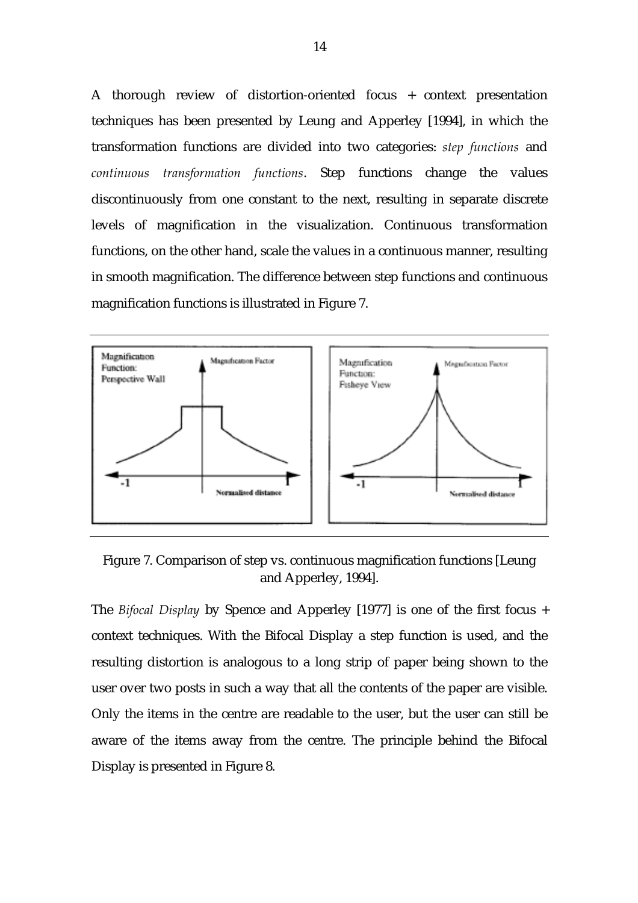A thorough review of distortion-oriented focus + context presentation techniques has been presented by Leung and Apperley [1994], in which the transformation functions are divided into two categories: *step functions* and *continuous transformation functions*. Step functions change the values discontinuously from one constant to the next, resulting in separate discrete levels of magnification in the visualization. Continuous transformation functions, on the other hand, scale the values in a continuous manner, resulting in smooth magnification. The difference between step functions and continuous magnification functions is illustrated in Figure 7.

Figure 7. Comparison of step vs. continuous magnification functions [Leung and Apperley, 1994].

The *Bifocal Display* by Spence and Apperley [1977] is one of the first focus + context techniques. With the Bifocal Display a step function is used, and the resulting distortion is analogous to a long strip of paper being shown to the user over two posts in such a way that all the contents of the paper are visible. Only the items in the centre are readable to the user, but the user can still be aware of the items away from the centre. The principle behind the Bifocal Display is presented in Figure 8.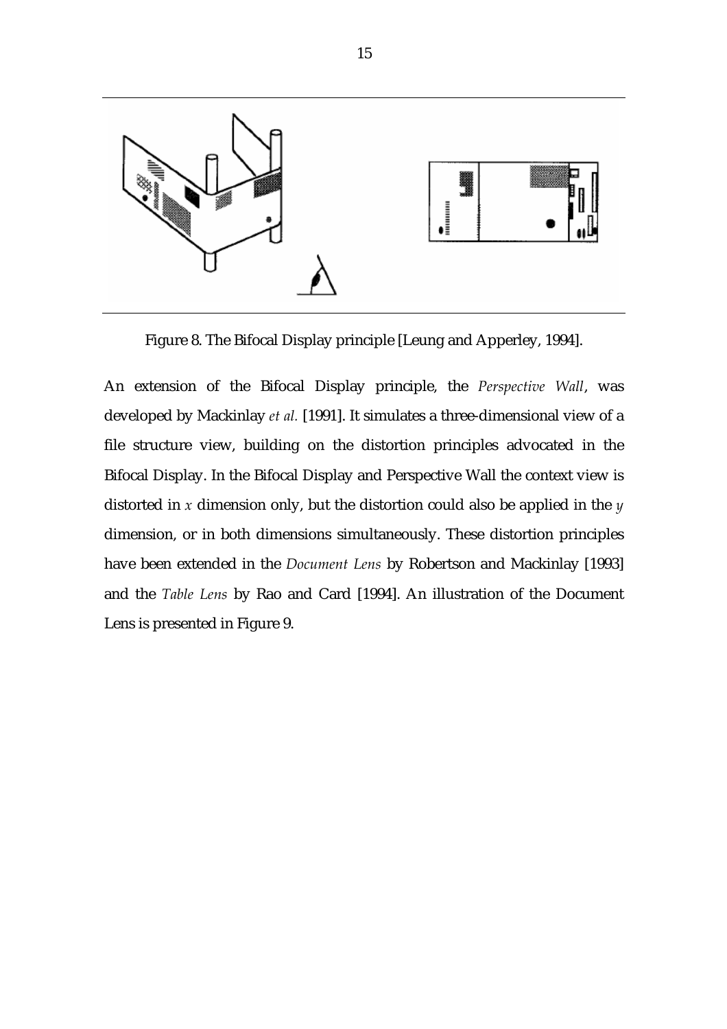Figure 8. The Bifocal Display principle [Leung and Apperley, 1994].

An extension of the Bifocal Display principle, the *Perspective Wall*, was developed by Mackinlay *et al.* [1991]. It simulates a three-dimensional view of a file structure view, building on the distortion principles advocated in the Bifocal Display. In the Bifocal Display and Perspective Wall the context view is distorted in $x$ dimension only, but the distortion could also be applied in the $y$ dimension, or in both dimensions simultaneously. These distortion principles have been extended in the *Document Lens* by Robertson and Mackinlay [1993] and the *Table Lens* by Rao and Card [1994]. An illustration of the Document Lens is presented in Figure 9.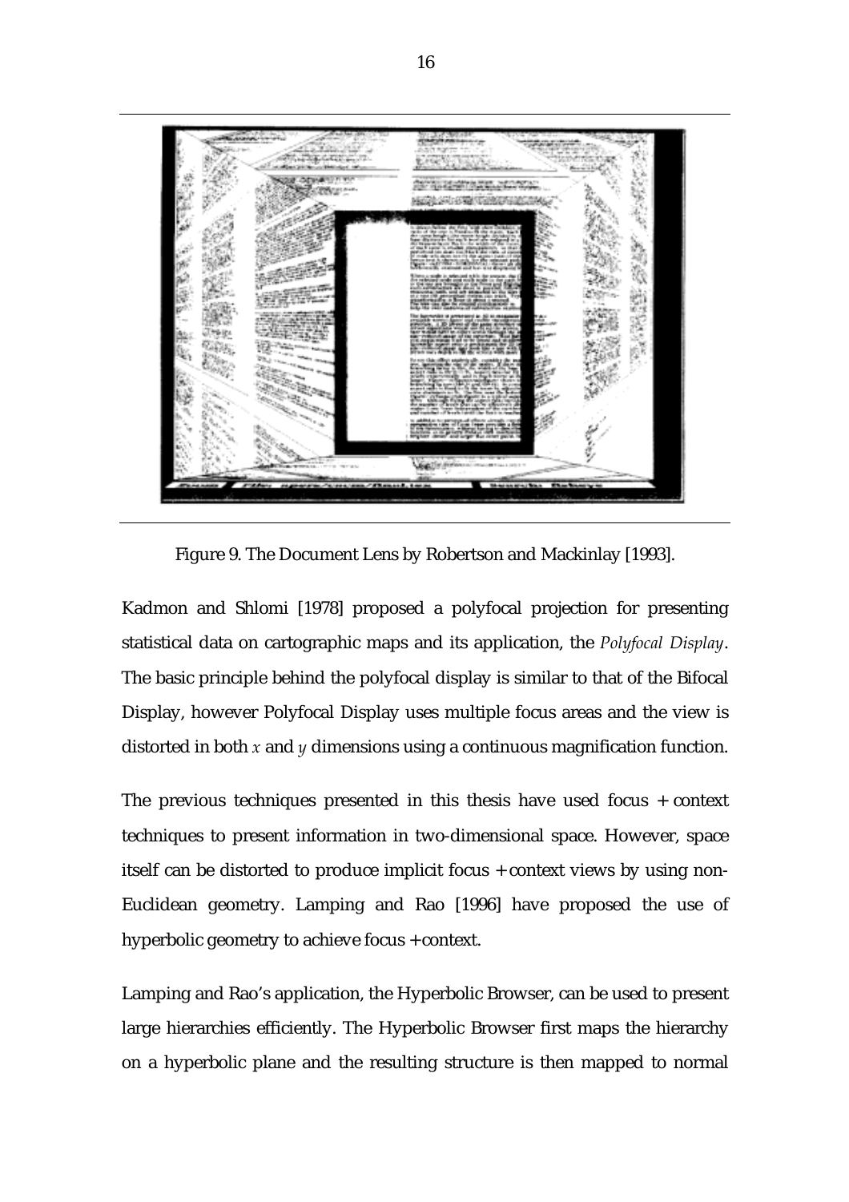Figure 9. The Document Lens by Robertson and Mackinlay [1993].

Kadmon and Shlomi [1978] proposed a polyfocal projection for presenting statistical data on cartographic maps and its application, the *Polyfocal Display*. The basic principle behind the polyfocal display is similar to that of the Bifocal Display, however Polyfocal Display uses multiple focus areas and the view is distorted in both $x$ and $y$ dimensions using a continuous magnification function.

The previous techniques presented in this thesis have used focus + context techniques to present information in two-dimensional space. However, space itself can be distorted to produce implicit focus + context views by using non-Euclidean geometry. Lamping and Rao [1996] have proposed the use of hyperbolic geometry to achieve focus + context.

Lamping and Rao's application, the Hyperbolic Browser, can be used to present large hierarchies efficiently. The Hyperbolic Browser first maps the hierarchy on a hyperbolic plane and the resulting structure is then mapped to normal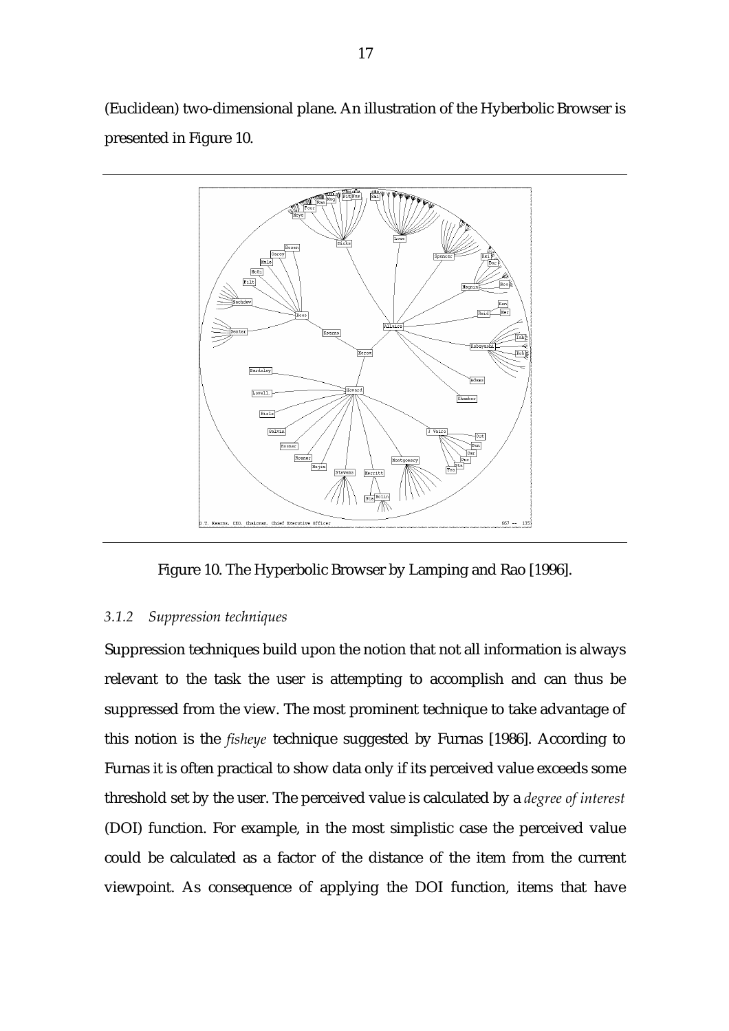(Euclidean) two-dimensional plane. An illustration of the Hyberbolic Browser is presented in Figure 10.

Figure 10. The Hyperbolic Browser by Lamping and Rao [1996].

### *3.1.2 Suppression techniques*

Suppression techniques build upon the notion that not all information is always relevant to the task the user is attempting to accomplish and can thus be suppressed from the view. The most prominent technique to take advantage of this notion is the *fisheye* technique suggested by Furnas [1986]. According to Furnas it is often practical to show data only if its perceived value exceeds some threshold set by the user. The perceived value is calculated by a *degree of interest* (DOI) function. For example, in the most simplistic case the perceived value could be calculated as a factor of the distance of the item from the current viewpoint. As consequence of applying the DOI function, items that have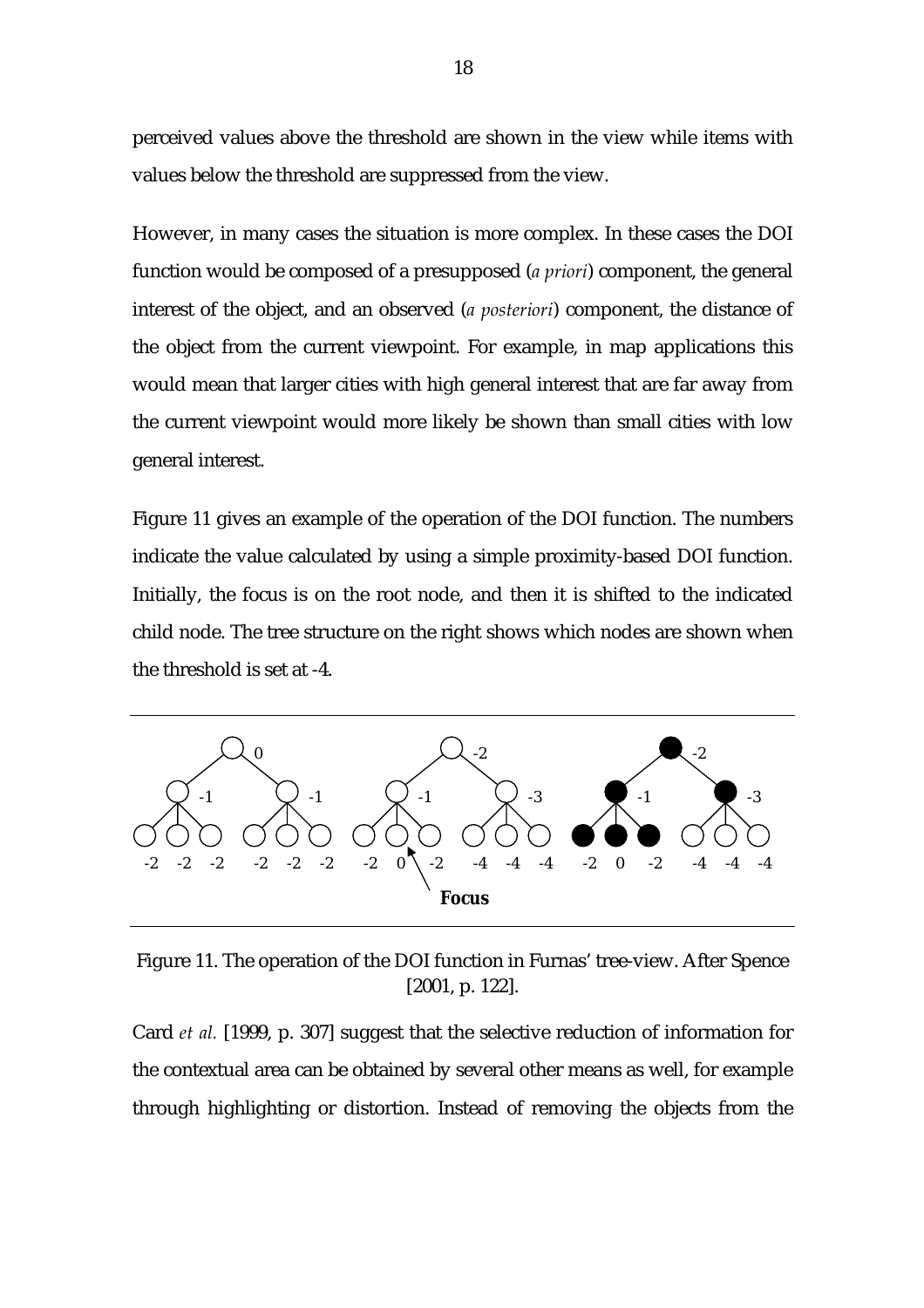perceived values above the threshold are shown in the view while items with values below the threshold are suppressed from the view.

However, in many cases the situation is more complex. In these cases the DOI function would be composed of a presupposed (*a priori*) component, the general interest of the object, and an observed (*a posteriori*) component, the distance of the object from the current viewpoint. For example, in map applications this would mean that larger cities with high general interest that are far away from the current viewpoint would more likely be shown than small cities with low general interest.

Figure 11 gives an example of the operation of the DOI function. The numbers indicate the value calculated by using a simple proximity-based DOI function. Initially, the focus is on the root node, and then it is shifted to the indicated child node. The tree structure on the right shows which nodes are shown when the threshold is set at -4.

Figure 11. The operation of the DOI function in Furnas' tree-view. After Spence [2001, p. 122].

Card *et al.* [1999, p. 307] suggest that the selective reduction of information for the contextual area can be obtained by several other means as well, for example through highlighting or distortion. Instead of removing the objects from the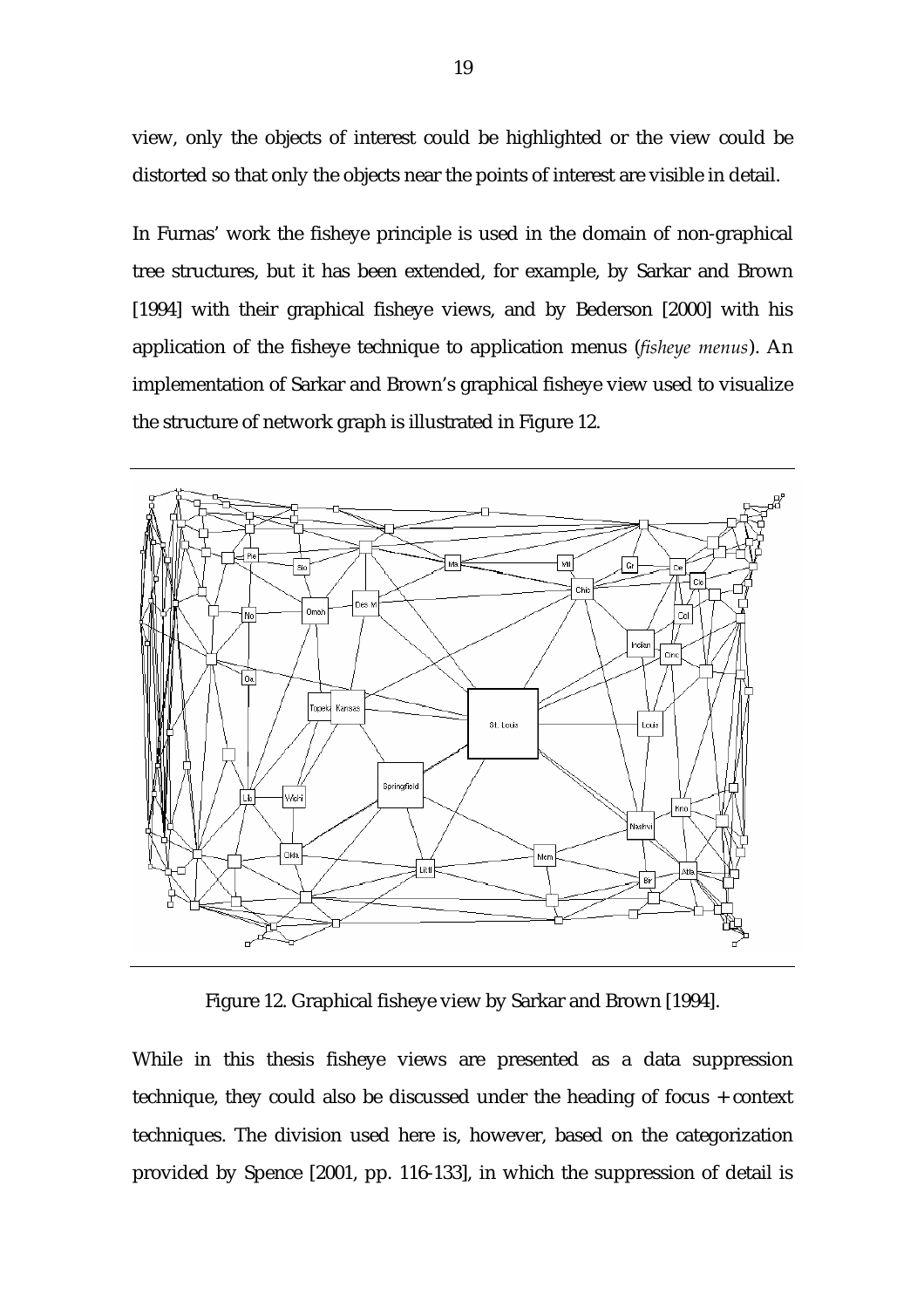view, only the objects of interest could be highlighted or the view could be distorted so that only the objects near the points of interest are visible in detail.

In Furnas' work the fisheye principle is used in the domain of non-graphical tree structures, but it has been extended, for example, by Sarkar and Brown [1994] with their graphical fisheye views, and by Bederson [2000] with his application of the fisheye technique to application menus (*fisheye menus*). An implementation of Sarkar and Brown's graphical fisheye view used to visualize the structure of network graph is illustrated in Figure 12.

Figure 12. Graphical fisheye view by Sarkar and Brown [1994].

While in this thesis fisheye views are presented as a data suppression technique, they could also be discussed under the heading of focus + context techniques. The division used here is, however, based on the categorization provided by Spence [2001, pp. 116-133], in which the suppression of detail is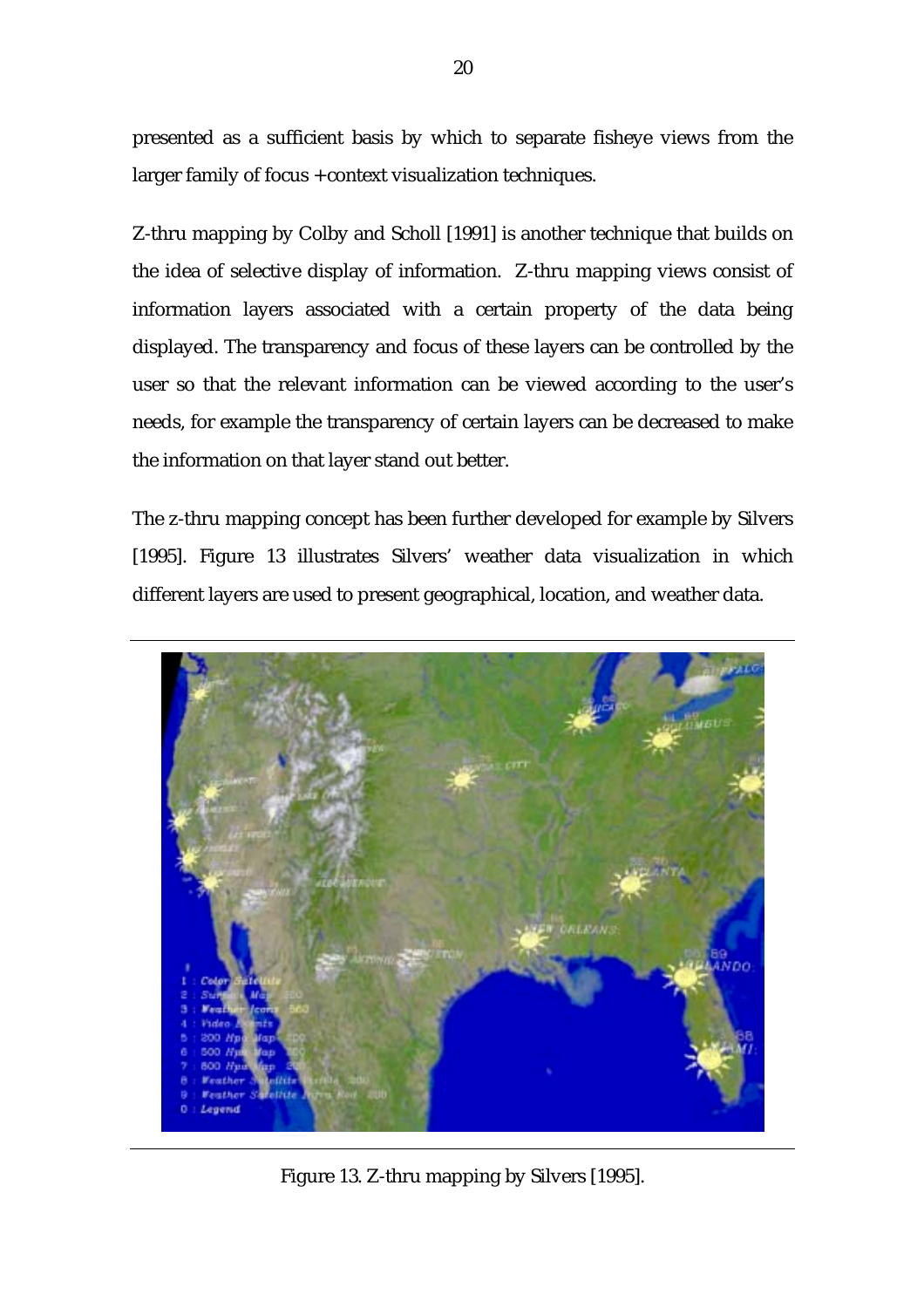presented as a sufficient basis by which to separate fisheye views from the larger family of focus +context visualization techniques.

Z-thru mapping by Colby and Scholl [1991] is another technique that builds on the idea of selective display of information. Z-thru mapping views consist of information layers associated with a certain property of the data being displayed. The transparency and focus of these layers can be controlled by the user so that the relevant information can be viewed according to the user's needs, for example the transparency of certain layers can be decreased to make the information on that layer stand out better.

The z-thru mapping concept has been further developed for example by Silvers [1995]. Figure 13 illustrates Silvers' weather data visualization in which different layers are used to present geographical, location, and weather data.

Figure 13. Z-thru mapping by Silvers [1995].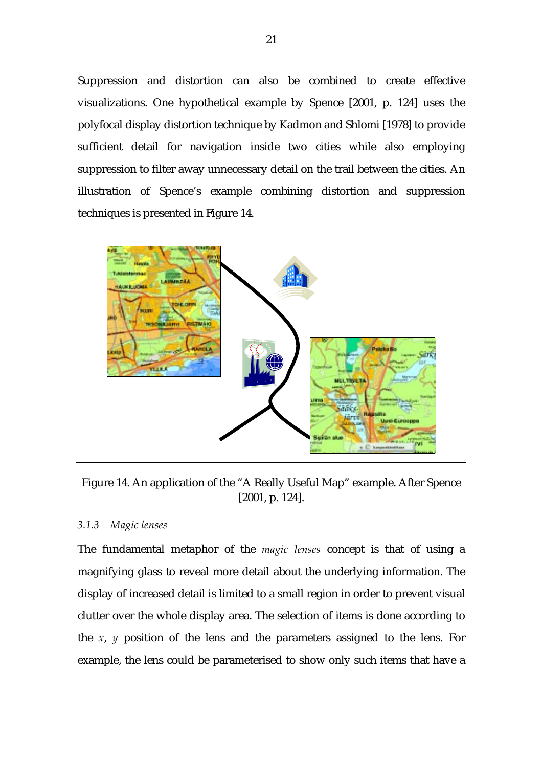Suppression and distortion can also be combined to create effective visualizations. One hypothetical example by Spence [2001, p. 124] uses the polyfocal display distortion technique by Kadmon and Shlomi [1978] to provide sufficient detail for navigation inside two cities while also employing suppression to filter away unnecessary detail on the trail between the cities. An illustration of Spence's example combining distortion and suppression techniques is presented in Figure 14.

Figure 14. An application of the "A Really Useful Map" example. After Spence [2001, p. 124].

### *3.1.3 Magic lenses*

The fundamental metaphor of the *magic lenses* concept is that of using a magnifying glass to reveal more detail about the underlying information. The display of increased detail is limited to a small region in order to prevent visual clutter over the whole display area. The selection of items is done according to the $x$, $y$ position of the lens and the parameters assigned to the lens. For example, the lens could be parameterised to show only such items that have a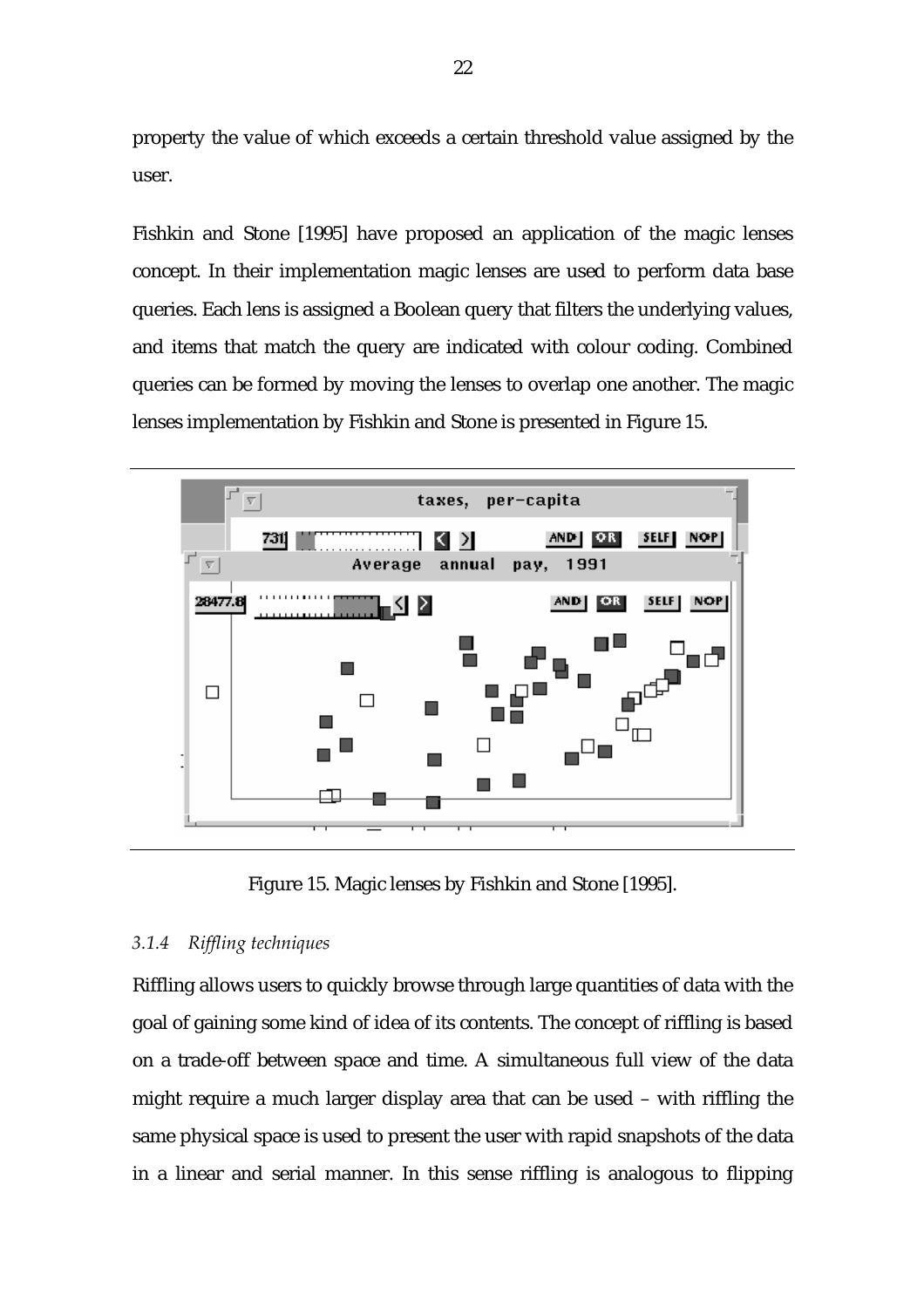property the value of which exceeds a certain threshold value assigned by the user.

Fishkin and Stone [1995] have proposed an application of the magic lenses concept. In their implementation magic lenses are used to perform data base queries. Each lens is assigned a Boolean query that filters the underlying values, and items that match the query are indicated with colour coding. Combined queries can be formed by moving the lenses to overlap one another. The magic lenses implementation by Fishkin and Stone is presented in Figure 15.

Figure 15. Magic lenses by Fishkin and Stone [1995].

### *3.1.4 Riffling techniques*

Riffling allows users to quickly browse through large quantities of data with the goal of gaining some kind of idea of its contents. The concept of riffling is based on a trade-off between space and time. A simultaneous full view of the data might require a much larger display area that can be used – with riffling the same physical space is used to present the user with rapid snapshots of the data in a linear and serial manner. In this sense riffling is analogous to flipping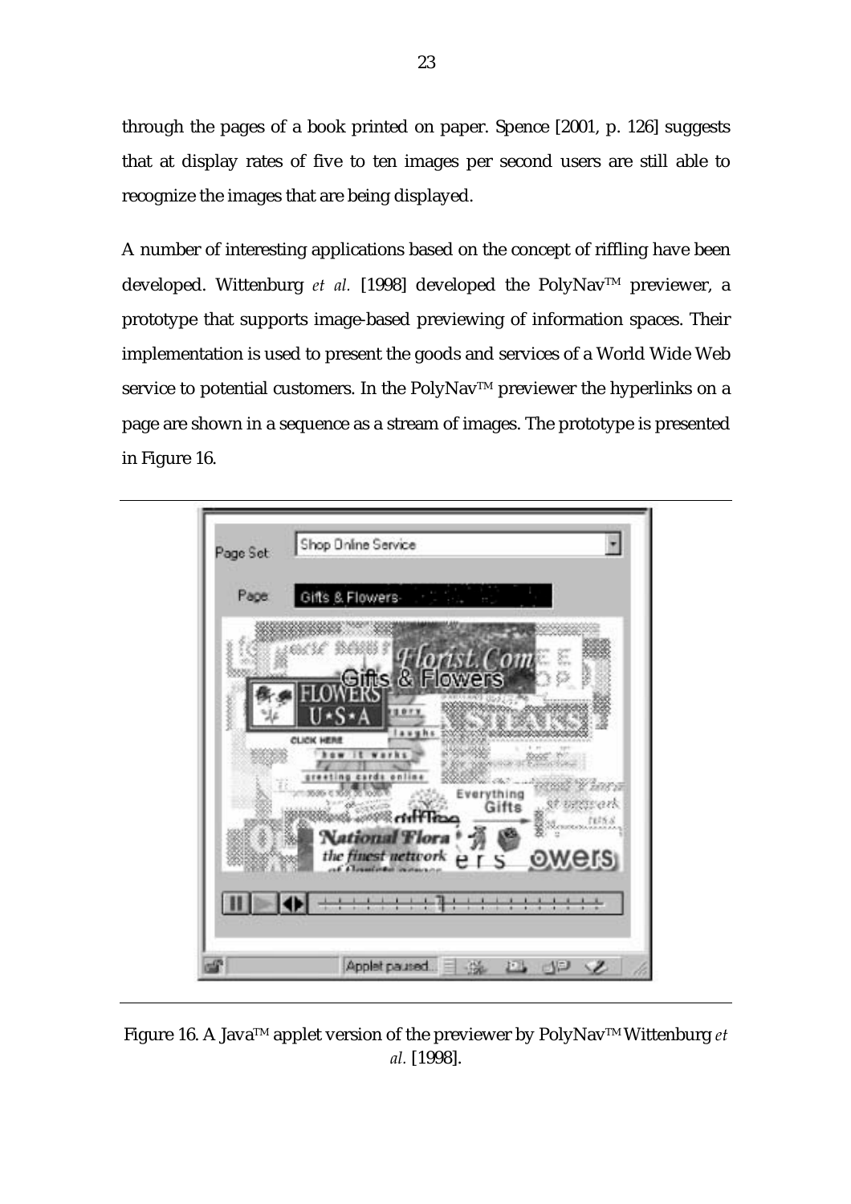through the pages of a book printed on paper. Spence [2001, p. 126] suggests that at display rates of five to ten images per second users are still able to recognize the images that are being displayed.

A number of interesting applications based on the concept of riffling have been developed. Wittenburg *et al.* [1998] developed the PolyNav™ previewer, a prototype that supports image-based previewing of information spaces. Their implementation is used to present the goods and services of a World Wide Web service to potential customers. In the PolyNav™ previewer the hyperlinks on a page are shown in a sequence as a stream of images. The prototype is presented in Figure 16.

Figure 16. A Java™ applet version of the previewer by PolyNav™ Wittenburg *et al.* [1998].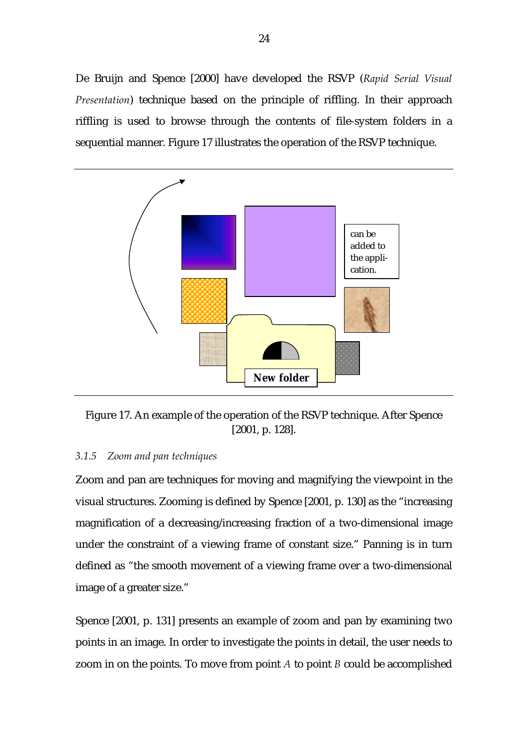De Bruijn and Spence [2000] have developed the RSVP (*Rapid Serial Visual Presentation*) technique based on the principle of riffling. In their approach riffling is used to browse through the contents of file-system folders in a sequential manner. Figure 17 illustrates the operation of the RSVP technique.

Figure 17. An example of the operation of the RSVP technique. After Spence [2001, p. 128].

### *3.1.5 Zoom and pan techniques*

Zoom and pan are techniques for moving and magnifying the viewpoint in the visual structures. Zooming is defined by Spence [2001, p. 130] as the "increasing magnification of a decreasing/increasing fraction of a two-dimensional image under the constraint of a viewing frame of constant size." Panning is in turn defined as "the smooth movement of a viewing frame over a two-dimensional image of a greater size."

Spence [2001, p. 131] presents an example of zoom and pan by examining two points in an image. In order to investigate the points in detail, the user needs to zoom in on the points. To move from point *A* to point *B* could be accomplished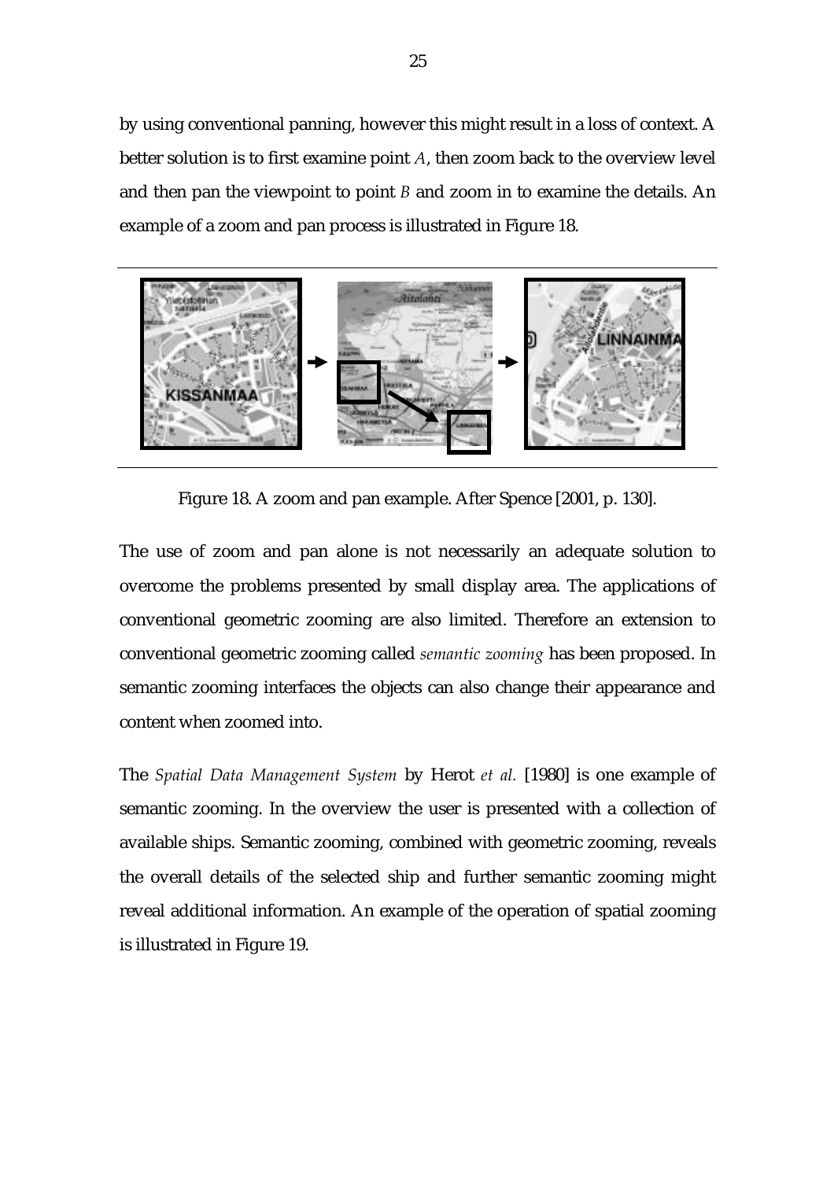by using conventional panning, however this might result in a loss of context. A better solution is to first examine point *A*, then zoom back to the overview level and then pan the viewpoint to point *B* and zoom in to examine the details. An example of a zoom and pan process is illustrated in Figure 18.

Figure 18. A zoom and pan example. After Spence [2001, p. 130].

The use of zoom and pan alone is not necessarily an adequate solution to overcome the problems presented by small display area. The applications of conventional geometric zooming are also limited. Therefore an extension to conventional geometric zooming called *semantic zooming* has been proposed. In semantic zooming interfaces the objects can also change their appearance and content when zoomed into.

The *Spatial Data Management System* by Herot *et al.* [1980] is one example of semantic zooming. In the overview the user is presented with a collection of available ships. Semantic zooming, combined with geometric zooming, reveals the overall details of the selected ship and further semantic zooming might reveal additional information. An example of the operation of spatial zooming is illustrated in Figure 19.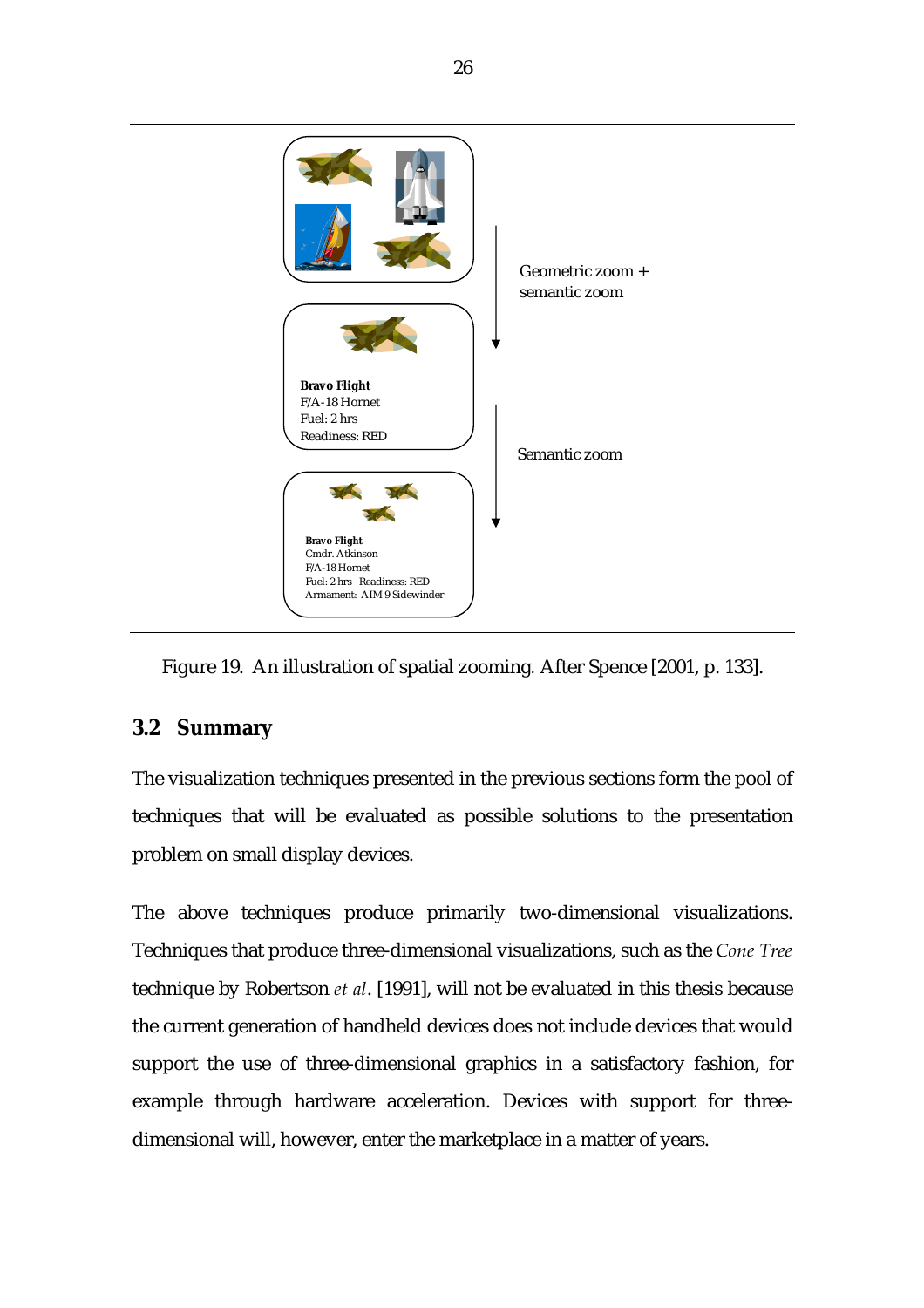Geometric zoom + semantic zoom

**Bravo Flight**
F/A-18 Hornet
Fuel: 2 hrs
Readiness: RED

Semantic zoom

**Bravo Flight**
Cmdr. Atkinson
F/A-18 Hornet
Fuel: 2 hrs Readiness: RED
Armament: AIM 9 Sidewinder

Figure 19. An illustration of spatial zooming. After Spence [2001, p. 133].

## 3.2 Summary

The visualization techniques presented in the previous sections form the pool of techniques that will be evaluated as possible solutions to the presentation problem on small display devices.

The above techniques produce primarily two-dimensional visualizations. Techniques that produce three-dimensional visualizations, such as the *Cone Tree* technique by Robertson *et al*. [1991], will not be evaluated in this thesis because the current generation of handheld devices does not include devices that would support the use of three-dimensional graphics in a satisfactory fashion, for example through hardware acceleration. Devices with support for three-dimensional will, however, enter the marketplace in a matter of years.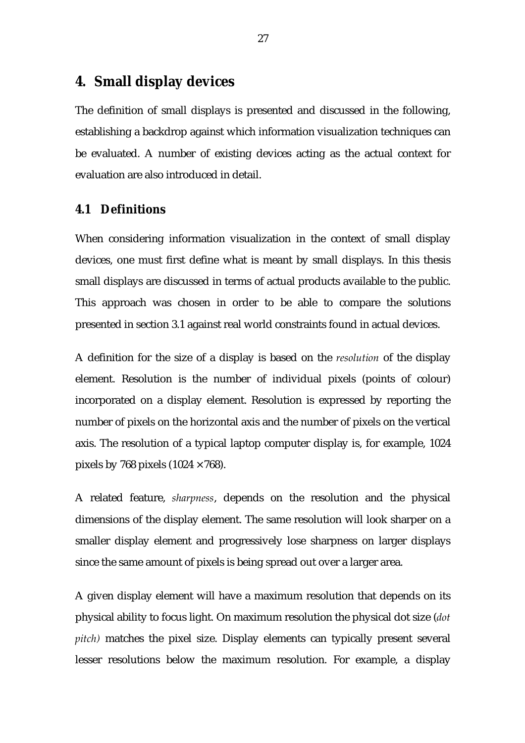# 4. Small display devices

The definition of small displays is presented and discussed in the following, establishing a backdrop against which information visualization techniques can be evaluated. A number of existing devices acting as the actual context for evaluation are also introduced in detail.

## 4.1 Definitions

When considering information visualization in the context of small display devices, one must first define what is meant by small displays. In this thesis small displays are discussed in terms of actual products available to the public. This approach was chosen in order to be able to compare the solutions presented in section 3.1 against real world constraints found in actual devices.

A definition for the size of a display is based on the *resolution* of the display element. Resolution is the number of individual pixels (points of colour) incorporated on a display element. Resolution is expressed by reporting the number of pixels on the horizontal axis and the number of pixels on the vertical axis. The resolution of a typical laptop computer display is, for example, 1024 pixels by 768 pixels ($1024 \times 768$).

A related feature, *sharpness*, depends on the resolution and the physical dimensions of the display element. The same resolution will look sharper on a smaller display element and progressively lose sharpness on larger displays since the same amount of pixels is being spread out over a larger area.

A given display element will have a maximum resolution that depends on its physical ability to focus light. On maximum resolution the physical dot size (*dot pitch)* matches the pixel size. Display elements can typically present several lesser resolutions below the maximum resolution. For example, a display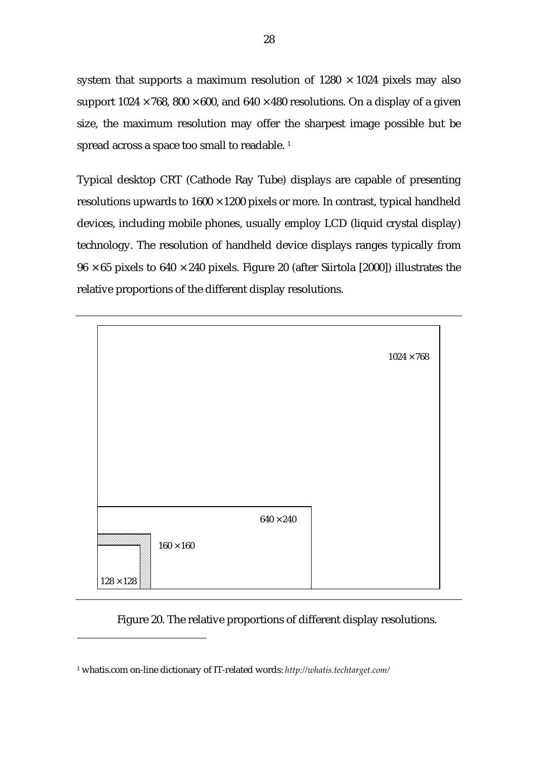system that supports a maximum resolution of 1280 × 1024 pixels may also support 1024 × 768, 800 × 600, and 640 × 480 resolutions. On a display of a given size, the maximum resolution may offer the sharpest image possible but be spread across a space too small to readable. [1]

Typical desktop CRT (Cathode Ray Tube) displays are capable of presenting resolutions upwards to 1600 × 1200 pixels or more. In contrast, typical handheld devices, including mobile phones, usually employ LCD (liquid crystal display) technology. The resolution of handheld device displays ranges typically from 96 × 65 pixels to 640 × 240 pixels. Figure 20 (after Siirtola [2000]) illustrates the relative proportions of the different display resolutions.

1024 × 768

640 × 240

160 × 160

128 × 128

Figure 20. The relative proportions of different display resolutions.

[1] whatis.com on-line dictionary of IT-related words: *http://whatis.techtarget.com/*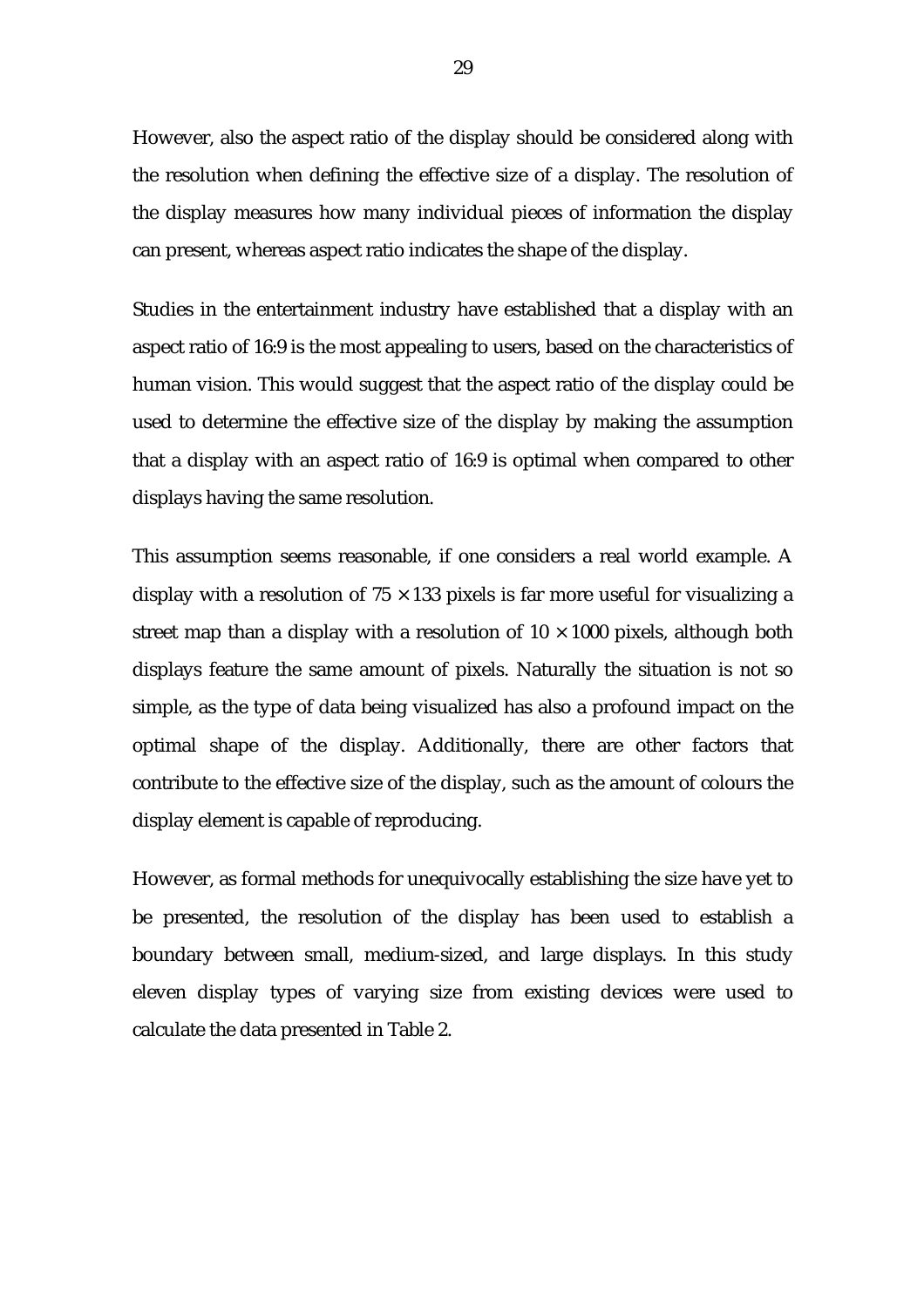However, also the aspect ratio of the display should be considered along with the resolution when defining the effective size of a display. The resolution of the display measures how many individual pieces of information the display can present, whereas aspect ratio indicates the shape of the display.

Studies in the entertainment industry have established that a display with an aspect ratio of 16:9 is the most appealing to users, based on the characteristics of human vision. This would suggest that the aspect ratio of the display could be used to determine the effective size of the display by making the assumption that a display with an aspect ratio of 16:9 is optimal when compared to other displays having the same resolution.

This assumption seems reasonable, if one considers a real world example. A display with a resolution of $75 \times 133$ pixels is far more useful for visualizing a street map than a display with a resolution of $10 \times 1000$ pixels, although both displays feature the same amount of pixels. Naturally the situation is not so simple, as the type of data being visualized has also a profound impact on the optimal shape of the display. Additionally, there are other factors that contribute to the effective size of the display, such as the amount of colours the display element is capable of reproducing.

However, as formal methods for unequivocally establishing the size have yet to be presented, the resolution of the display has been used to establish a boundary between small, medium-sized, and large displays. In this study eleven display types of varying size from existing devices were used to calculate the data presented in Table 2.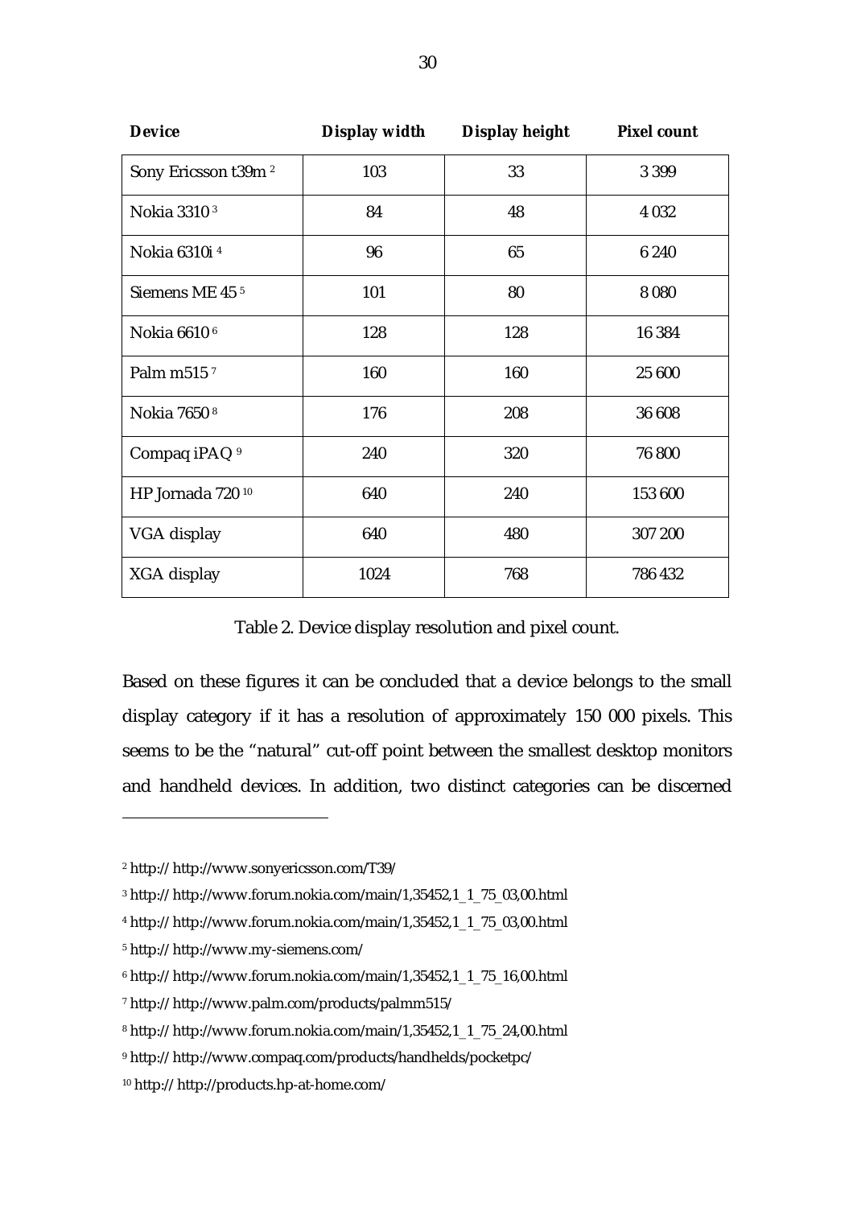| Device | Display width | Display height | Pixel count |
| --- | --- | --- | --- |
| Sony Ericsson t39m [2] | 103 | 33 | 3 399 |
| Nokia 3310 [3] | 84 | 48 | 4 032 |
| Nokia 6310i [4] | 96 | 65 | 6 240 |
| Siemens ME 45 [5] | 101 | 80 | 8 080 |
| Nokia 6610 [6] | 128 | 128 | 16 384 |
| Palm m515 [7] | 160 | 160 | 25 600 |
| Nokia 7650 [8] | 176 | 208 | 36 608 |
| Compaq iPAQ [9] | 240 | 320 | 76 800 |
| HP Jornada 720 [10] | 640 | 240 | 153 600 |
| VGA display | 640 | 480 | 307 200 |
| XGA display | 1024 | 768 | 786 432 |

Table 2. Device display resolution and pixel count.

Based on these figures it can be concluded that a device belongs to the small display category if it has a resolution of approximately 150 000 pixels. This seems to be the "natural" cut-off point between the smallest desktop monitors and handheld devices. In addition, two distinct categories can be discerned

---

[2] http:// http://www.sonyericsson.com/T39/

[3] http:// http://www.forum.nokia.com/main/1,35452,1_1_75_03,00.html

[4] http:// http://www.forum.nokia.com/main/1,35452,1_1_75_03,00.html

[5] http:// http://www.my-siemens.com/

[6] http:// http://www.forum.nokia.com/main/1,35452,1_1_75_16,00.html

[7] http:// http://www.palm.com/products/palmm515/

[8] http:// http://www.forum.nokia.com/main/1,35452,1_1_75_24,00.html

[9] http:// http://www.compaq.com/products/handhelds/pocketpc/

[10] http:// http://products.hp-at-home.com/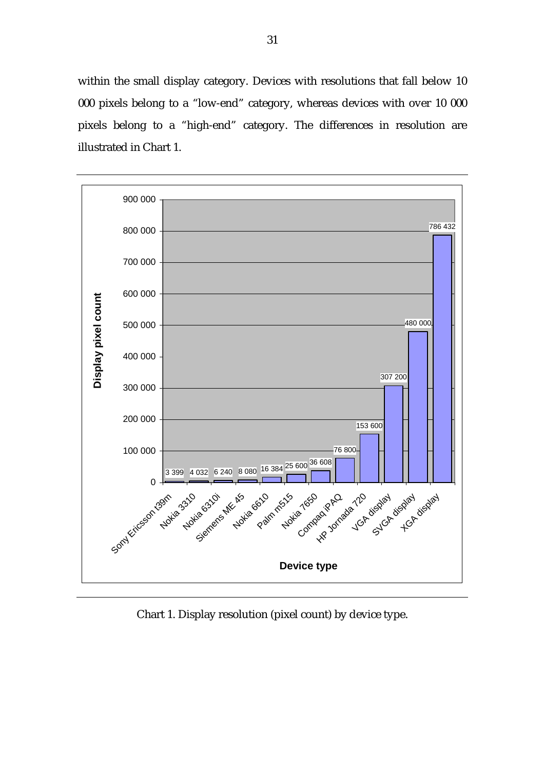within the small display category. Devices with resolutions that fall below 10 000 pixels belong to a "low-end" category, whereas devices with over 10 000 pixels belong to a "high-end" category. The differences in resolution are illustrated in Chart 1.

| Device type | Display pixel count |
|---|---|
| Sony Ericsson t39m | 3 399 |
| Nokia 3310 | 4 032 |
| Nokia 6310i | 6 240 |
| Siemens ME 45 | 8 080 |
| Nokia 6610 | 16 384 |
| Palm m515 | 25 600 |
| Nokia 7650 | 36 608 |
| Compaq iPAQ | 76 800 |
| HP Jornada 720 | 153 600 |
| VGA display | 307 200 |
| SVGA display | 480 000 |
| XGA display | 786 432 |

Chart 1. Display resolution (pixel count) by device type.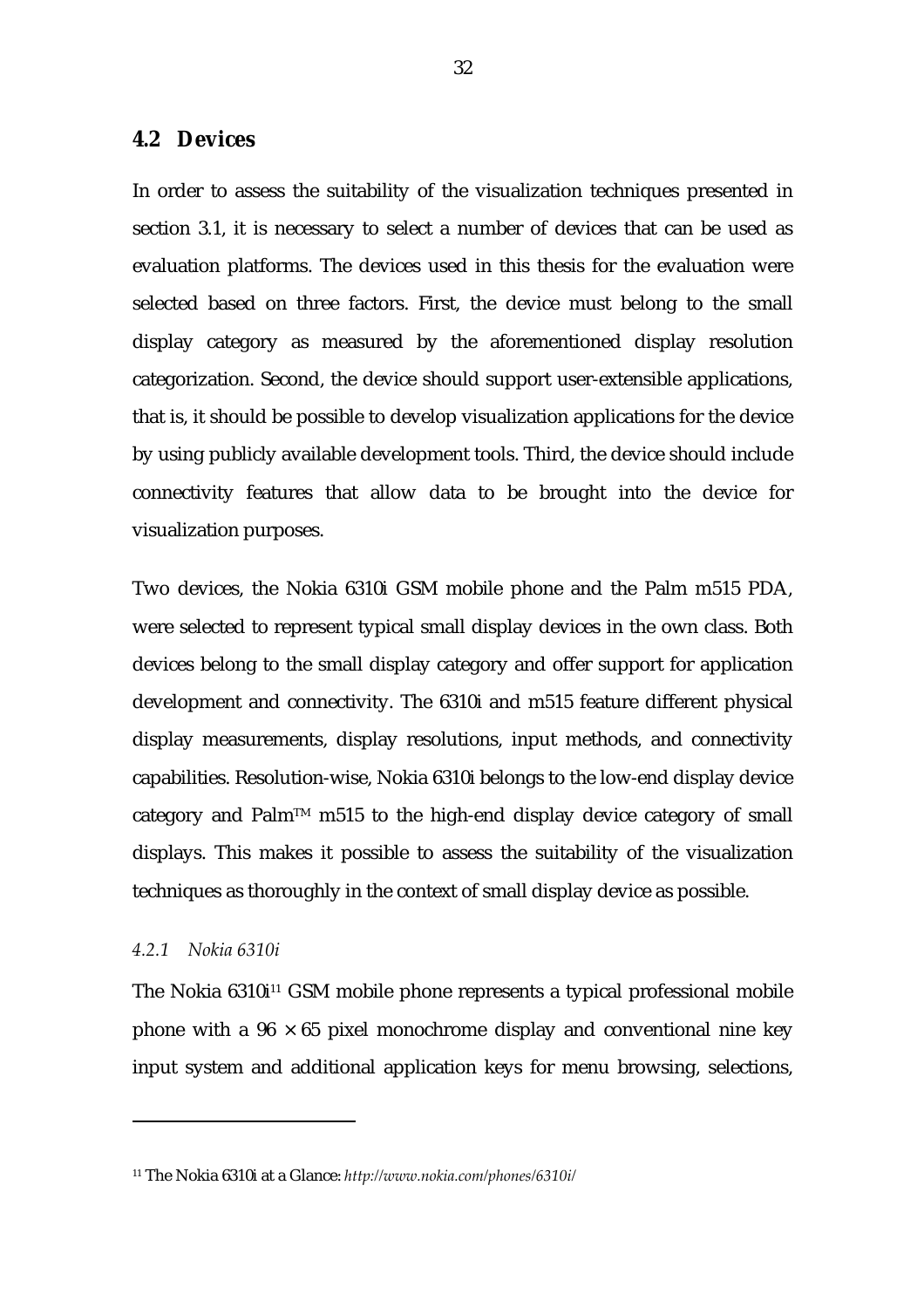## 4.2 Devices

In order to assess the suitability of the visualization techniques presented in section 3.1, it is necessary to select a number of devices that can be used as evaluation platforms. The devices used in this thesis for the evaluation were selected based on three factors. First, the device must belong to the small display category as measured by the aforementioned display resolution categorization. Second, the device should support user-extensible applications, that is, it should be possible to develop visualization applications for the device by using publicly available development tools. Third, the device should include connectivity features that allow data to be brought into the device for visualization purposes.

Two devices, the Nokia 6310i GSM mobile phone and the Palm m515 PDA, were selected to represent typical small display devices in the own class. Both devices belong to the small display category and offer support for application development and connectivity. The 6310i and m515 feature different physical display measurements, display resolutions, input methods, and connectivity capabilities. Resolution-wise, Nokia 6310i belongs to the low-end display device category and Palm™ m515 to the high-end display device category of small displays. This makes it possible to assess the suitability of the visualization techniques as thoroughly in the context of small display device as possible.

### *4.2.1 Nokia 6310i*

The Nokia 6310i[11] GSM mobile phone represents a typical professional mobile phone with a $96 \times 65$ pixel monochrome display and conventional nine key input system and additional application keys for menu browsing, selections,

---

[11] The Nokia 6310i at a Glance: *http://www.nokia.com/phones/6310i/*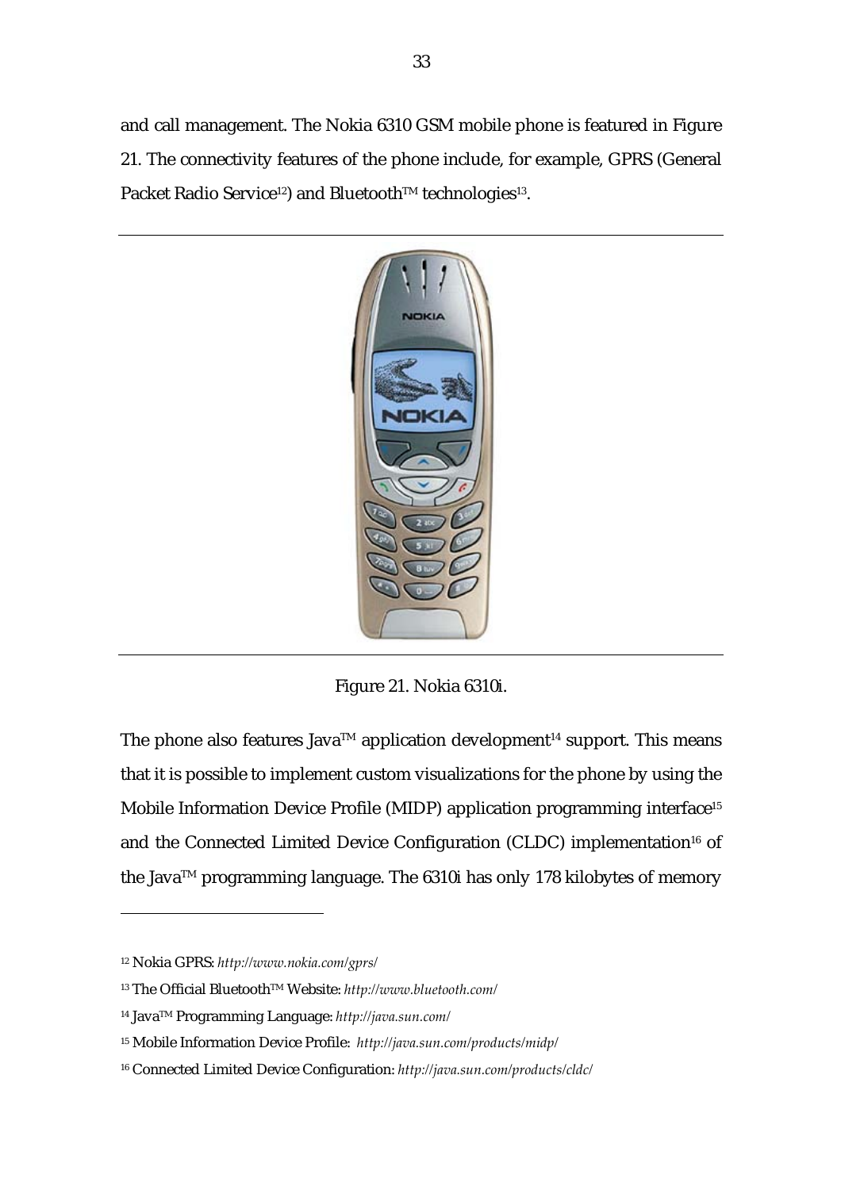and call management. The Nokia 6310 GSM mobile phone is featured in Figure 21. The connectivity features of the phone include, for example, GPRS (General Packet Radio Service[12]) and Bluetooth™ technologies[13].

Figure 21. Nokia 6310i.

The phone also features Java™ application development[14] support. This means that it is possible to implement custom visualizations for the phone by using the Mobile Information Device Profile (MIDP) application programming interface[15] and the Connected Limited Device Configuration (CLDC) implementation[16] of the Java™ programming language. The 6310i has only 178 kilobytes of memory

---

[12] Nokia GPRS: *http://www.nokia.com/gprs/*

[13] The Official Bluetooth™ Website: *http://www.bluetooth.com/*

[14] Java™ Programming Language: *http://java.sun.com/*

[15] Mobile Information Device Profile: *http://java.sun.com/products/midp/*

[16] Connected Limited Device Configuration: *http://java.sun.com/products/cldc/*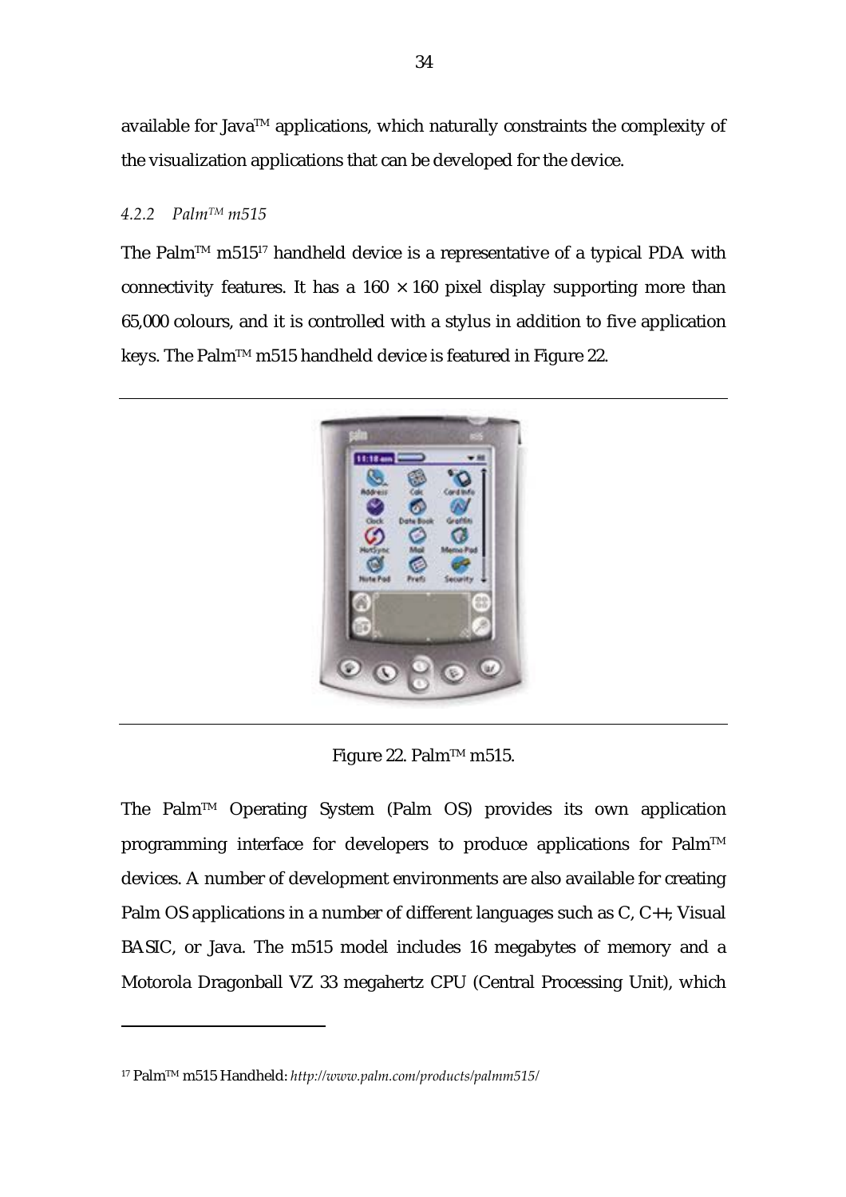available for Java™ applications, which naturally constraints the complexity of the visualization applications that can be developed for the device.

### *4.2.2 Palm™ m515*

The Palm™ m515[17] handheld device is a representative of a typical PDA with connectivity features. It has a $160 \times 160$ pixel display supporting more than 65,000 colours, and it is controlled with a stylus in addition to five application keys. The Palm™ m515 handheld device is featured in Figure 22.

Figure 22. Palm™ m515.

The Palm™ Operating System (Palm OS) provides its own application programming interface for developers to produce applications for Palm™ devices. A number of development environments are also available for creating Palm OS applications in a number of different languages such as C, C++, Visual BASIC, or Java. The m515 model includes 16 megabytes of memory and a Motorola Dragonball VZ 33 megahertz CPU (Central Processing Unit), which

---

[17] Palm™ m515 Handheld: *http://www.palm.com/products/palmm515/*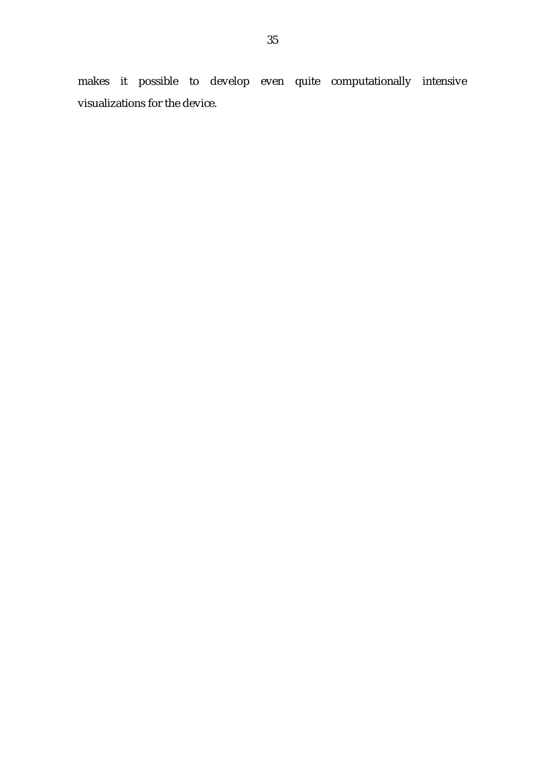makes it possible to develop even quite computationally intensive visualizations for the device.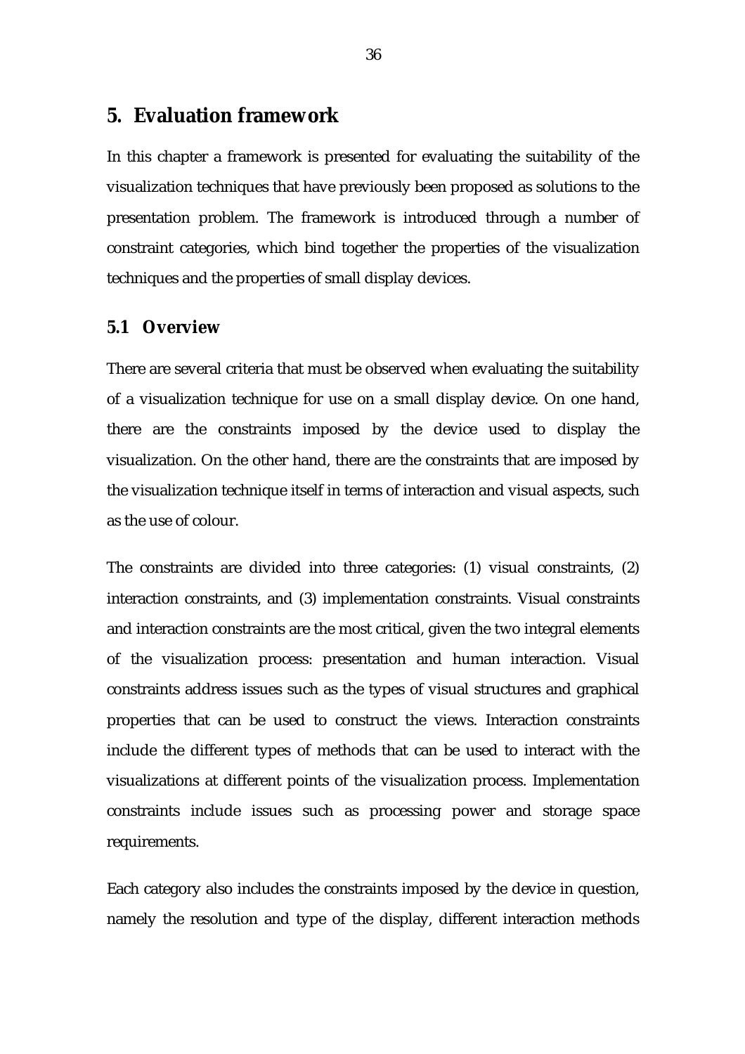# 5. Evaluation framework

In this chapter a framework is presented for evaluating the suitability of the visualization techniques that have previously been proposed as solutions to the presentation problem. The framework is introduced through a number of constraint categories, which bind together the properties of the visualization techniques and the properties of small display devices.

## 5.1 Overview

There are several criteria that must be observed when evaluating the suitability of a visualization technique for use on a small display device. On one hand, there are the constraints imposed by the device used to display the visualization. On the other hand, there are the constraints that are imposed by the visualization technique itself in terms of interaction and visual aspects, such as the use of colour.

The constraints are divided into three categories: (1) visual constraints, (2) interaction constraints, and (3) implementation constraints. Visual constraints and interaction constraints are the most critical, given the two integral elements of the visualization process: presentation and human interaction. Visual constraints address issues such as the types of visual structures and graphical properties that can be used to construct the views. Interaction constraints include the different types of methods that can be used to interact with the visualizations at different points of the visualization process. Implementation constraints include issues such as processing power and storage space requirements.

Each category also includes the constraints imposed by the device in question, namely the resolution and type of the display, different interaction methods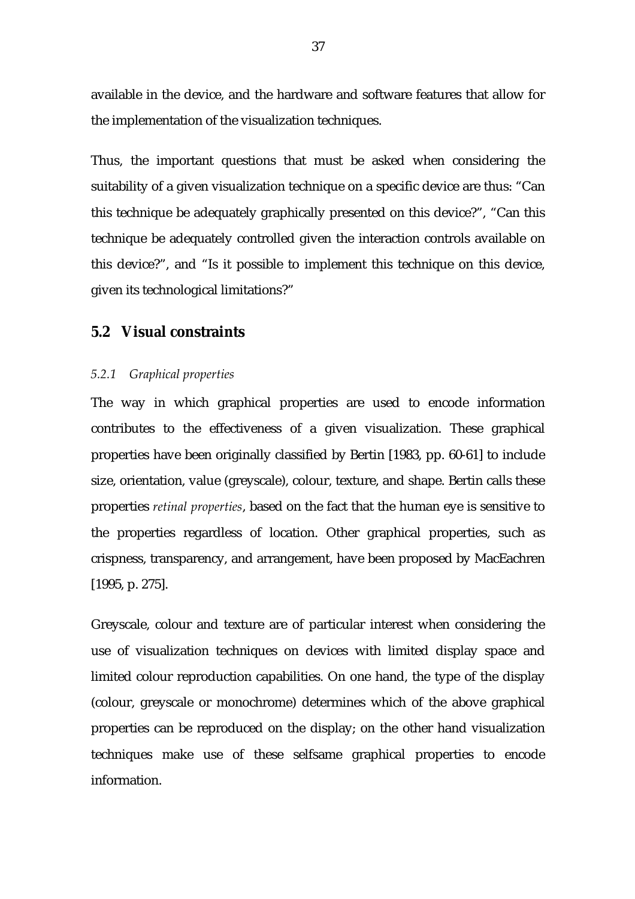available in the device, and the hardware and software features that allow for the implementation of the visualization techniques.

Thus, the important questions that must be asked when considering the suitability of a given visualization technique on a specific device are thus: "Can this technique be adequately graphically presented on this device?", "Can this technique be adequately controlled given the interaction controls available on this device?", and "Is it possible to implement this technique on this device, given its technological limitations?"

## 5.2 Visual constraints

### *5.2.1 Graphical properties*

The way in which graphical properties are used to encode information contributes to the effectiveness of a given visualization. These graphical properties have been originally classified by Bertin [1983, pp. 60-61] to include size, orientation, value (greyscale), colour, texture, and shape. Bertin calls these properties *retinal properties*, based on the fact that the human eye is sensitive to the properties regardless of location. Other graphical properties, such as crispness, transparency, and arrangement, have been proposed by MacEachren [1995, p. 275].

Greyscale, colour and texture are of particular interest when considering the use of visualization techniques on devices with limited display space and limited colour reproduction capabilities. On one hand, the type of the display (colour, greyscale or monochrome) determines which of the above graphical properties can be reproduced on the display; on the other hand visualization techniques make use of these selfsame graphical properties to encode information.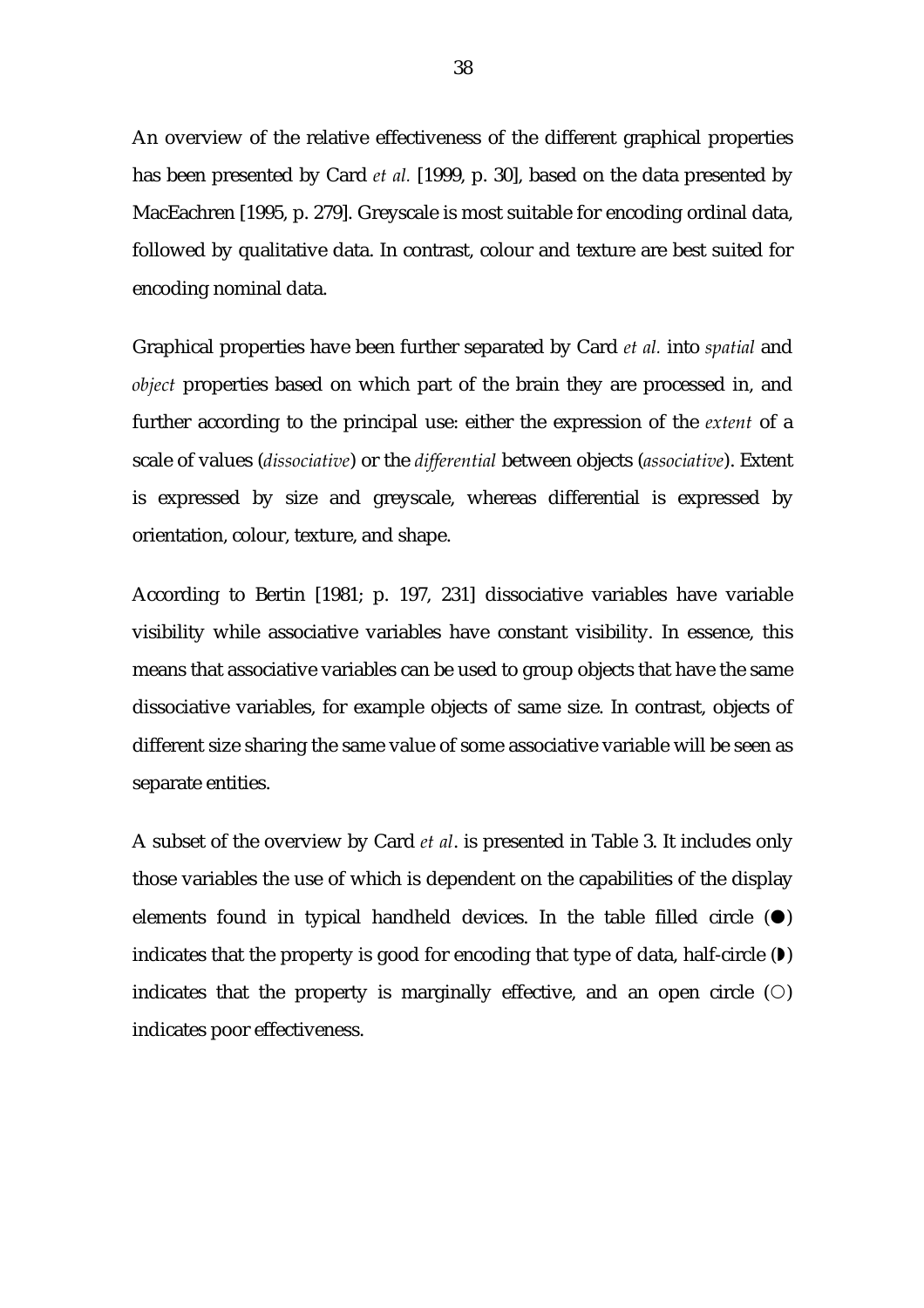An overview of the relative effectiveness of the different graphical properties has been presented by Card *et al.* [1999, p. 30], based on the data presented by MacEachren [1995, p. 279]. Greyscale is most suitable for encoding ordinal data, followed by qualitative data. In contrast, colour and texture are best suited for encoding nominal data.

Graphical properties have been further separated by Card *et al.* into *spatial* and *object* properties based on which part of the brain they are processed in, and further according to the principal use: either the expression of the *extent* of a scale of values (*dissociative*) or the *differential* between objects (*associative*). Extent is expressed by size and greyscale, whereas differential is expressed by orientation, colour, texture, and shape.

According to Bertin [1981; p. 197, 231] dissociative variables have variable visibility while associative variables have constant visibility. In essence, this means that associative variables can be used to group objects that have the same dissociative variables, for example objects of same size. In contrast, objects of different size sharing the same value of some associative variable will be seen as separate entities.

A subset of the overview by Card *et al*. is presented in Table 3. It includes only those variables the use of which is dependent on the capabilities of the display elements found in typical handheld devices. In the table filled circle (●) indicates that the property is good for encoding that type of data, half-circle (◗) indicates that the property is marginally effective, and an open circle (○) indicates poor effectiveness.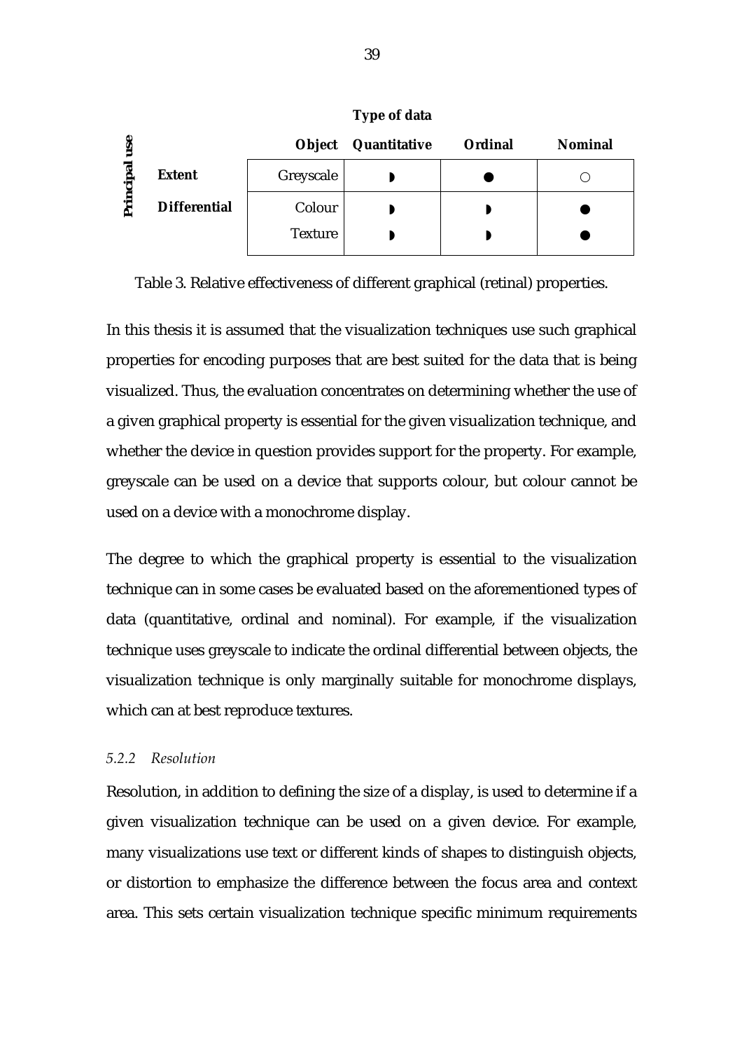| Principal use | Object | Quantitative | Ordinal | Nominal |
|---|---|---|---|---|
| | | **Type of data** | | |
| **Extent** | Greyscale | ◗ | ● | ○ |
| **Differential** | Colour | ◗ | ◗ | ● |
| | Texture | ◗ | ◗ | ● |

Table 3. Relative effectiveness of different graphical (retinal) properties.

In this thesis it is assumed that the visualization techniques use such graphical properties for encoding purposes that are best suited for the data that is being visualized. Thus, the evaluation concentrates on determining whether the use of a given graphical property is essential for the given visualization technique, and whether the device in question provides support for the property. For example, greyscale can be used on a device that supports colour, but colour cannot be used on a device with a monochrome display.

The degree to which the graphical property is essential to the visualization technique can in some cases be evaluated based on the aforementioned types of data (quantitative, ordinal and nominal). For example, if the visualization technique uses greyscale to indicate the ordinal differential between objects, the visualization technique is only marginally suitable for monochrome displays, which can at best reproduce textures.

### *5.2.2 Resolution*

Resolution, in addition to defining the size of a display, is used to determine if a given visualization technique can be used on a given device. For example, many visualizations use text or different kinds of shapes to distinguish objects, or distortion to emphasize the difference between the focus area and context area. This sets certain visualization technique specific minimum requirements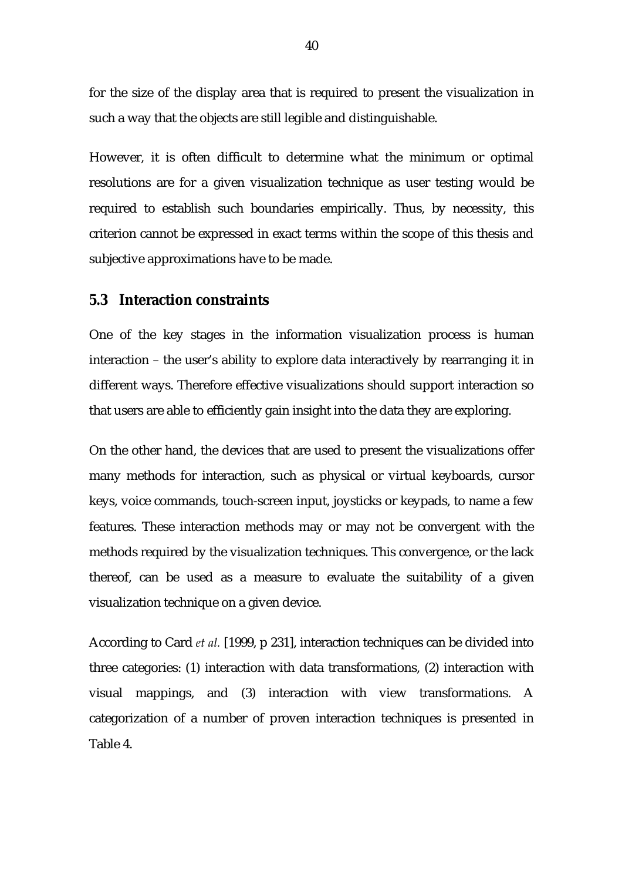for the size of the display area that is required to present the visualization in such a way that the objects are still legible and distinguishable.

However, it is often difficult to determine what the minimum or optimal resolutions are for a given visualization technique as user testing would be required to establish such boundaries empirically. Thus, by necessity, this criterion cannot be expressed in exact terms within the scope of this thesis and subjective approximations have to be made.

## 5.3 Interaction constraints

One of the key stages in the information visualization process is human interaction – the user's ability to explore data interactively by rearranging it in different ways. Therefore effective visualizations should support interaction so that users are able to efficiently gain insight into the data they are exploring.

On the other hand, the devices that are used to present the visualizations offer many methods for interaction, such as physical or virtual keyboards, cursor keys, voice commands, touch-screen input, joysticks or keypads, to name a few features. These interaction methods may or may not be convergent with the methods required by the visualization techniques. This convergence, or the lack thereof, can be used as a measure to evaluate the suitability of a given visualization technique on a given device.

According to Card *et al.* [1999, p 231], interaction techniques can be divided into three categories: (1) interaction with data transformations, (2) interaction with visual mappings, and (3) interaction with view transformations. A categorization of a number of proven interaction techniques is presented in Table 4.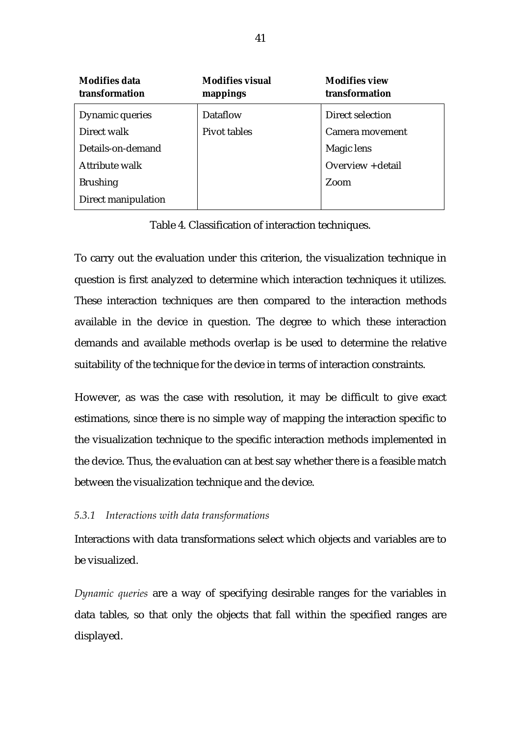| Modifies data transformation | Modifies visual mappings | Modifies view transformation |
|---|---|---|
| Dynamic queries | Dataflow | Direct selection |
| Direct walk | Pivot tables | Camera movement |
| Details-on-demand | | Magic lens |
| Attribute walk | | Overview + detail |
| Brushing | | Zoom |
| Direct manipulation | | |

Table 4. Classification of interaction techniques.

To carry out the evaluation under this criterion, the visualization technique in question is first analyzed to determine which interaction techniques it utilizes. These interaction techniques are then compared to the interaction methods available in the device in question. The degree to which these interaction demands and available methods overlap is be used to determine the relative suitability of the technique for the device in terms of interaction constraints.

However, as was the case with resolution, it may be difficult to give exact estimations, since there is no simple way of mapping the interaction specific to the visualization technique to the specific interaction methods implemented in the device. Thus, the evaluation can at best say whether there is a feasible match between the visualization technique and the device.

### *5.3.1 Interactions with data transformations*

Interactions with data transformations select which objects and variables are to be visualized.

*Dynamic queries* are a way of specifying desirable ranges for the variables in data tables, so that only the objects that fall within the specified ranges are displayed.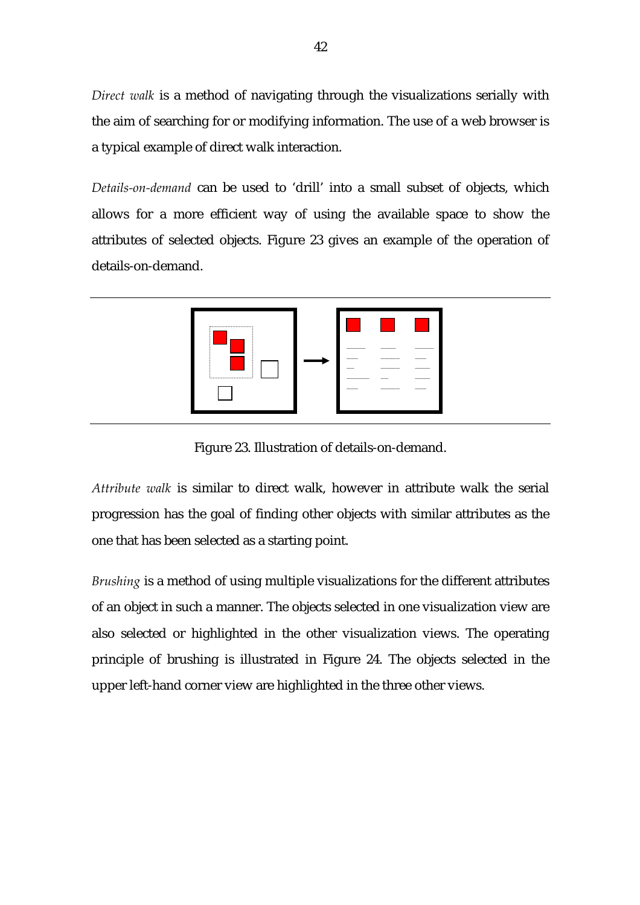*Direct walk* is a method of navigating through the visualizations serially with the aim of searching for or modifying information. The use of a web browser is a typical example of direct walk interaction.

*Details-on-demand* can be used to 'drill' into a small subset of objects, which allows for a more efficient way of using the available space to show the attributes of selected objects. Figure 23 gives an example of the operation of details-on-demand.

Figure 23. Illustration of details-on-demand.

*Attribute walk* is similar to direct walk, however in attribute walk the serial progression has the goal of finding other objects with similar attributes as the one that has been selected as a starting point.

*Brushing* is a method of using multiple visualizations for the different attributes of an object in such a manner. The objects selected in one visualization view are also selected or highlighted in the other visualization views. The operating principle of brushing is illustrated in Figure 24. The objects selected in the upper left-hand corner view are highlighted in the three other views.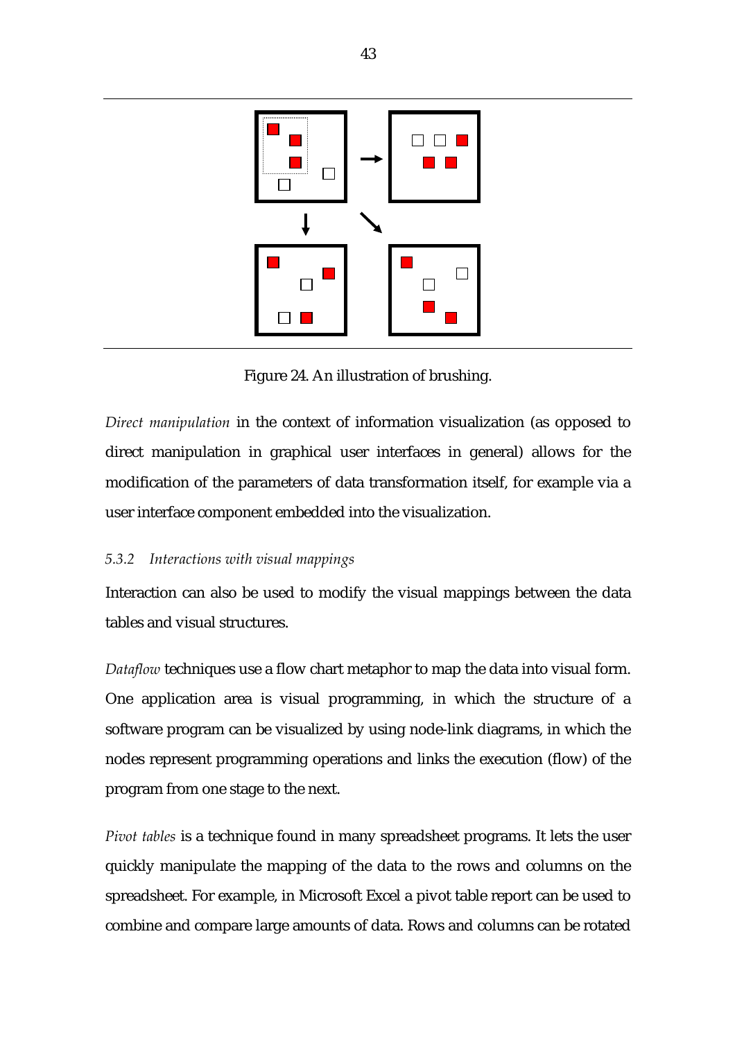Figure 24. An illustration of brushing.

*Direct manipulation* in the context of information visualization (as opposed to direct manipulation in graphical user interfaces in general) allows for the modification of the parameters of data transformation itself, for example via a user interface component embedded into the visualization.

### 5.3.2 *Interactions with visual mappings*

Interaction can also be used to modify the visual mappings between the data tables and visual structures.

*Dataflow* techniques use a flow chart metaphor to map the data into visual form. One application area is visual programming, in which the structure of a software program can be visualized by using node-link diagrams, in which the nodes represent programming operations and links the execution (flow) of the program from one stage to the next.

*Pivot tables* is a technique found in many spreadsheet programs. It lets the user quickly manipulate the mapping of the data to the rows and columns on the spreadsheet. For example, in Microsoft Excel a pivot table report can be used to combine and compare large amounts of data. Rows and columns can be rotated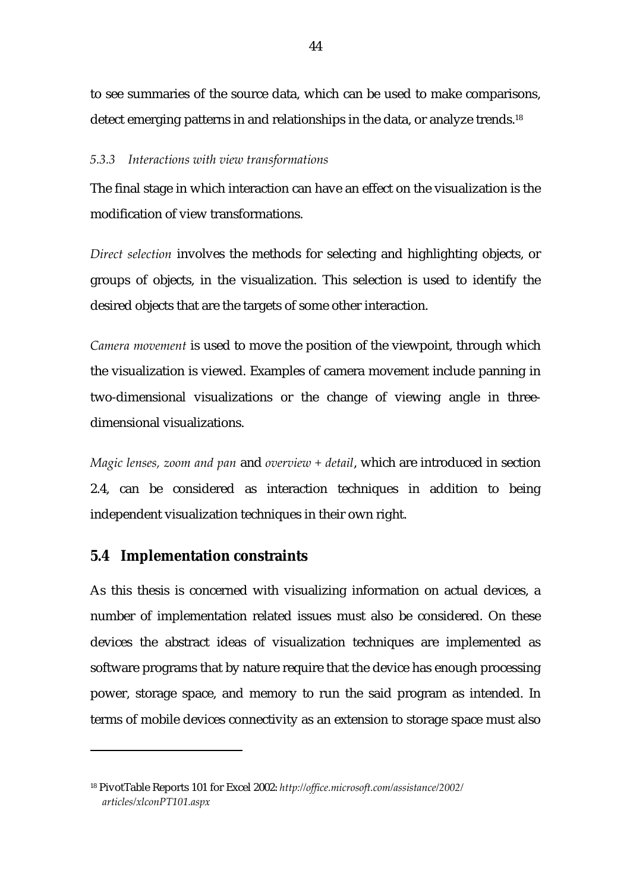to see summaries of the source data, which can be used to make comparisons, detect emerging patterns in and relationships in the data, or analyze trends.[18]

#### *5.3.3 Interactions with view transformations*

The final stage in which interaction can have an effect on the visualization is the modification of view transformations.

*Direct selection* involves the methods for selecting and highlighting objects, or groups of objects, in the visualization. This selection is used to identify the desired objects that are the targets of some other interaction.

*Camera movement* is used to move the position of the viewpoint, through which the visualization is viewed. Examples of camera movement include panning in two-dimensional visualizations or the change of viewing angle in three-dimensional visualizations.

*Magic lenses, zoom and pan* and *overview + detail*, which are introduced in section 2.4, can be considered as interaction techniques in addition to being independent visualization techniques in their own right.

## 5.4 Implementation constraints

As this thesis is concerned with visualizing information on actual devices, a number of implementation related issues must also be considered. On these devices the abstract ideas of visualization techniques are implemented as software programs that by nature require that the device has enough processing power, storage space, and memory to run the said program as intended. In terms of mobile devices connectivity as an extension to storage space must also

---

[18] PivotTable Reports 101 for Excel 2002: *http://office.microsoft.com/assistance/2002/articles/xlconPT101.aspx*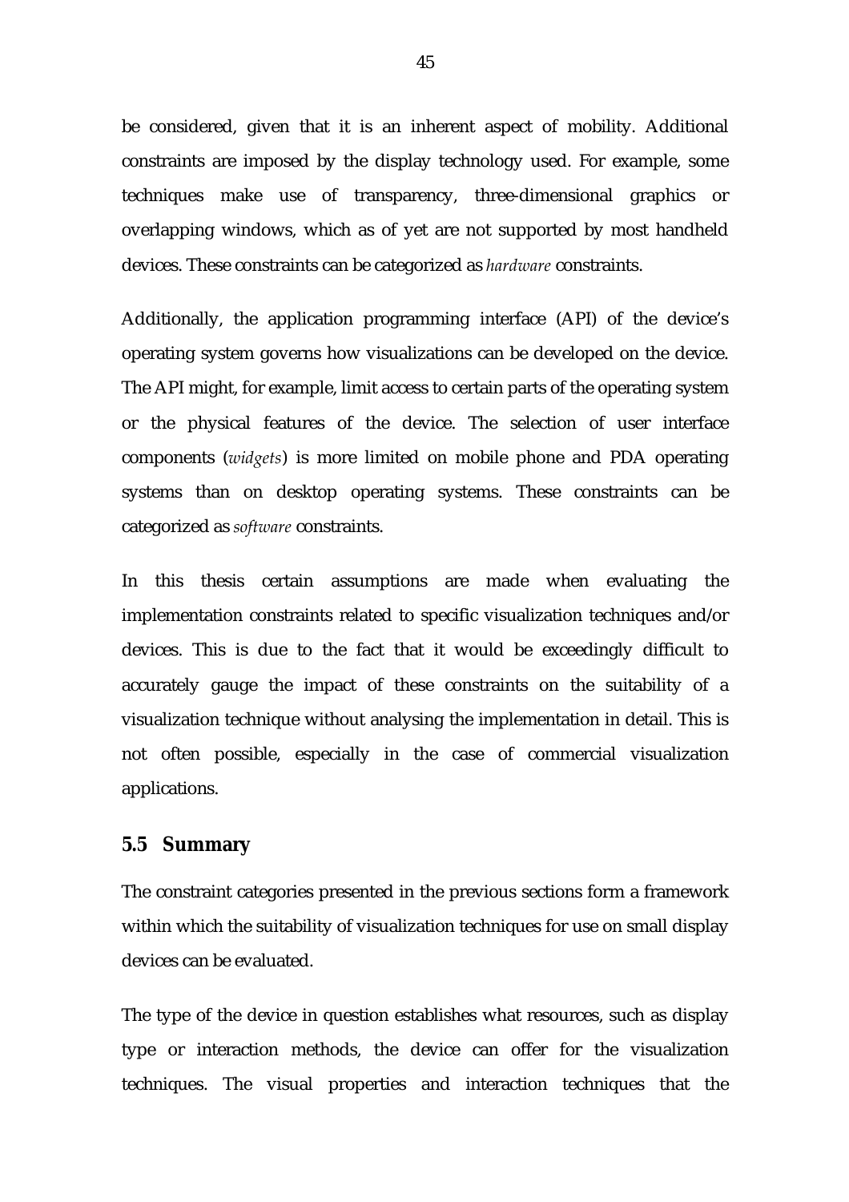be considered, given that it is an inherent aspect of mobility. Additional constraints are imposed by the display technology used. For example, some techniques make use of transparency, three-dimensional graphics or overlapping windows, which as of yet are not supported by most handheld devices. These constraints can be categorized as *hardware* constraints.

Additionally, the application programming interface (API) of the device's operating system governs how visualizations can be developed on the device. The API might, for example, limit access to certain parts of the operating system or the physical features of the device. The selection of user interface components (*widgets*) is more limited on mobile phone and PDA operating systems than on desktop operating systems. These constraints can be categorized as *software* constraints.

In this thesis certain assumptions are made when evaluating the implementation constraints related to specific visualization techniques and/or devices. This is due to the fact that it would be exceedingly difficult to accurately gauge the impact of these constraints on the suitability of a visualization technique without analysing the implementation in detail. This is not often possible, especially in the case of commercial visualization applications.

## 5.5 Summary

The constraint categories presented in the previous sections form a framework within which the suitability of visualization techniques for use on small display devices can be evaluated.

The type of the device in question establishes what resources, such as display type or interaction methods, the device can offer for the visualization techniques. The visual properties and interaction techniques that the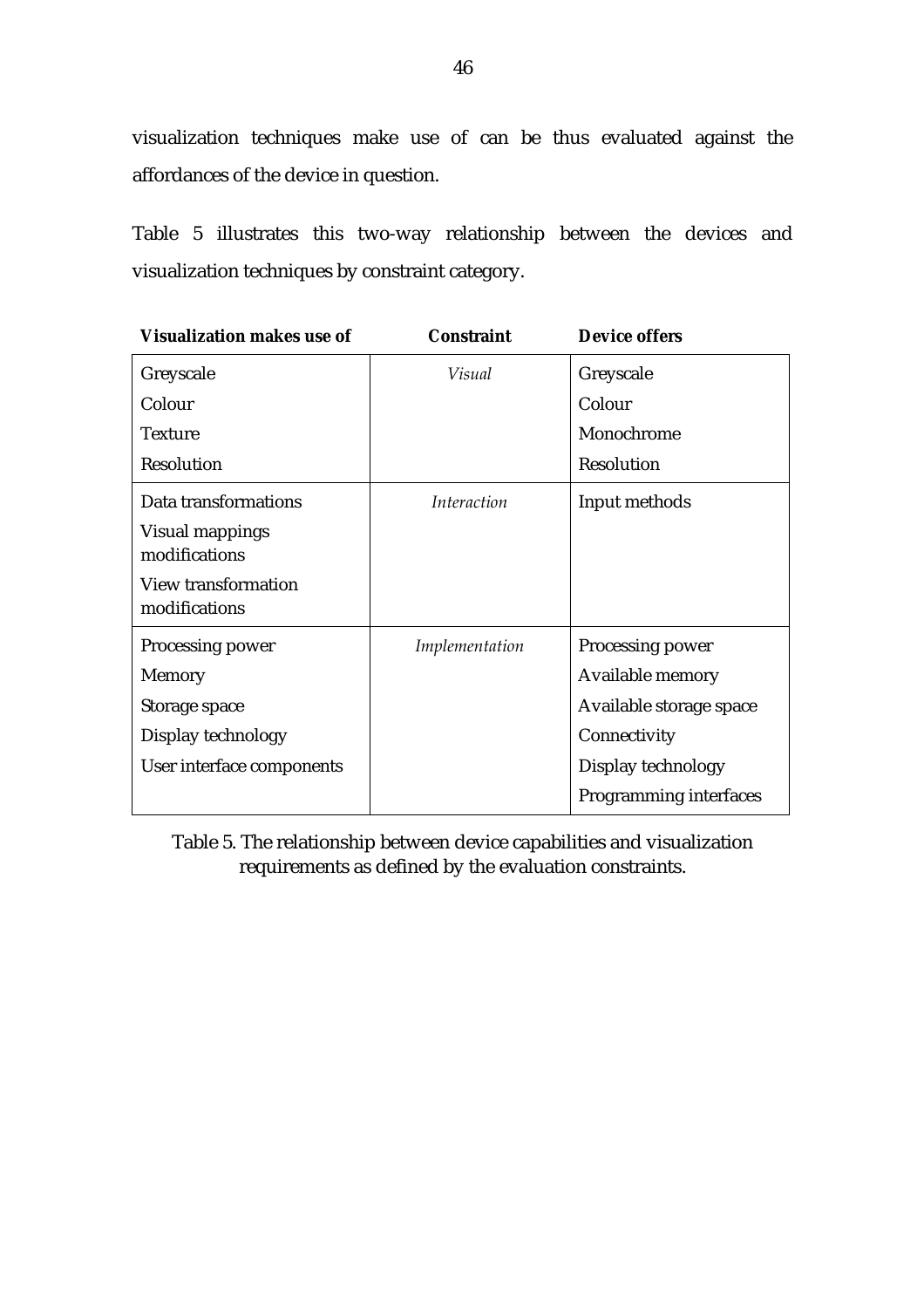visualization techniques make use of can be thus evaluated against the affordances of the device in question.

Table 5 illustrates this two-way relationship between the devices and visualization techniques by constraint category.

| **Visualization makes use of** | **Constraint** | **Device offers** |
|---|---|---|
| Greyscale<br>Colour<br>Texture<br>Resolution | *Visual* | Greyscale<br>Colour<br>Monochrome<br>Resolution |
| Data transformations<br>Visual mappings modifications<br>View transformation modifications | *Interaction* | Input methods |
| Processing power<br>Memory<br>Storage space<br>Display technology<br>User interface components | *Implementation* | Processing power<br>Available memory<br>Available storage space<br>Connectivity<br>Display technology<br>Programming interfaces |

Table 5. The relationship between device capabilities and visualization requirements as defined by the evaluation constraints.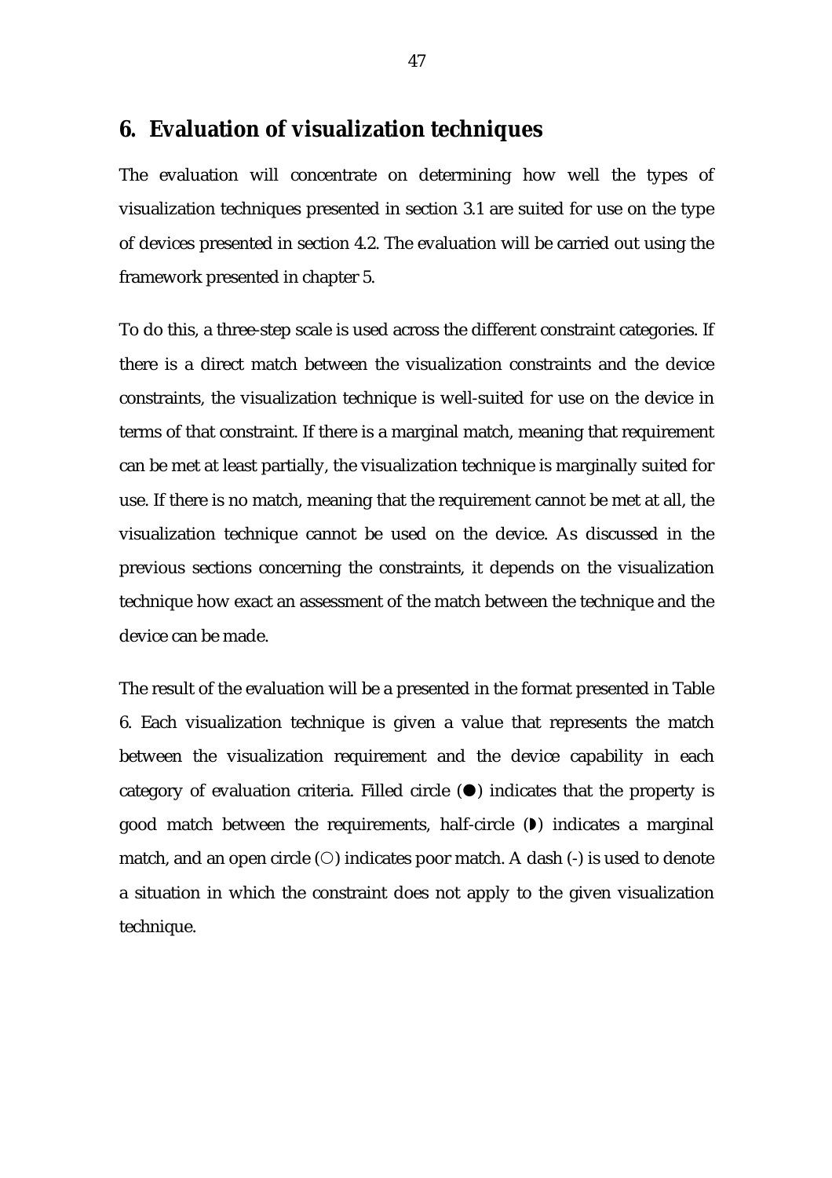# 6. Evaluation of visualization techniques

The evaluation will concentrate on determining how well the types of visualization techniques presented in section 3.1 are suited for use on the type of devices presented in section 4.2. The evaluation will be carried out using the framework presented in chapter 5.

To do this, a three-step scale is used across the different constraint categories. If there is a direct match between the visualization constraints and the device constraints, the visualization technique is well-suited for use on the device in terms of that constraint. If there is a marginal match, meaning that requirement can be met at least partially, the visualization technique is marginally suited for use. If there is no match, meaning that the requirement cannot be met at all, the visualization technique cannot be used on the device. As discussed in the previous sections concerning the constraints, it depends on the visualization technique how exact an assessment of the match between the technique and the device can be made.

The result of the evaluation will be a presented in the format presented in Table 6. Each visualization technique is given a value that represents the match between the visualization requirement and the device capability in each category of evaluation criteria. Filled circle (●) indicates that the property is good match between the requirements, half-circle (◗) indicates a marginal match, and an open circle (○) indicates poor match. A dash (-) is used to denote a situation in which the constraint does not apply to the given visualization technique.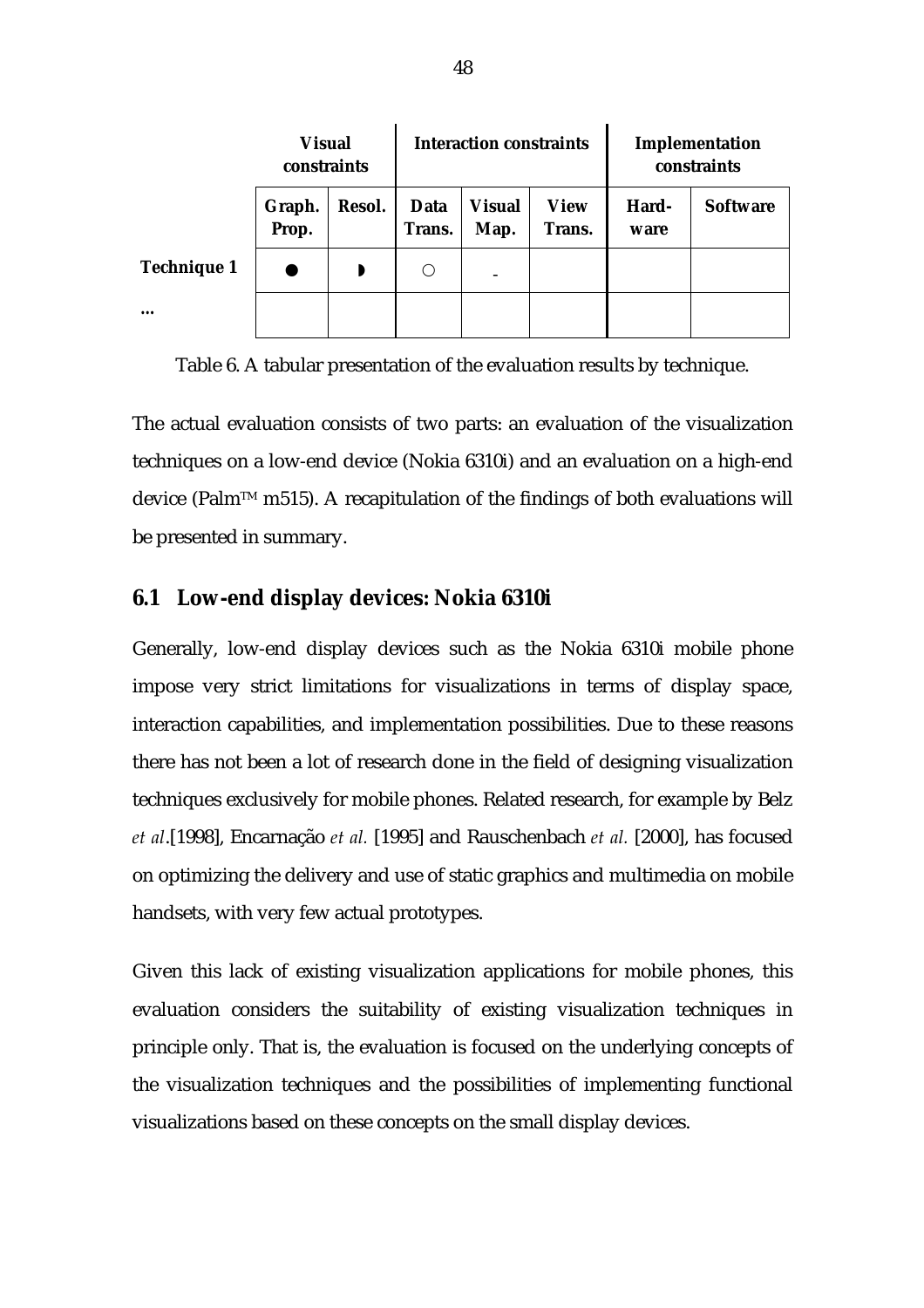| | Visual constraints | | Interaction constraints | | | Implementation constraints | |
|---|---|---|---|---|---|---|---|
| | Graph. Prop. | Resol. | Data Trans. | Visual Map. | View Trans. | Hard-ware | Software |
| **Technique 1** | ● | ◗ | ○ | - | | | |
| **...** | | | | | | | |

Table 6. A tabular presentation of the evaluation results by technique.

The actual evaluation consists of two parts: an evaluation of the visualization techniques on a low-end device (Nokia 6310i) and an evaluation on a high-end device (Palm™ m515). A recapitulation of the findings of both evaluations will be presented in summary.

## 6.1 Low-end display devices: Nokia 6310i

Generally, low-end display devices such as the Nokia 6310i mobile phone impose very strict limitations for visualizations in terms of display space, interaction capabilities, and implementation possibilities. Due to these reasons there has not been a lot of research done in the field of designing visualization techniques exclusively for mobile phones. Related research, for example by Belz *et al*.[1998], Encarnação *et al.* [1995] and Rauschenbach *et al.* [2000], has focused on optimizing the delivery and use of static graphics and multimedia on mobile handsets, with very few actual prototypes.

Given this lack of existing visualization applications for mobile phones, this evaluation considers the suitability of existing visualization techniques in principle only. That is, the evaluation is focused on the underlying concepts of the visualization techniques and the possibilities of implementing functional visualizations based on these concepts on the small display devices.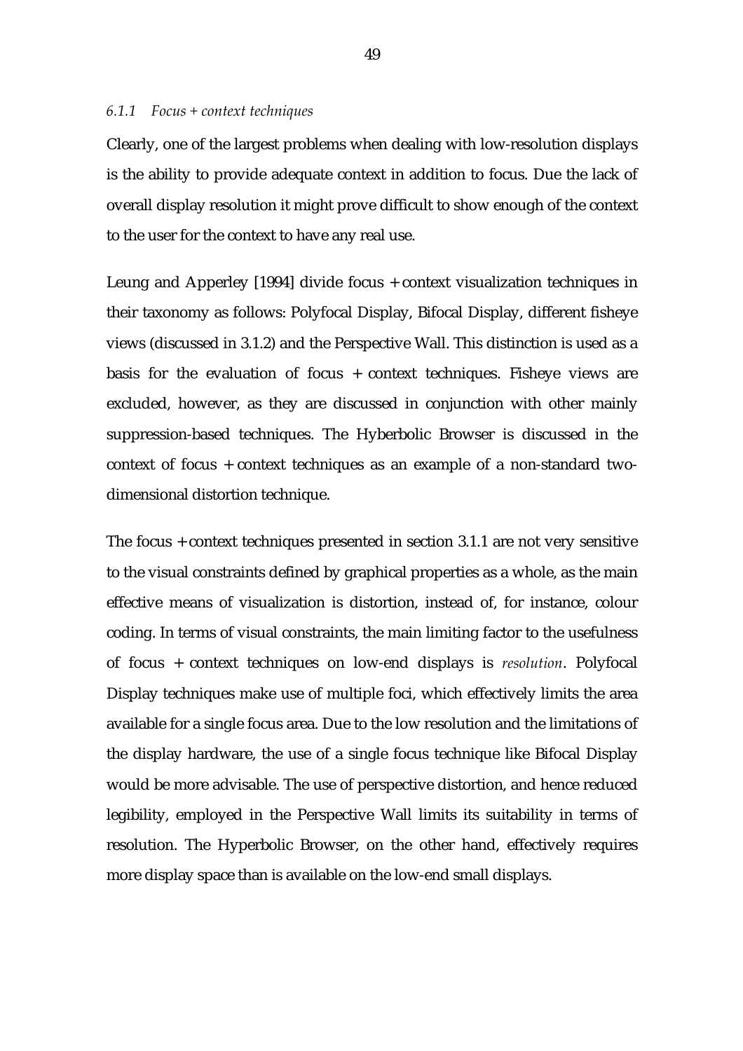### *6.1.1 Focus + context techniques*

Clearly, one of the largest problems when dealing with low-resolution displays is the ability to provide adequate context in addition to focus. Due the lack of overall display resolution it might prove difficult to show enough of the context to the user for the context to have any real use.

Leung and Apperley [1994] divide focus + context visualization techniques in their taxonomy as follows: Polyfocal Display, Bifocal Display, different fisheye views (discussed in 3.1.2) and the Perspective Wall. This distinction is used as a basis for the evaluation of focus + context techniques. Fisheye views are excluded, however, as they are discussed in conjunction with other mainly suppression-based techniques. The Hyberbolic Browser is discussed in the context of focus + context techniques as an example of a non-standard two-dimensional distortion technique.

The focus + context techniques presented in section 3.1.1 are not very sensitive to the visual constraints defined by graphical properties as a whole, as the main effective means of visualization is distortion, instead of, for instance, colour coding. In terms of visual constraints, the main limiting factor to the usefulness of focus + context techniques on low-end displays is *resolution*. Polyfocal Display techniques make use of multiple foci, which effectively limits the area available for a single focus area. Due to the low resolution and the limitations of the display hardware, the use of a single focus technique like Bifocal Display would be more advisable. The use of perspective distortion, and hence reduced legibility, employed in the Perspective Wall limits its suitability in terms of resolution. The Hyperbolic Browser, on the other hand, effectively requires more display space than is available on the low-end small displays.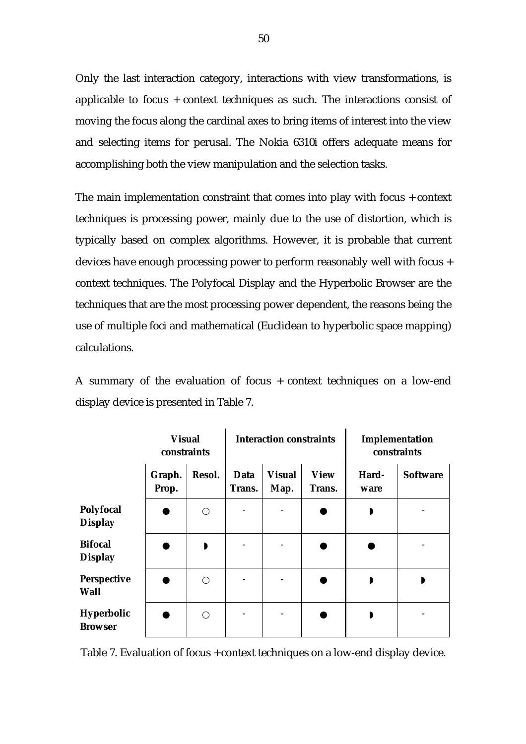Only the last interaction category, interactions with view transformations, is applicable to focus + context techniques as such. The interactions consist of moving the focus along the cardinal axes to bring items of interest into the view and selecting items for perusal. The Nokia 6310i offers adequate means for accomplishing both the view manipulation and the selection tasks.

The main implementation constraint that comes into play with focus + context techniques is processing power, mainly due to the use of distortion, which is typically based on complex algorithms. However, it is probable that current devices have enough processing power to perform reasonably well with focus + context techniques. The Polyfocal Display and the Hyperbolic Browser are the techniques that are the most processing power dependent, the reasons being the use of multiple foci and mathematical (Euclidean to hyperbolic space mapping) calculations.

A summary of the evaluation of focus + context techniques on a low-end display device is presented in Table 7.

| | **Visual constraints** | | **Interaction constraints** | | | **Implementation constraints** | |
|---|---|---|---|---|---|---|---|
| | **Graph. Prop.** | **Resol.** | **Data Trans.** | **Visual Map.** | **View Trans.** | **Hard-ware** | **Software** |
| **Polyfocal Display** | ● | ○ | - | - | ● | ◗ | - |
| **Bifocal Display** | ● | ◗ | - | - | ● | ● | - |
| **Perspective Wall** | ● | ○ | - | - | ● | ◗ | ◗ |
| **Hyperbolic Browser** | ● | ○ | - | - | ● | ◗ | - |

Table 7. Evaluation of focus + context techniques on a low-end display device.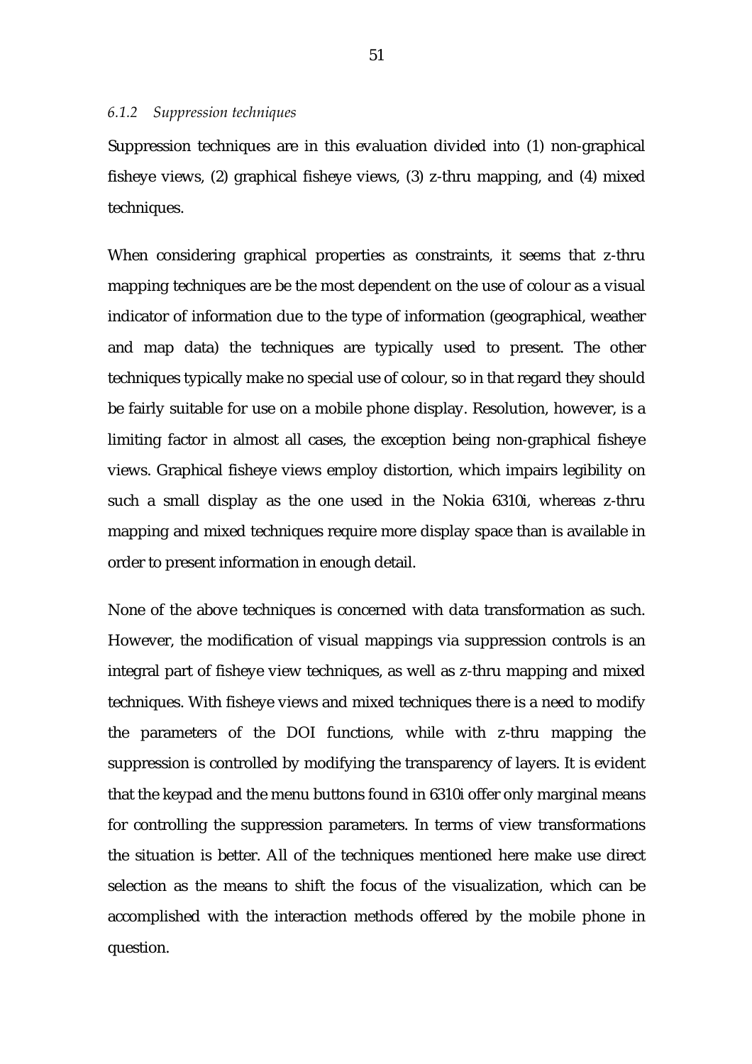#### *6.1.2 Suppression techniques*

Suppression techniques are in this evaluation divided into (1) non-graphical fisheye views, (2) graphical fisheye views, (3) z-thru mapping, and (4) mixed techniques.

When considering graphical properties as constraints, it seems that z-thru mapping techniques are be the most dependent on the use of colour as a visual indicator of information due to the type of information (geographical, weather and map data) the techniques are typically used to present. The other techniques typically make no special use of colour, so in that regard they should be fairly suitable for use on a mobile phone display. Resolution, however, is a limiting factor in almost all cases, the exception being non-graphical fisheye views. Graphical fisheye views employ distortion, which impairs legibility on such a small display as the one used in the Nokia 6310i, whereas z-thru mapping and mixed techniques require more display space than is available in order to present information in enough detail.

None of the above techniques is concerned with data transformation as such. However, the modification of visual mappings via suppression controls is an integral part of fisheye view techniques, as well as z-thru mapping and mixed techniques. With fisheye views and mixed techniques there is a need to modify the parameters of the DOI functions, while with z-thru mapping the suppression is controlled by modifying the transparency of layers. It is evident that the keypad and the menu buttons found in 6310i offer only marginal means for controlling the suppression parameters. In terms of view transformations the situation is better. All of the techniques mentioned here make use direct selection as the means to shift the focus of the visualization, which can be accomplished with the interaction methods offered by the mobile phone in question.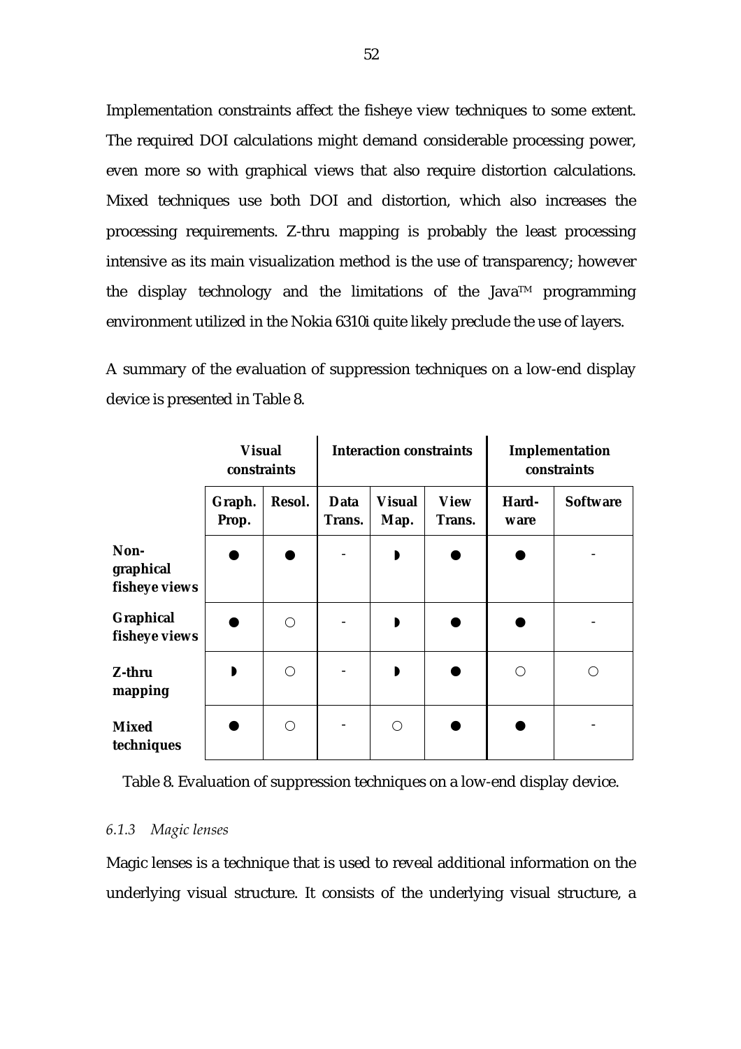Implementation constraints affect the fisheye view techniques to some extent. The required DOI calculations might demand considerable processing power, even more so with graphical views that also require distortion calculations. Mixed techniques use both DOI and distortion, which also increases the processing requirements. Z-thru mapping is probably the least processing intensive as its main visualization method is the use of transparency; however the display technology and the limitations of the Java™ programming environment utilized in the Nokia 6310i quite likely preclude the use of layers.

A summary of the evaluation of suppression techniques on a low-end display device is presented in Table 8.

| | **Visual constraints** | | **Interaction constraints** | | | **Implementation constraints** | |
|---|---|---|---|---|---|---|---|
| | **Graph. Prop.** | **Resol.** | **Data Trans.** | **Visual Map.** | **View Trans.** | **Hard-ware** | **Software** |
| **Non-graphical fisheye views** | ● | ● | - | ◗ | ● | ● | - |
| **Graphical fisheye views** | ● | ○ | - | ◗ | ● | ● | - |
| **Z-thru mapping** | ◗ | ○ | - | ◗ | ● | ○ | ○ |
| **Mixed techniques** | ● | ○ | - | ○ | ● | ● | - |

Table 8. Evaluation of suppression techniques on a low-end display device.

### *6.1.3 Magic lenses*

Magic lenses is a technique that is used to reveal additional information on the underlying visual structure. It consists of the underlying visual structure, a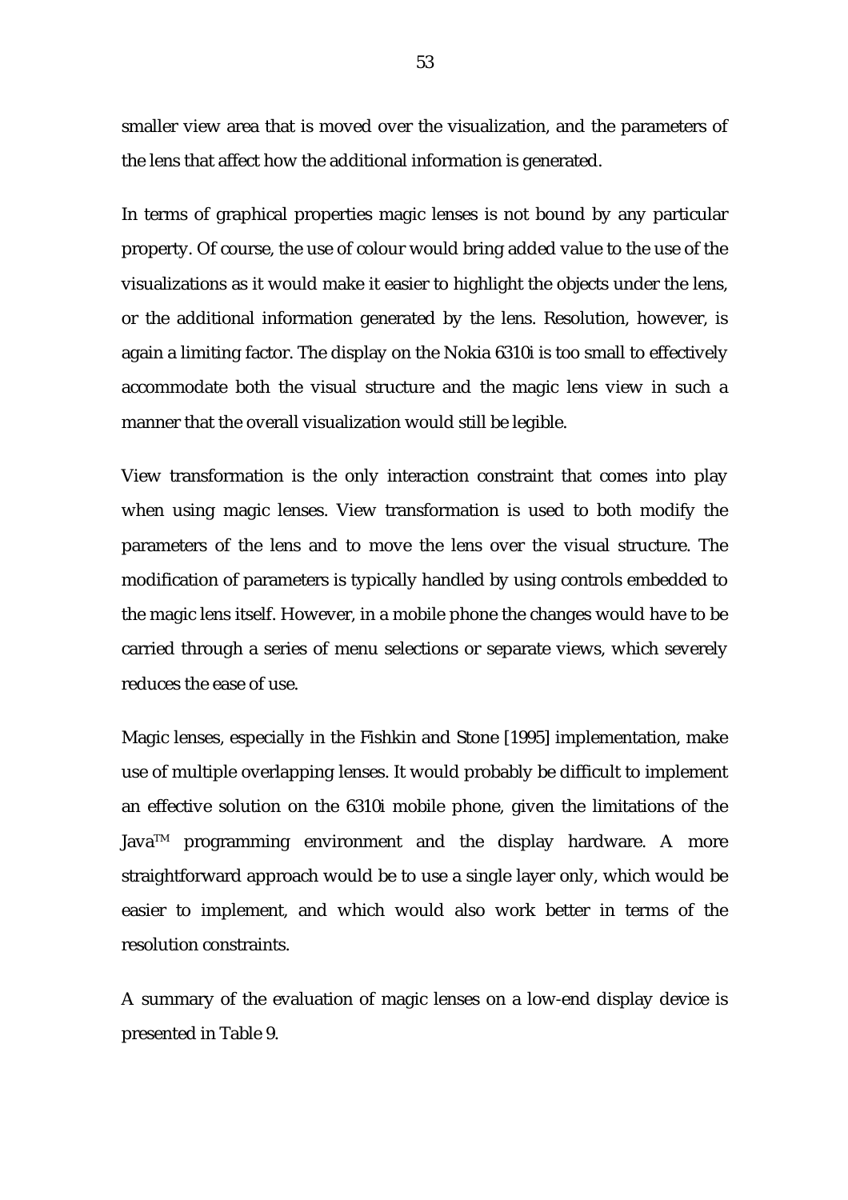smaller view area that is moved over the visualization, and the parameters of the lens that affect how the additional information is generated.

In terms of graphical properties magic lenses is not bound by any particular property. Of course, the use of colour would bring added value to the use of the visualizations as it would make it easier to highlight the objects under the lens, or the additional information generated by the lens. Resolution, however, is again a limiting factor. The display on the Nokia 6310i is too small to effectively accommodate both the visual structure and the magic lens view in such a manner that the overall visualization would still be legible.

View transformation is the only interaction constraint that comes into play when using magic lenses. View transformation is used to both modify the parameters of the lens and to move the lens over the visual structure. The modification of parameters is typically handled by using controls embedded to the magic lens itself. However, in a mobile phone the changes would have to be carried through a series of menu selections or separate views, which severely reduces the ease of use.

Magic lenses, especially in the Fishkin and Stone [1995] implementation, make use of multiple overlapping lenses. It would probably be difficult to implement an effective solution on the 6310i mobile phone, given the limitations of the Java™ programming environment and the display hardware. A more straightforward approach would be to use a single layer only, which would be easier to implement, and which would also work better in terms of the resolution constraints.

A summary of the evaluation of magic lenses on a low-end display device is presented in Table 9.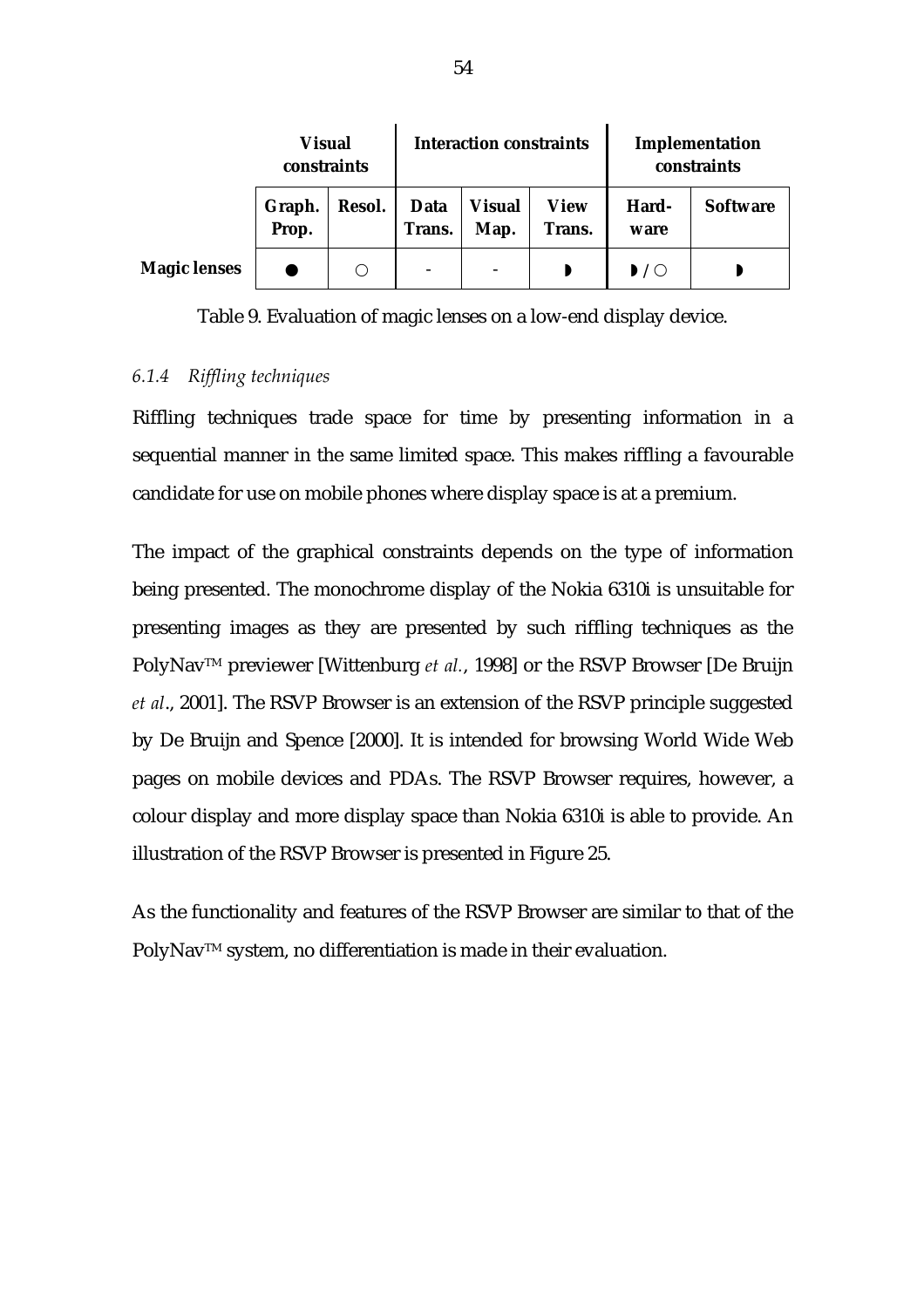| | Visual constraints | | Interaction constraints | | | Implementation constraints | |
|---|---|---|---|---|---|---|---|
| | Graph. Prop. | Resol. | Data Trans. | Visual Map. | View Trans. | Hard-ware | Software |
| **Magic lenses** | ● | ○ | - | - | ◗ | ◗ / ○ | ◗ |

Table 9. Evaluation of magic lenses on a low-end display device.

### *6.1.4 Riffling techniques*

Riffling techniques trade space for time by presenting information in a sequential manner in the same limited space. This makes riffling a favourable candidate for use on mobile phones where display space is at a premium.

The impact of the graphical constraints depends on the type of information being presented. The monochrome display of the Nokia 6310i is unsuitable for presenting images as they are presented by such riffling techniques as the PolyNav™ previewer [Wittenburg *et al.*, 1998] or the RSVP Browser [De Bruijn *et al*., 2001]. The RSVP Browser is an extension of the RSVP principle suggested by De Bruijn and Spence [2000]. It is intended for browsing World Wide Web pages on mobile devices and PDAs. The RSVP Browser requires, however, a colour display and more display space than Nokia 6310i is able to provide. An illustration of the RSVP Browser is presented in Figure 25.

As the functionality and features of the RSVP Browser are similar to that of the PolyNav™ system, no differentiation is made in their evaluation.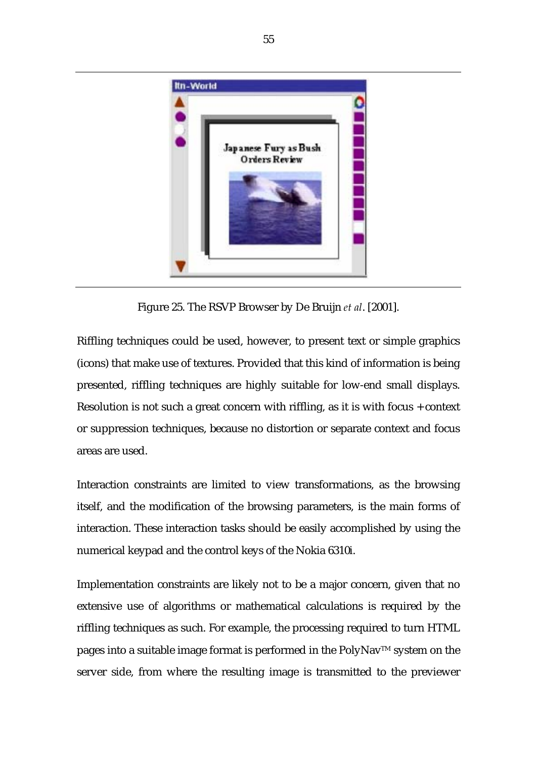Figure 25. The RSVP Browser by De Bruijn *et al*. [2001].

Riffling techniques could be used, however, to present text or simple graphics (icons) that make use of textures. Provided that this kind of information is being presented, riffling techniques are highly suitable for low-end small displays. Resolution is not such a great concern with riffling, as it is with focus + context or suppression techniques, because no distortion or separate context and focus areas are used.

Interaction constraints are limited to view transformations, as the browsing itself, and the modification of the browsing parameters, is the main forms of interaction. These interaction tasks should be easily accomplished by using the numerical keypad and the control keys of the Nokia 6310i.

Implementation constraints are likely not to be a major concern, given that no extensive use of algorithms or mathematical calculations is required by the riffling techniques as such. For example, the processing required to turn HTML pages into a suitable image format is performed in the PolyNav™ system on the server side, from where the resulting image is transmitted to the previewer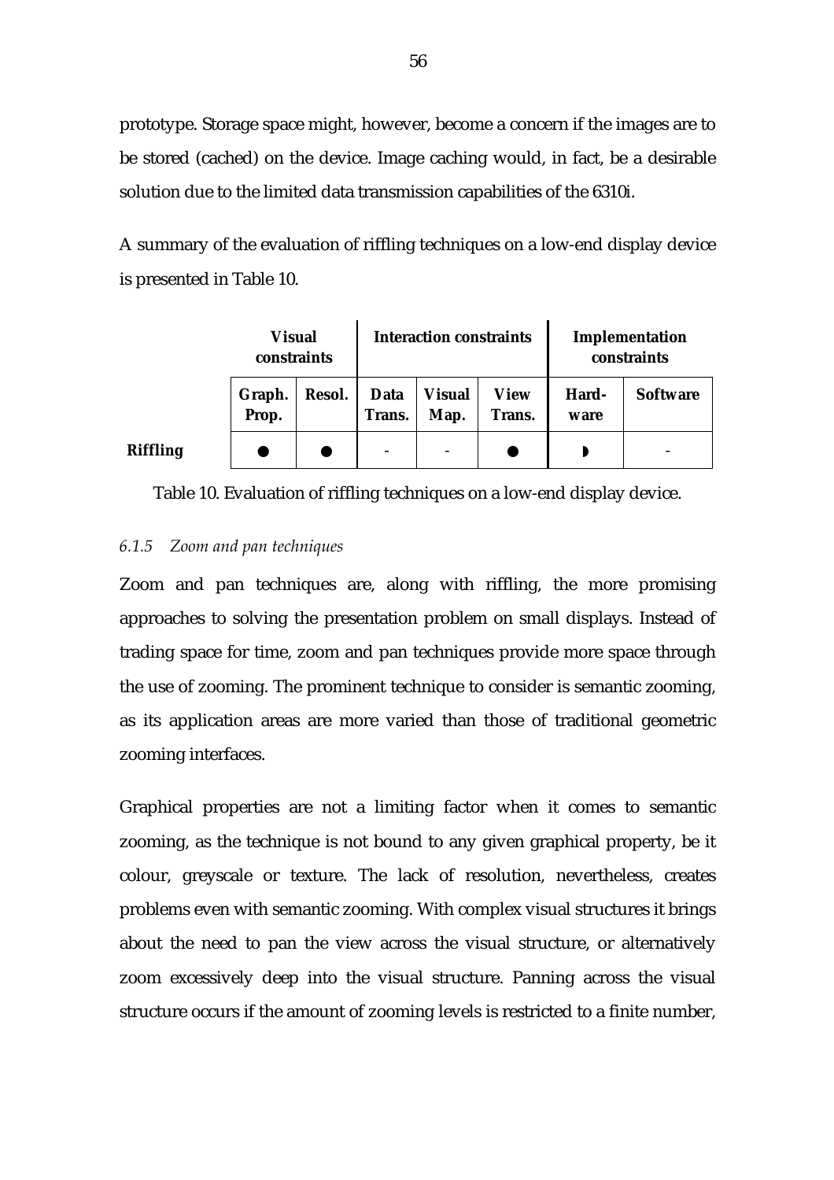prototype. Storage space might, however, become a concern if the images are to be stored (cached) on the device. Image caching would, in fact, be a desirable solution due to the limited data transmission capabilities of the 6310i.

A summary of the evaluation of riffling techniques on a low-end display device is presented in Table 10.

| | Visual constraints | | Interaction constraints | | | Implementation constraints | |
|---|---|---|---|---|---|---|---|
| | Graph. Prop. | Resol. | Data Trans. | Visual Map. | View Trans. | Hard-ware | Software |
| **Riffling** | ● | ● | - | - | ● | ◗ | - |

Table 10. Evaluation of riffling techniques on a low-end display device.

### *6.1.5 Zoom and pan techniques*

Zoom and pan techniques are, along with riffling, the more promising approaches to solving the presentation problem on small displays. Instead of trading space for time, zoom and pan techniques provide more space through the use of zooming. The prominent technique to consider is semantic zooming, as its application areas are more varied than those of traditional geometric zooming interfaces.

Graphical properties are not a limiting factor when it comes to semantic zooming, as the technique is not bound to any given graphical property, be it colour, greyscale or texture. The lack of resolution, nevertheless, creates problems even with semantic zooming. With complex visual structures it brings about the need to pan the view across the visual structure, or alternatively zoom excessively deep into the visual structure. Panning across the visual structure occurs if the amount of zooming levels is restricted to a finite number,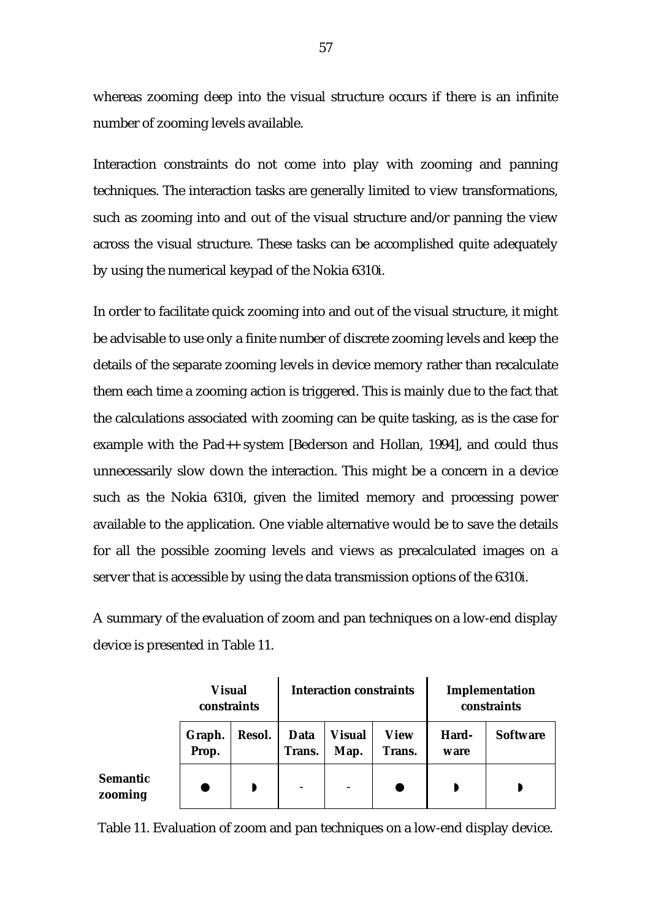whereas zooming deep into the visual structure occurs if there is an infinite number of zooming levels available.

Interaction constraints do not come into play with zooming and panning techniques. The interaction tasks are generally limited to view transformations, such as zooming into and out of the visual structure and/or panning the view across the visual structure. These tasks can be accomplished quite adequately by using the numerical keypad of the Nokia 6310i.

In order to facilitate quick zooming into and out of the visual structure, it might be advisable to use only a finite number of discrete zooming levels and keep the details of the separate zooming levels in device memory rather than recalculate them each time a zooming action is triggered. This is mainly due to the fact that the calculations associated with zooming can be quite tasking, as is the case for example with the Pad++ system [Bederson and Hollan, 1994], and could thus unnecessarily slow down the interaction. This might be a concern in a device such as the Nokia 6310i, given the limited memory and processing power available to the application. One viable alternative would be to save the details for all the possible zooming levels and views as precalculated images on a server that is accessible by using the data transmission options of the 6310i.

A summary of the evaluation of zoom and pan techniques on a low-end display device is presented in Table 11.

| | **Visual constraints** | | **Interaction constraints** | | | **Implementation constraints** | |
|---|---|---|---|---|---|---|---|
| | **Graph. Prop.** | **Resol.** | **Data Trans.** | **Visual Map.** | **View Trans.** | **Hard-ware** | **Software** |
| **Semantic zooming** | ● | ◗ | - | - | ● | ◗ | ◗ |

Table 11. Evaluation of zoom and pan techniques on a low-end display device.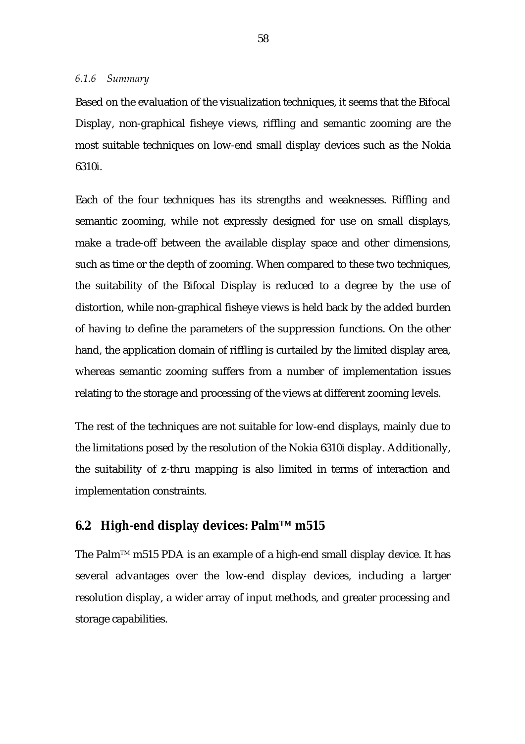### *6.1.6 Summary*

Based on the evaluation of the visualization techniques, it seems that the Bifocal Display, non-graphical fisheye views, riffling and semantic zooming are the most suitable techniques on low-end small display devices such as the Nokia 6310i.

Each of the four techniques has its strengths and weaknesses. Riffling and semantic zooming, while not expressly designed for use on small displays, make a trade-off between the available display space and other dimensions, such as time or the depth of zooming. When compared to these two techniques, the suitability of the Bifocal Display is reduced to a degree by the use of distortion, while non-graphical fisheye views is held back by the added burden of having to define the parameters of the suppression functions. On the other hand, the application domain of riffling is curtailed by the limited display area, whereas semantic zooming suffers from a number of implementation issues relating to the storage and processing of the views at different zooming levels.

The rest of the techniques are not suitable for low-end displays, mainly due to the limitations posed by the resolution of the Nokia 6310i display. Additionally, the suitability of z-thru mapping is also limited in terms of interaction and implementation constraints.

## 6.2 High-end display devices: Palm™ m515

The Palm™ m515 PDA is an example of a high-end small display device. It has several advantages over the low-end display devices, including a larger resolution display, a wider array of input methods, and greater processing and storage capabilities.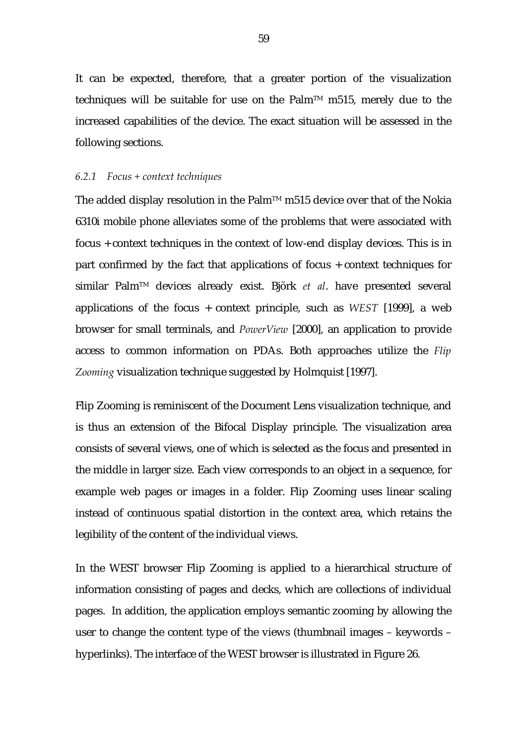It can be expected, therefore, that a greater portion of the visualization techniques will be suitable for use on the Palm™ m515, merely due to the increased capabilities of the device. The exact situation will be assessed in the following sections.

### *6.2.1 Focus + context techniques*

The added display resolution in the Palm™ m515 device over that of the Nokia 6310i mobile phone alleviates some of the problems that were associated with focus + context techniques in the context of low-end display devices. This is in part confirmed by the fact that applications of focus + context techniques for similar Palm™ devices already exist. Björk *et al*. have presented several applications of the focus + context principle, such as *WEST* [1999], a web browser for small terminals, and *PowerView* [2000], an application to provide access to common information on PDAs. Both approaches utilize the *Flip Zooming* visualization technique suggested by Holmquist [1997].

Flip Zooming is reminiscent of the Document Lens visualization technique, and is thus an extension of the Bifocal Display principle. The visualization area consists of several views, one of which is selected as the focus and presented in the middle in larger size. Each view corresponds to an object in a sequence, for example web pages or images in a folder. Flip Zooming uses linear scaling instead of continuous spatial distortion in the context area, which retains the legibility of the content of the individual views.

In the WEST browser Flip Zooming is applied to a hierarchical structure of information consisting of pages and decks, which are collections of individual pages. In addition, the application employs semantic zooming by allowing the user to change the content type of the views (thumbnail images – keywords – hyperlinks). The interface of the WEST browser is illustrated in Figure 26.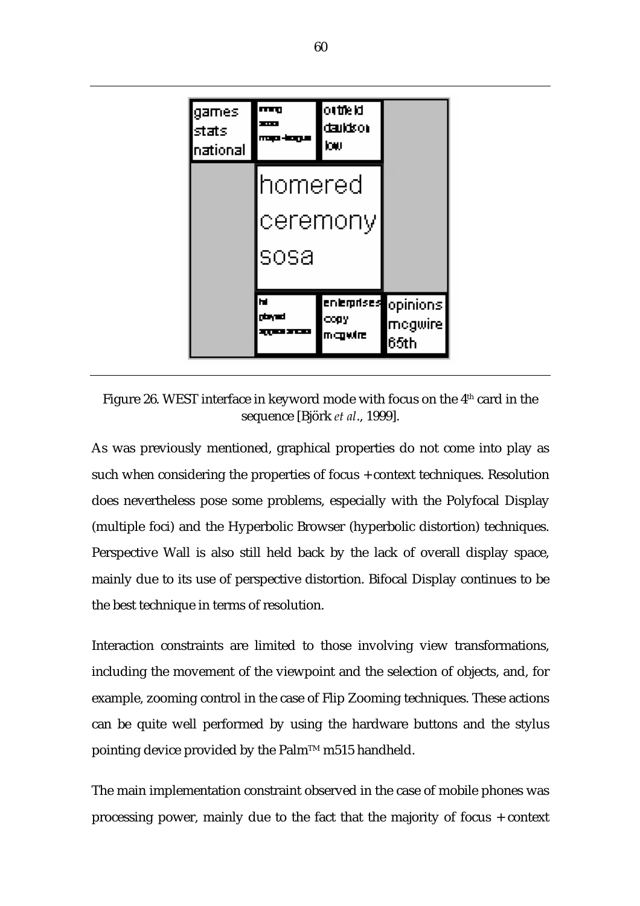Figure 26. WEST interface in keyword mode with focus on the 4th card in the sequence [Björk *et al*., 1999].

As was previously mentioned, graphical properties do not come into play as such when considering the properties of focus + context techniques. Resolution does nevertheless pose some problems, especially with the Polyfocal Display (multiple foci) and the Hyperbolic Browser (hyperbolic distortion) techniques. Perspective Wall is also still held back by the lack of overall display space, mainly due to its use of perspective distortion. Bifocal Display continues to be the best technique in terms of resolution.

Interaction constraints are limited to those involving view transformations, including the movement of the viewpoint and the selection of objects, and, for example, zooming control in the case of Flip Zooming techniques. These actions can be quite well performed by using the hardware buttons and the stylus pointing device provided by the Palm™ m515 handheld.

The main implementation constraint observed in the case of mobile phones was processing power, mainly due to the fact that the majority of focus + context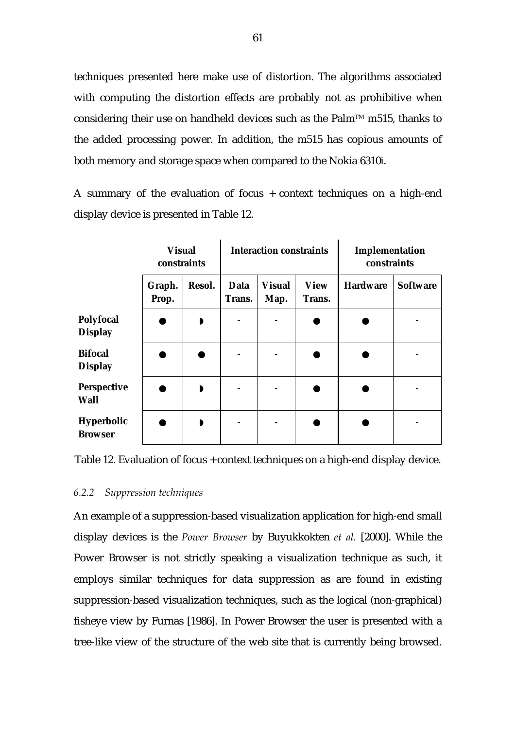techniques presented here make use of distortion. The algorithms associated with computing the distortion effects are probably not as prohibitive when considering their use on handheld devices such as the Palm™ m515, thanks to the added processing power. In addition, the m515 has copious amounts of both memory and storage space when compared to the Nokia 6310i.

A summary of the evaluation of focus + context techniques on a high-end display device is presented in Table 12.

| | Visual constraints | | Interaction constraints | | | Implementation constraints | |
|---|---|---|---|---|---|---|---|
| | Graph. Prop. | Resol. | Data Trans. | Visual Map. | View Trans. | Hardware | Software |
| **Polyfocal Display** | ● | ◗ | - | - | ● | ● | - |
| **Bifocal Display** | ● | ● | - | - | ● | ● | - |
| **Perspective Wall** | ● | ◗ | - | - | ● | ● | - |
| **Hyperbolic Browser** | ● | ◗ | - | - | ● | ● | - |

Table 12. Evaluation of focus + context techniques on a high-end display device.

#### *6.2.2 Suppression techniques*

An example of a suppression-based visualization application for high-end small display devices is the *Power Browser* by Buyukkokten *et al.* [2000]. While the Power Browser is not strictly speaking a visualization technique as such, it employs similar techniques for data suppression as are found in existing suppression-based visualization techniques, such as the logical (non-graphical) fisheye view by Furnas [1986]. In Power Browser the user is presented with a tree-like view of the structure of the web site that is currently being browsed.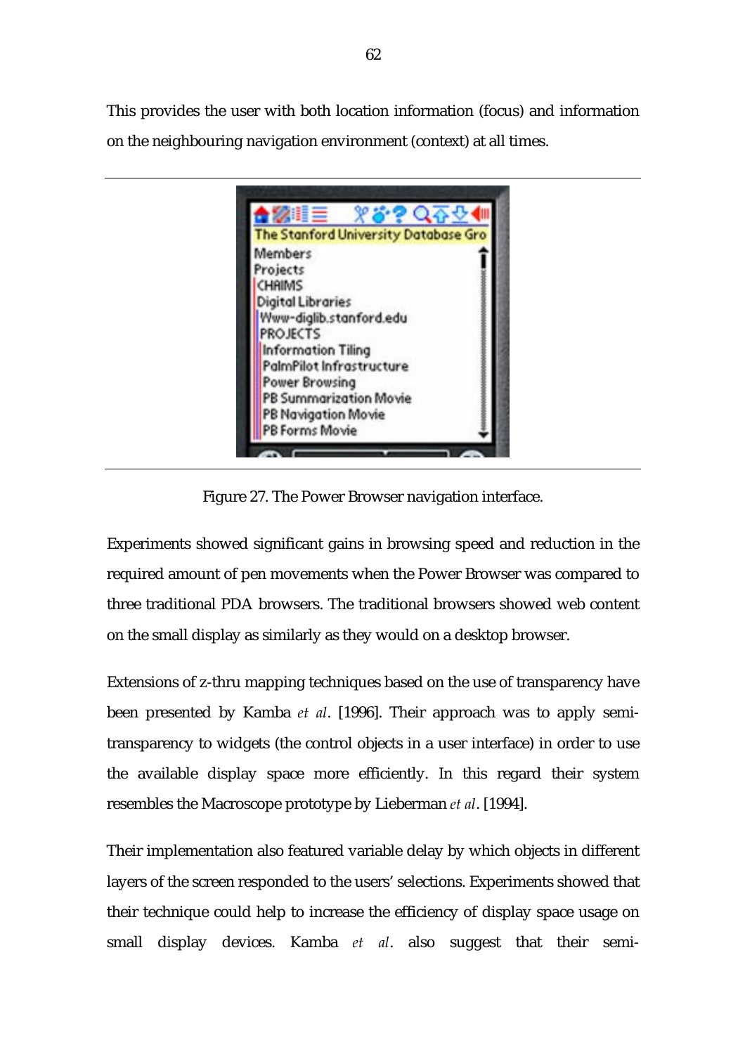This provides the user with both location information (focus) and information on the neighbouring navigation environment (context) at all times.

Figure 27. The Power Browser navigation interface.

Experiments showed significant gains in browsing speed and reduction in the required amount of pen movements when the Power Browser was compared to three traditional PDA browsers. The traditional browsers showed web content on the small display as similarly as they would on a desktop browser.

Extensions of z-thru mapping techniques based on the use of transparency have been presented by Kamba *et al*. [1996]. Their approach was to apply semi-transparency to widgets (the control objects in a user interface) in order to use the available display space more efficiently. In this regard their system resembles the Macroscope prototype by Lieberman *et al*. [1994].

Their implementation also featured variable delay by which objects in different layers of the screen responded to the users' selections. Experiments showed that their technique could help to increase the efficiency of display space usage on small display devices. Kamba *et al*. also suggest that their semi-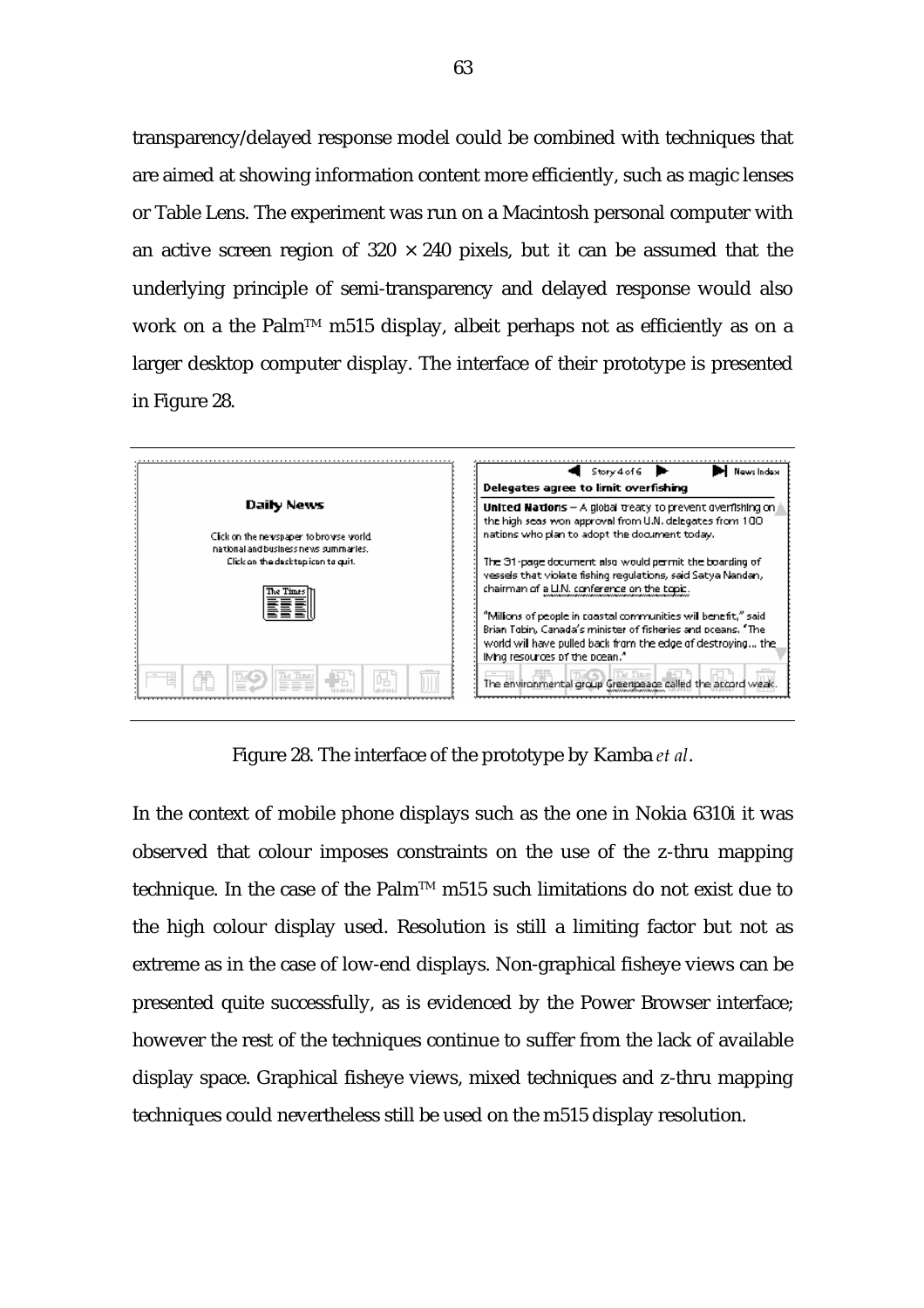transparency/delayed response model could be combined with techniques that are aimed at showing information content more efficiently, such as magic lenses or Table Lens. The experiment was run on a Macintosh personal computer with an active screen region of $320 \times 240$ pixels, but it can be assumed that the underlying principle of semi-transparency and delayed response would also work on a the Palm™ m515 display, albeit perhaps not as efficiently as on a larger desktop computer display. The interface of their prototype is presented in Figure 28.

Figure 28. The interface of the prototype by Kamba *et al*.

In the context of mobile phone displays such as the one in Nokia 6310i it was observed that colour imposes constraints on the use of the z-thru mapping technique. In the case of the Palm™ m515 such limitations do not exist due to the high colour display used. Resolution is still a limiting factor but not as extreme as in the case of low-end displays. Non-graphical fisheye views can be presented quite successfully, as is evidenced by the Power Browser interface; however the rest of the techniques continue to suffer from the lack of available display space. Graphical fisheye views, mixed techniques and z-thru mapping techniques could nevertheless still be used on the m515 display resolution.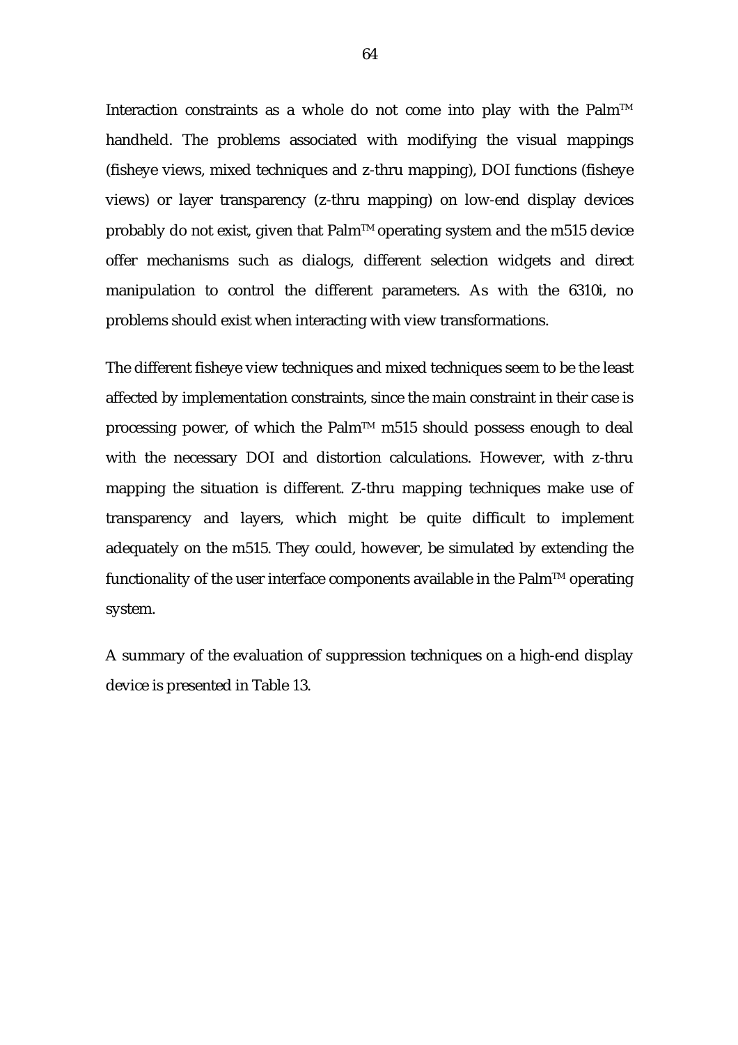Interaction constraints as a whole do not come into play with the Palm™ handheld. The problems associated with modifying the visual mappings (fisheye views, mixed techniques and z-thru mapping), DOI functions (fisheye views) or layer transparency (z-thru mapping) on low-end display devices probably do not exist, given that Palm™ operating system and the m515 device offer mechanisms such as dialogs, different selection widgets and direct manipulation to control the different parameters. As with the 6310i, no problems should exist when interacting with view transformations.

The different fisheye view techniques and mixed techniques seem to be the least affected by implementation constraints, since the main constraint in their case is processing power, of which the Palm™ m515 should possess enough to deal with the necessary DOI and distortion calculations. However, with z-thru mapping the situation is different. Z-thru mapping techniques make use of transparency and layers, which might be quite difficult to implement adequately on the m515. They could, however, be simulated by extending the functionality of the user interface components available in the Palm™ operating system.

A summary of the evaluation of suppression techniques on a high-end display device is presented in Table 13.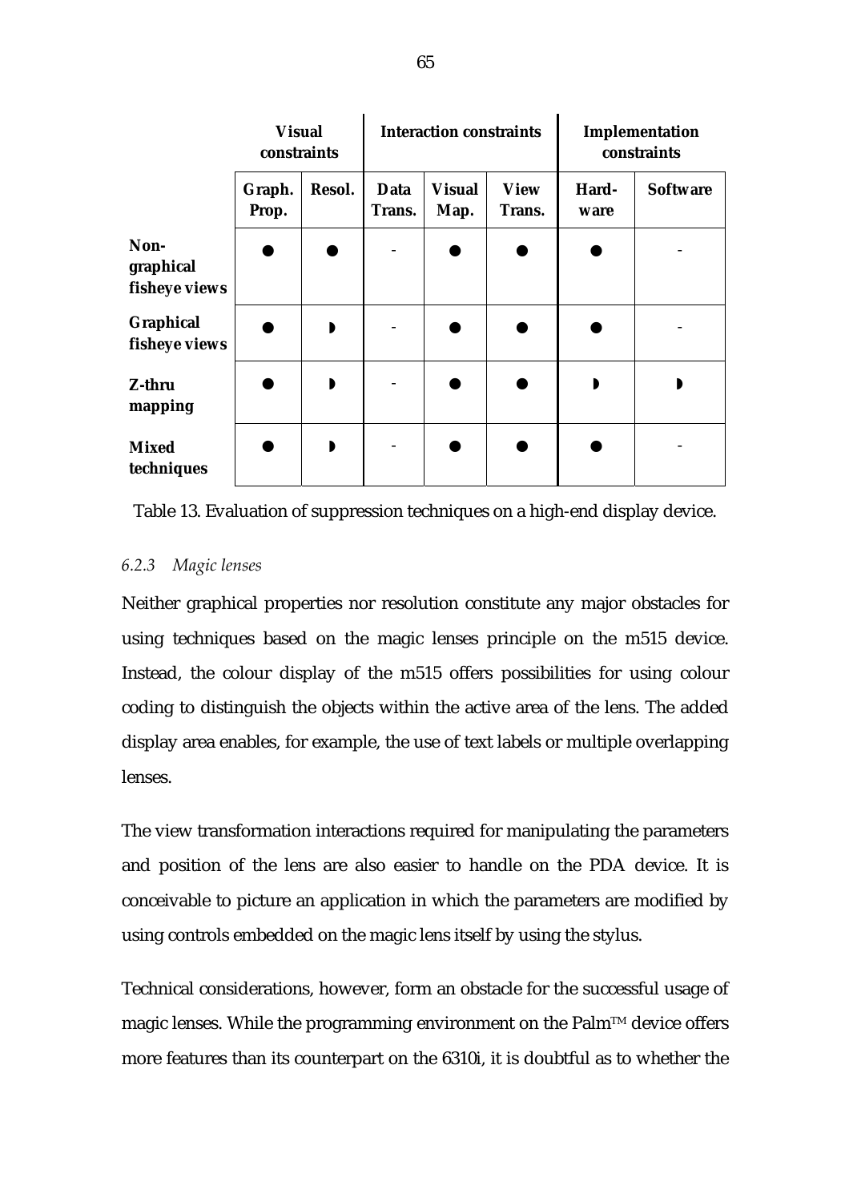| | Visual constraints | | Interaction constraints | | | Implementation constraints | |
|---|---|---|---|---|---|---|---|
| | Graph. Prop. | Resol. | Data Trans. | Visual Map. | View Trans. | Hard-ware | Software |
| **Non-graphical fisheye views** | ● | ● | - | ● | ● | ● | - |
| **Graphical fisheye views** | ● | ◗ | - | ● | ● | ● | - |
| **Z-thru mapping** | ● | ◗ | - | ● | ● | ◗ | ◗ |
| **Mixed techniques** | ● | ◗ | - | ● | ● | ● | - |

Table 13. Evaluation of suppression techniques on a high-end display device.

### *6.2.3 Magic lenses*

Neither graphical properties nor resolution constitute any major obstacles for using techniques based on the magic lenses principle on the m515 device. Instead, the colour display of the m515 offers possibilities for using colour coding to distinguish the objects within the active area of the lens. The added display area enables, for example, the use of text labels or multiple overlapping lenses.

The view transformation interactions required for manipulating the parameters and position of the lens are also easier to handle on the PDA device. It is conceivable to picture an application in which the parameters are modified by using controls embedded on the magic lens itself by using the stylus.

Technical considerations, however, form an obstacle for the successful usage of magic lenses. While the programming environment on the Palm™ device offers more features than its counterpart on the 6310i, it is doubtful as to whether the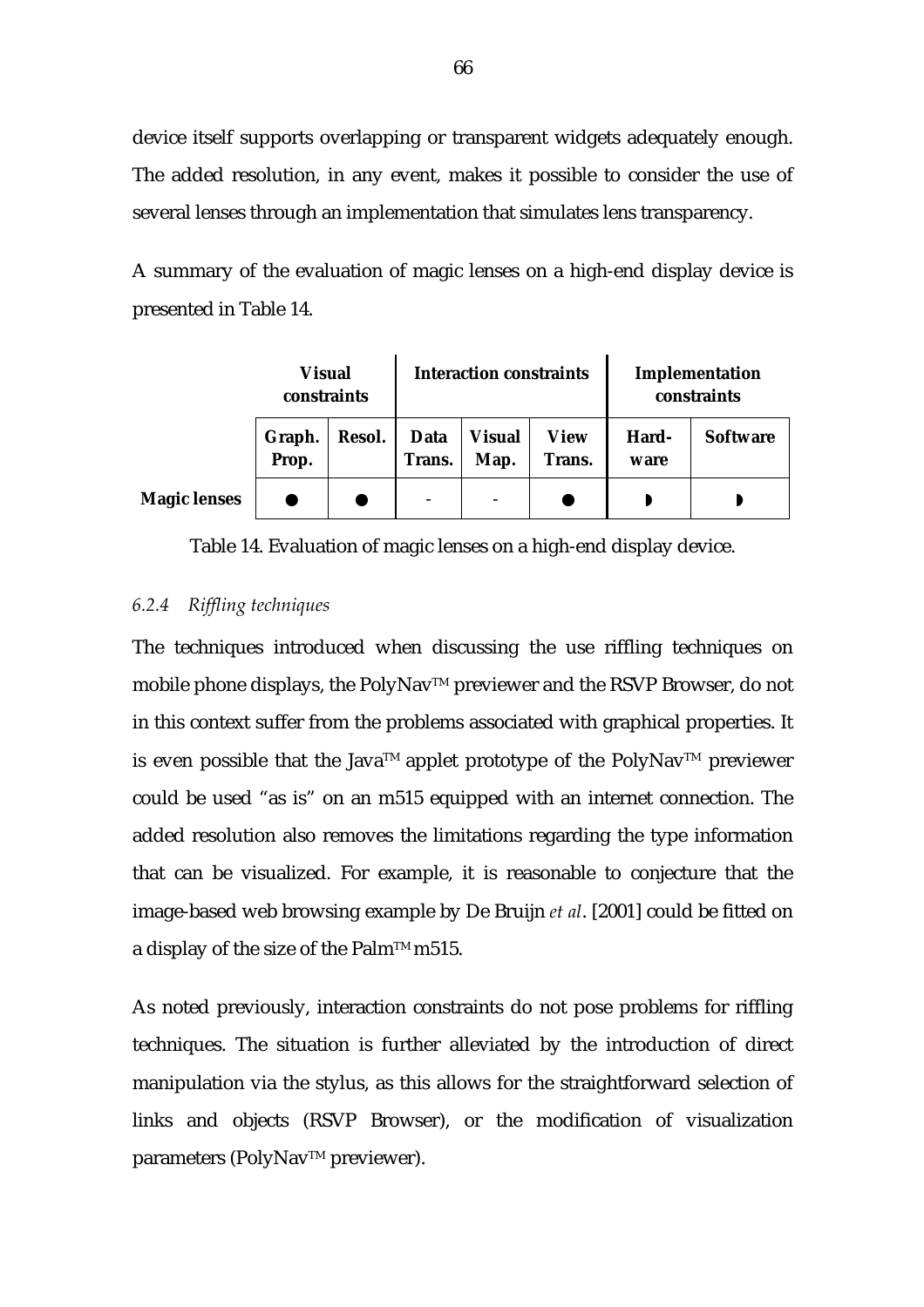device itself supports overlapping or transparent widgets adequately enough. The added resolution, in any event, makes it possible to consider the use of several lenses through an implementation that simulates lens transparency.

A summary of the evaluation of magic lenses on a high-end display device is presented in Table 14.

| | **Visual constraints** | | **Interaction constraints** | | | **Implementation constraints** | |
|---|---|---|---|---|---|---|---|
| | **Graph. Prop.** | **Resol.** | **Data Trans.** | **Visual Map.** | **View Trans.** | **Hard-ware** | **Software** |
| **Magic lenses** | ● | ● | - | - | ● | ◗ | ◗ |

Table 14. Evaluation of magic lenses on a high-end display device.

### *6.2.4 Riffling techniques*

The techniques introduced when discussing the use riffling techniques on mobile phone displays, the PolyNav™ previewer and the RSVP Browser, do not in this context suffer from the problems associated with graphical properties. It is even possible that the Java™ applet prototype of the PolyNav™ previewer could be used "as is" on an m515 equipped with an internet connection. The added resolution also removes the limitations regarding the type information that can be visualized. For example, it is reasonable to conjecture that the image-based web browsing example by De Bruijn *et al*. [2001] could be fitted on a display of the size of the Palm™ m515.

As noted previously, interaction constraints do not pose problems for riffling techniques. The situation is further alleviated by the introduction of direct manipulation via the stylus, as this allows for the straightforward selection of links and objects (RSVP Browser), or the modification of visualization parameters (PolyNav™ previewer).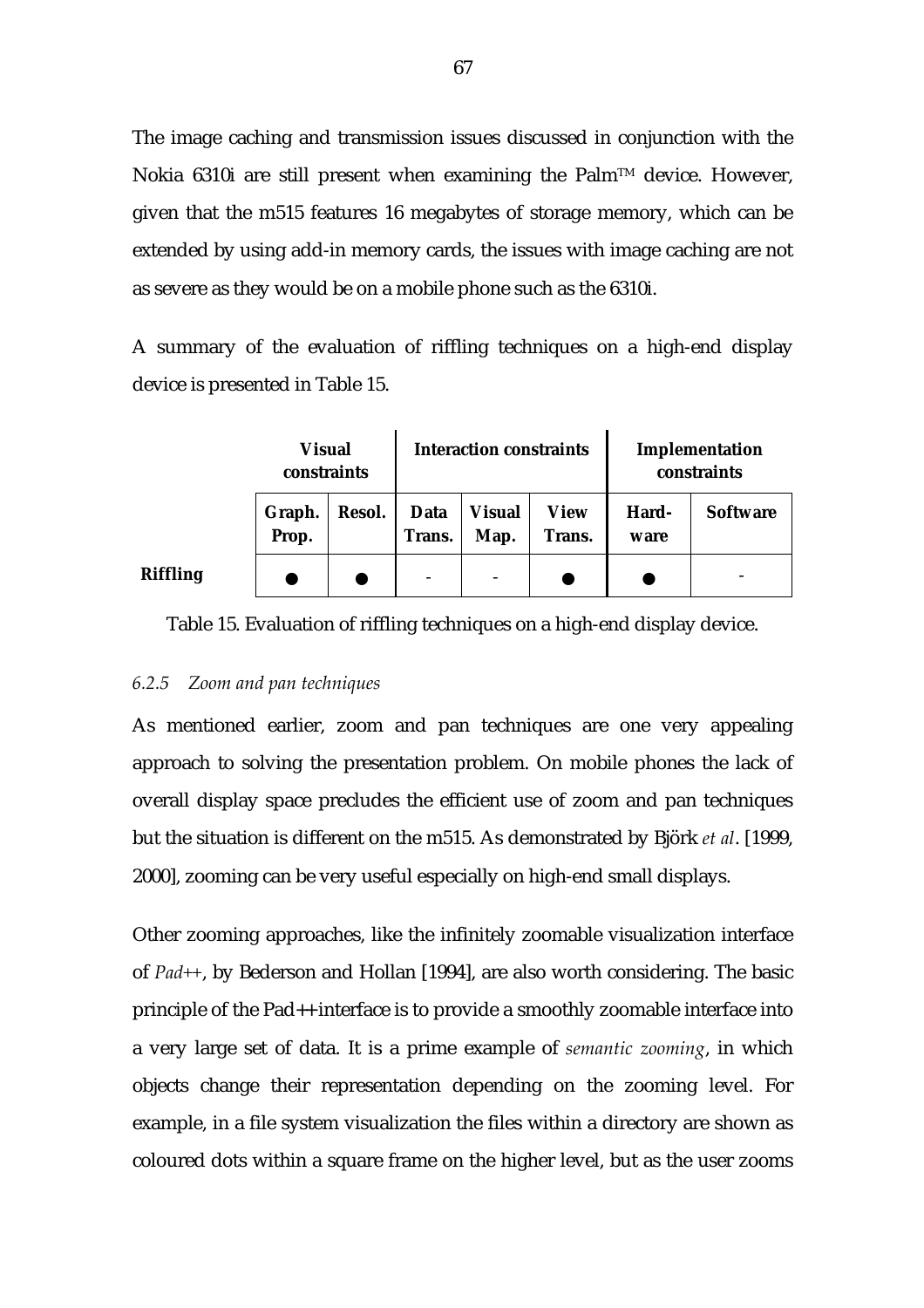The image caching and transmission issues discussed in conjunction with the Nokia 6310i are still present when examining the Palm™ device. However, given that the m515 features 16 megabytes of storage memory, which can be extended by using add-in memory cards, the issues with image caching are not as severe as they would be on a mobile phone such as the 6310i.

A summary of the evaluation of riffling techniques on a high-end display device is presented in Table 15.

| | Visual constraints | | Interaction constraints | | | Implementation constraints | |
|---|---|---|---|---|---|---|---|
| | Graph. Prop. | Resol. | Data Trans. | Visual Map. | View Trans. | Hard-ware | Software |
| **Riffling** | ● | ● | - | - | ● | ● | - |

Table 15. Evaluation of riffling techniques on a high-end display device.

### *6.2.5 Zoom and pan techniques*

As mentioned earlier, zoom and pan techniques are one very appealing approach to solving the presentation problem. On mobile phones the lack of overall display space precludes the efficient use of zoom and pan techniques but the situation is different on the m515. As demonstrated by Björk *et al*. [1999, 2000], zooming can be very useful especially on high-end small displays.

Other zooming approaches, like the infinitely zoomable visualization interface of *Pad++*, by Bederson and Hollan [1994], are also worth considering. The basic principle of the Pad++ interface is to provide a smoothly zoomable interface into a very large set of data. It is a prime example of *semantic zooming*, in which objects change their representation depending on the zooming level. For example, in a file system visualization the files within a directory are shown as coloured dots within a square frame on the higher level, but as the user zooms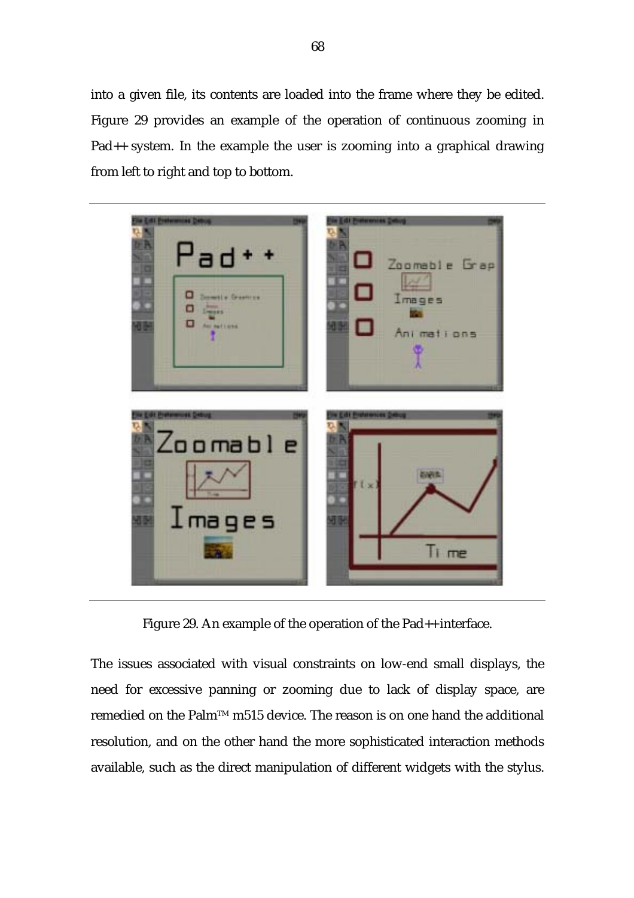into a given file, its contents are loaded into the frame where they be edited. Figure 29 provides an example of the operation of continuous zooming in Pad++ system. In the example the user is zooming into a graphical drawing from left to right and top to bottom.

Figure 29. An example of the operation of the Pad++ interface.

The issues associated with visual constraints on low-end small displays, the need for excessive panning or zooming due to lack of display space, are remedied on the Palm™ m515 device. The reason is on one hand the additional resolution, and on the other hand the more sophisticated interaction methods available, such as the direct manipulation of different widgets with the stylus.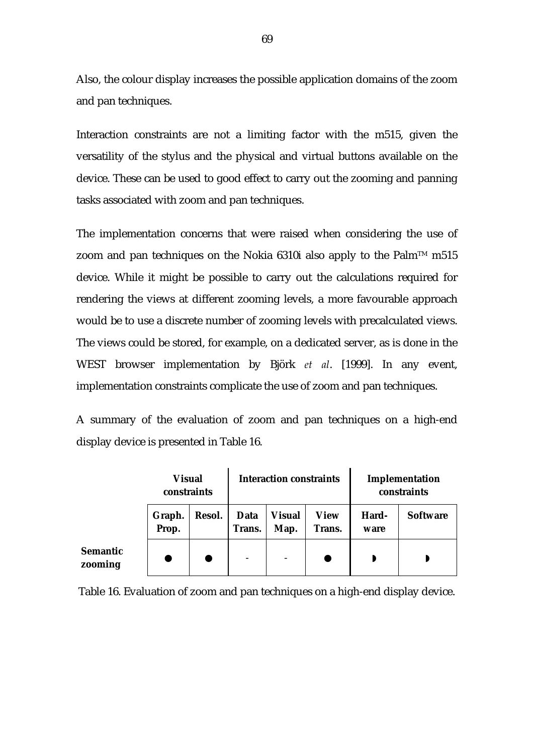Also, the colour display increases the possible application domains of the zoom and pan techniques.

Interaction constraints are not a limiting factor with the m515, given the versatility of the stylus and the physical and virtual buttons available on the device. These can be used to good effect to carry out the zooming and panning tasks associated with zoom and pan techniques.

The implementation concerns that were raised when considering the use of zoom and pan techniques on the Nokia 6310i also apply to the Palm™ m515 device. While it might be possible to carry out the calculations required for rendering the views at different zooming levels, a more favourable approach would be to use a discrete number of zooming levels with precalculated views. The views could be stored, for example, on a dedicated server, as is done in the WEST browser implementation by Björk *et al*. [1999]. In any event, implementation constraints complicate the use of zoom and pan techniques.

A summary of the evaluation of zoom and pan techniques on a high-end display device is presented in Table 16.

| | **Visual constraints** | | **Interaction constraints** | | | **Implementation constraints** | |
|---|---|---|---|---|---|---|---|
| | **Graph. Prop.** | **Resol.** | **Data Trans.** | **Visual Map.** | **View Trans.** | **Hard-ware** | **Software** |
| **Semantic zooming** | ● | ● | - | - | ● | ◗ | ◗ |

Table 16. Evaluation of zoom and pan techniques on a high-end display device.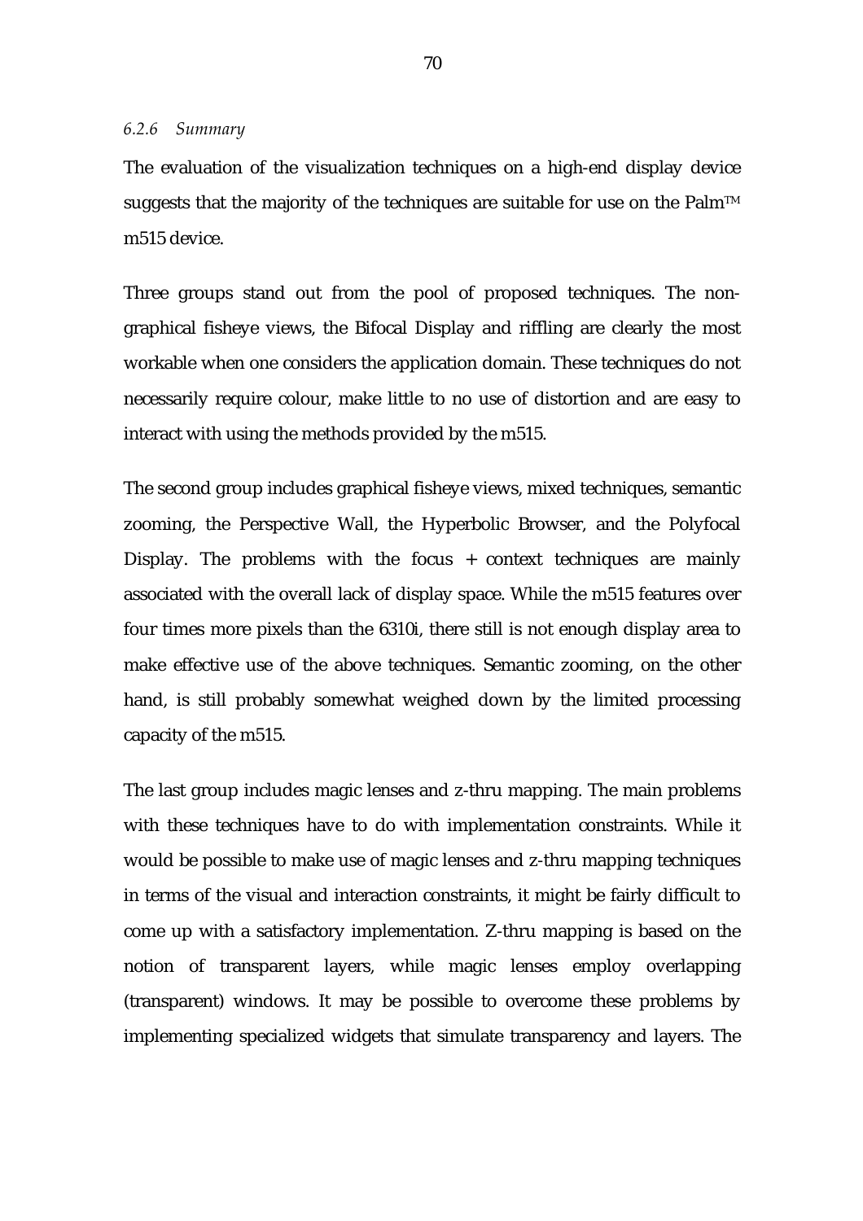### *6.2.6 Summary*

The evaluation of the visualization techniques on a high-end display device suggests that the majority of the techniques are suitable for use on the Palm™ m515 device.

Three groups stand out from the pool of proposed techniques. The non-graphical fisheye views, the Bifocal Display and riffling are clearly the most workable when one considers the application domain. These techniques do not necessarily require colour, make little to no use of distortion and are easy to interact with using the methods provided by the m515.

The second group includes graphical fisheye views, mixed techniques, semantic zooming, the Perspective Wall, the Hyperbolic Browser, and the Polyfocal Display. The problems with the focus + context techniques are mainly associated with the overall lack of display space. While the m515 features over four times more pixels than the 6310i, there still is not enough display area to make effective use of the above techniques. Semantic zooming, on the other hand, is still probably somewhat weighed down by the limited processing capacity of the m515.

The last group includes magic lenses and z-thru mapping. The main problems with these techniques have to do with implementation constraints. While it would be possible to make use of magic lenses and z-thru mapping techniques in terms of the visual and interaction constraints, it might be fairly difficult to come up with a satisfactory implementation. Z-thru mapping is based on the notion of transparent layers, while magic lenses employ overlapping (transparent) windows. It may be possible to overcome these problems by implementing specialized widgets that simulate transparency and layers. The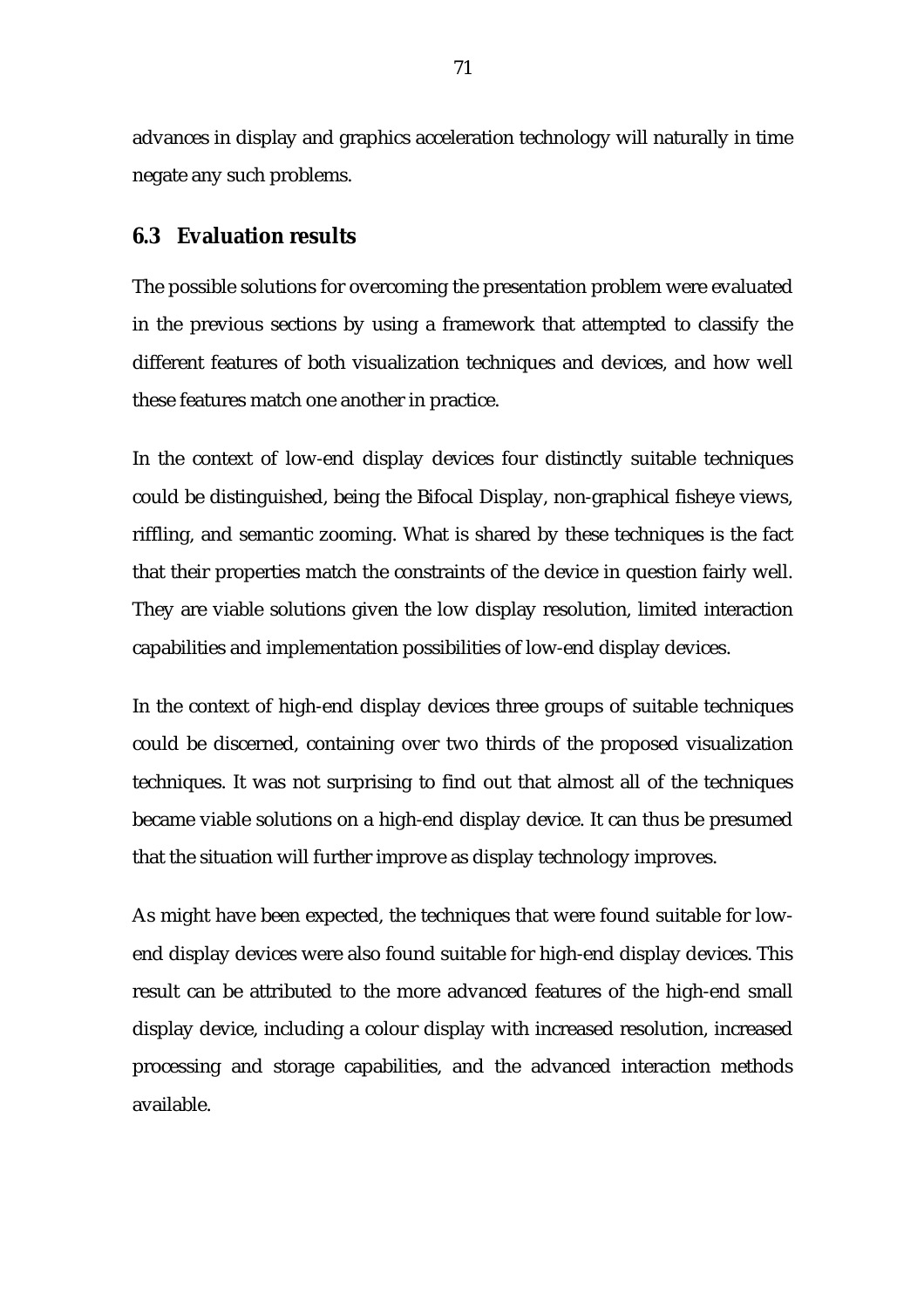advances in display and graphics acceleration technology will naturally in time negate any such problems.

## 6.3 Evaluation results

The possible solutions for overcoming the presentation problem were evaluated in the previous sections by using a framework that attempted to classify the different features of both visualization techniques and devices, and how well these features match one another in practice.

In the context of low-end display devices four distinctly suitable techniques could be distinguished, being the Bifocal Display, non-graphical fisheye views, riffling, and semantic zooming. What is shared by these techniques is the fact that their properties match the constraints of the device in question fairly well. They are viable solutions given the low display resolution, limited interaction capabilities and implementation possibilities of low-end display devices.

In the context of high-end display devices three groups of suitable techniques could be discerned, containing over two thirds of the proposed visualization techniques. It was not surprising to find out that almost all of the techniques became viable solutions on a high-end display device. It can thus be presumed that the situation will further improve as display technology improves.

As might have been expected, the techniques that were found suitable for low-end display devices were also found suitable for high-end display devices. This result can be attributed to the more advanced features of the high-end small display device, including a colour display with increased resolution, increased processing and storage capabilities, and the advanced interaction methods available.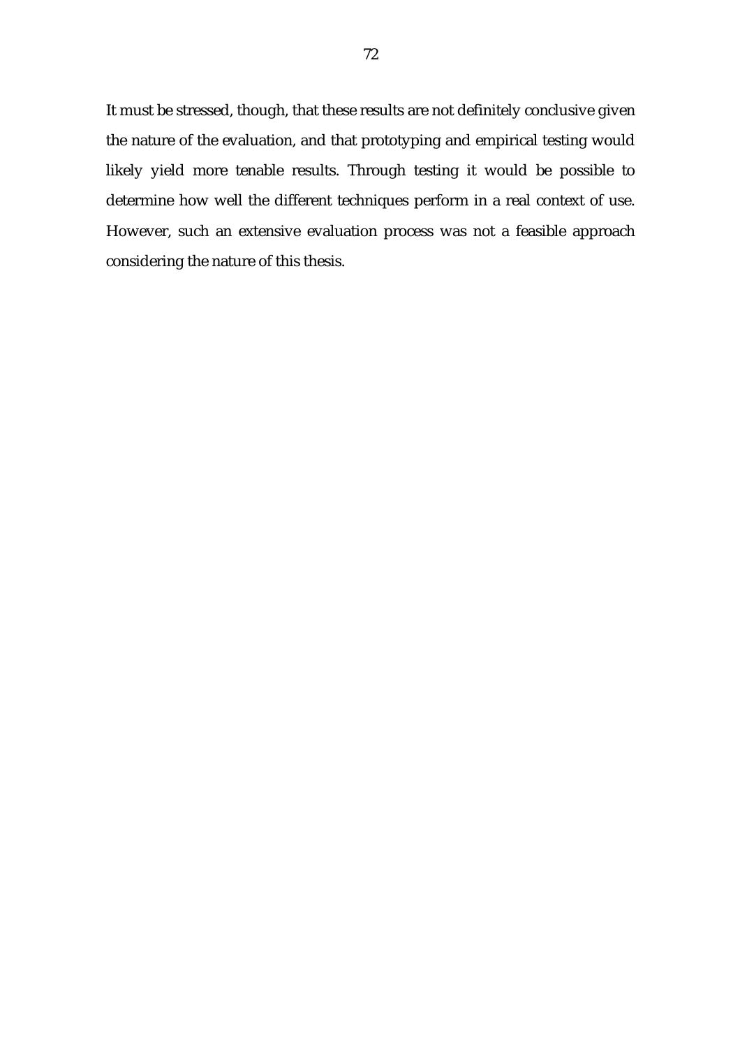It must be stressed, though, that these results are not definitely conclusive given the nature of the evaluation, and that prototyping and empirical testing would likely yield more tenable results. Through testing it would be possible to determine how well the different techniques perform in a real context of use. However, such an extensive evaluation process was not a feasible approach considering the nature of this thesis.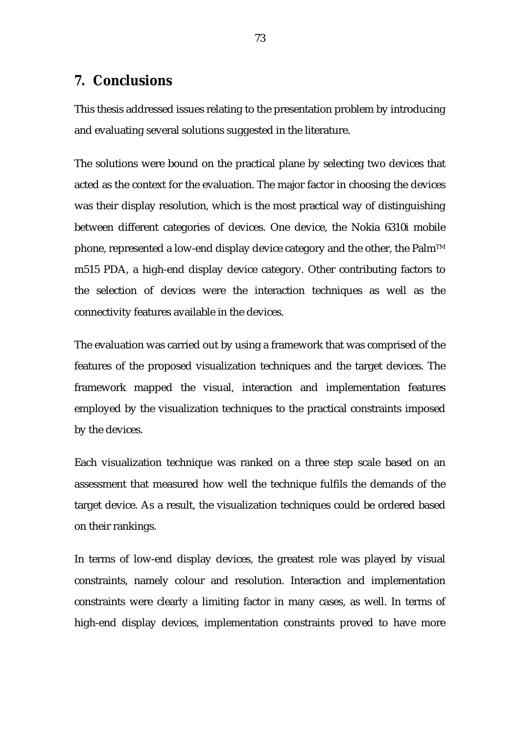# 7. Conclusions

This thesis addressed issues relating to the presentation problem by introducing and evaluating several solutions suggested in the literature.

The solutions were bound on the practical plane by selecting two devices that acted as the context for the evaluation. The major factor in choosing the devices was their display resolution, which is the most practical way of distinguishing between different categories of devices. One device, the Nokia 6310i mobile phone, represented a low-end display device category and the other, the Palm™ m515 PDA, a high-end display device category. Other contributing factors to the selection of devices were the interaction techniques as well as the connectivity features available in the devices.

The evaluation was carried out by using a framework that was comprised of the features of the proposed visualization techniques and the target devices. The framework mapped the visual, interaction and implementation features employed by the visualization techniques to the practical constraints imposed by the devices.

Each visualization technique was ranked on a three step scale based on an assessment that measured how well the technique fulfils the demands of the target device. As a result, the visualization techniques could be ordered based on their rankings.

In terms of low-end display devices, the greatest role was played by visual constraints, namely colour and resolution. Interaction and implementation constraints were clearly a limiting factor in many cases, as well. In terms of high-end display devices, implementation constraints proved to have more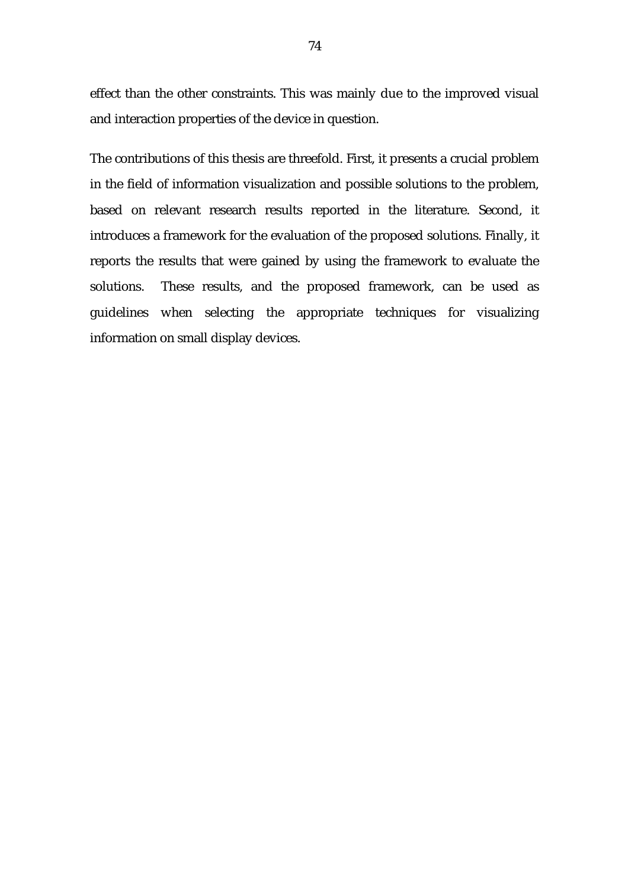effect than the other constraints. This was mainly due to the improved visual and interaction properties of the device in question.

The contributions of this thesis are threefold. First, it presents a crucial problem in the field of information visualization and possible solutions to the problem, based on relevant research results reported in the literature. Second, it introduces a framework for the evaluation of the proposed solutions. Finally, it reports the results that were gained by using the framework to evaluate the solutions. These results, and the proposed framework, can be used as guidelines when selecting the appropriate techniques for visualizing information on small display devices.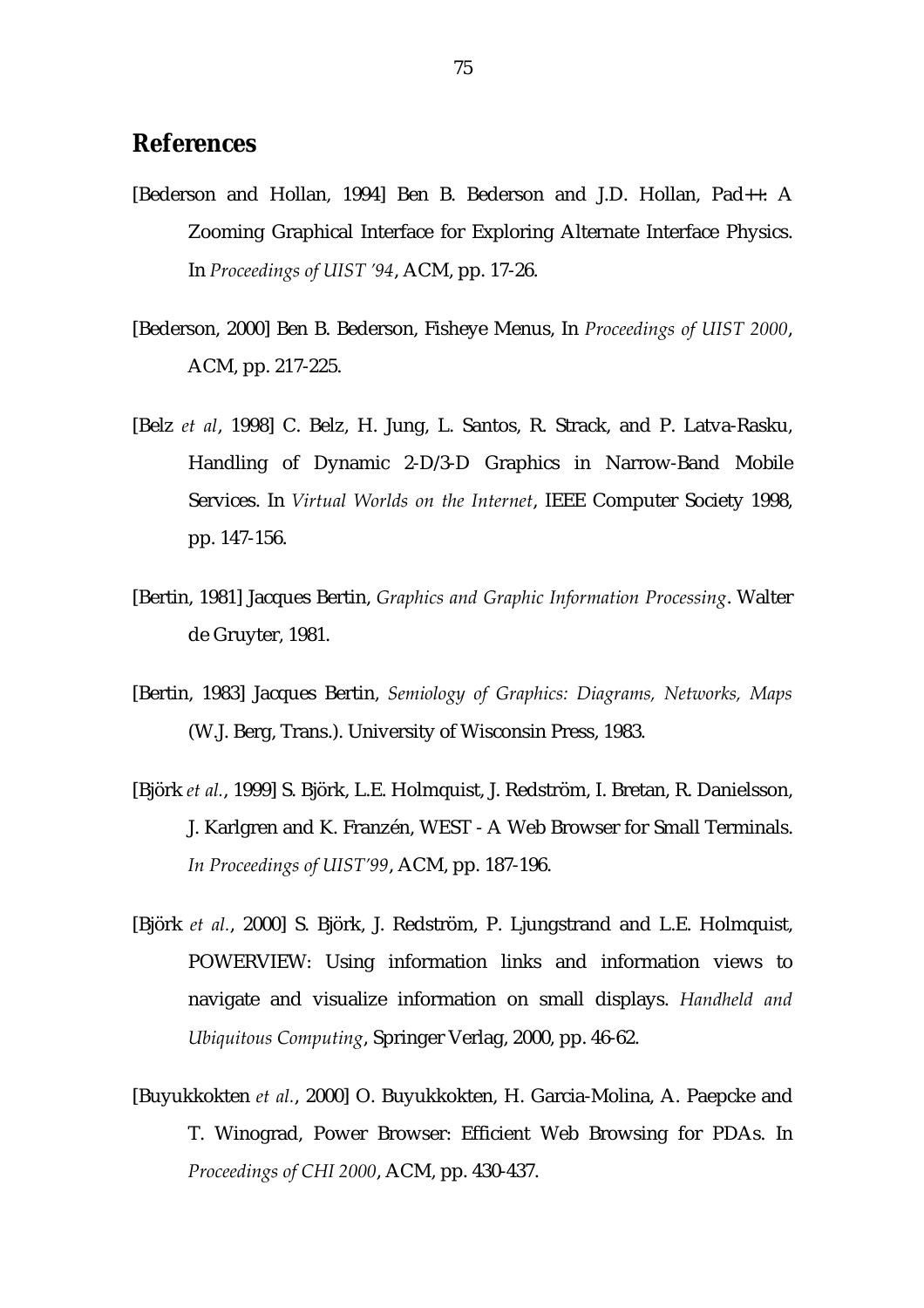## References

[Bederson and Hollan, 1994] Ben B. Bederson and J.D. Hollan, Pad++: A Zooming Graphical Interface for Exploring Alternate Interface Physics. In *Proceedings of UIST '94*, ACM, pp. 17-26.

[Bederson, 2000] Ben B. Bederson, Fisheye Menus, In *Proceedings of UIST 2000*, ACM, pp. 217-225.

[Belz *et al*, 1998] C. Belz, H. Jung, L. Santos, R. Strack, and P. Latva-Rasku, Handling of Dynamic 2-D/3-D Graphics in Narrow-Band Mobile Services. In *Virtual Worlds on the Internet*, IEEE Computer Society 1998, pp. 147-156.

[Bertin, 1981] Jacques Bertin, *Graphics and Graphic Information Processing*. Walter de Gruyter, 1981.

[Bertin, 1983] Jacques Bertin, *Semiology of Graphics: Diagrams, Networks, Maps* (W.J. Berg, Trans.). University of Wisconsin Press, 1983.

[Björk *et al.*, 1999] S. Björk, L.E. Holmquist, J. Redström, I. Bretan, R. Danielsson, J. Karlgren and K. Franzén, WEST - A Web Browser for Small Terminals. *In Proceedings of UIST'99*, ACM, pp. 187-196.

[Björk *et al.*, 2000] S. Björk, J. Redström, P. Ljungstrand and L.E. Holmquist, POWERVIEW: Using information links and information views to navigate and visualize information on small displays. *Handheld and Ubiquitous Computing*, Springer Verlag, 2000, pp. 46-62.

[Buyukkokten *et al.*, 2000] O. Buyukkokten, H. Garcia-Molina, A. Paepcke and T. Winograd, Power Browser: Efficient Web Browsing for PDAs. In *Proceedings of CHI 2000*, ACM, pp. 430-437.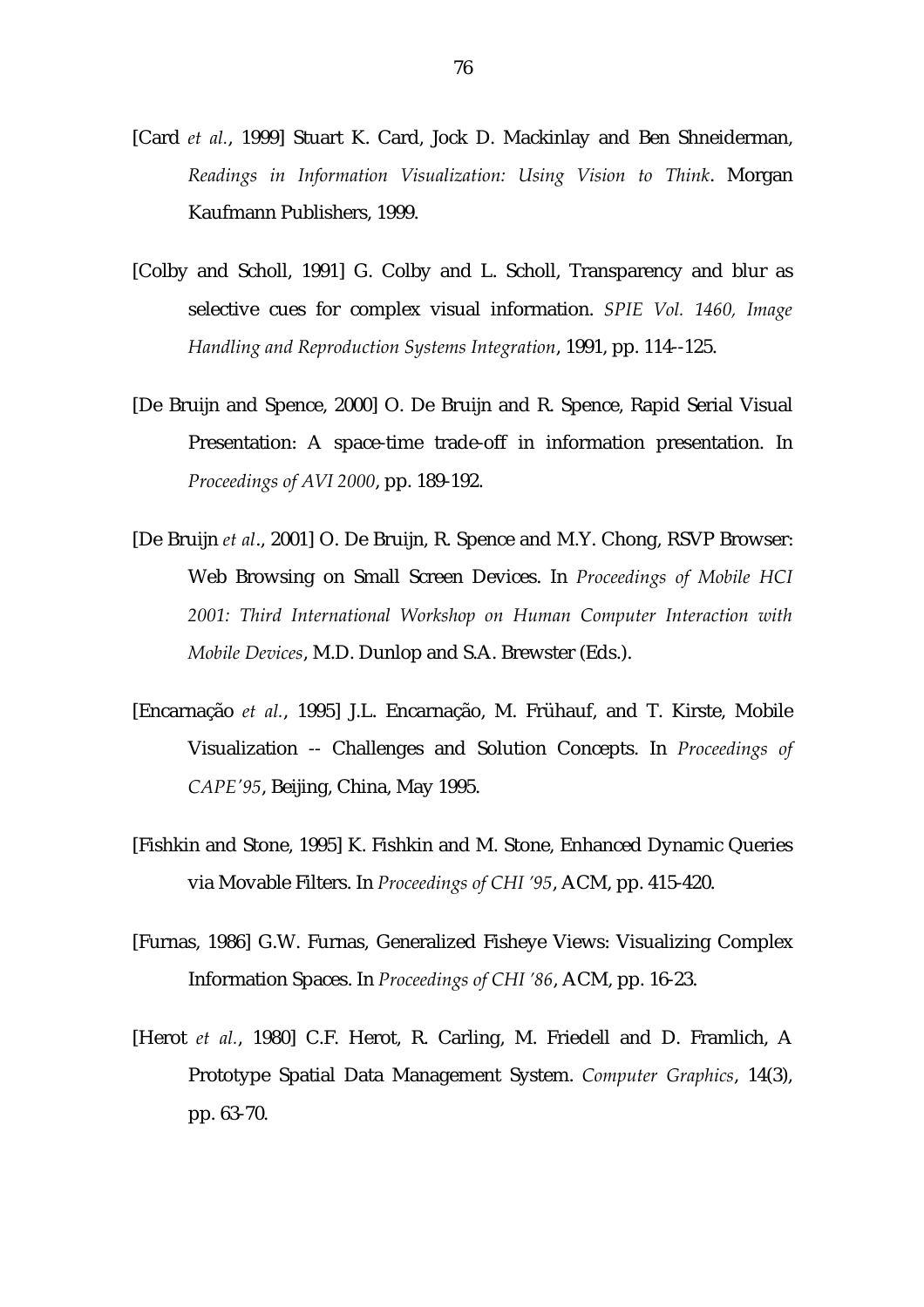[Card *et al.*, 1999] Stuart K. Card, Jock D. Mackinlay and Ben Shneiderman, *Readings in Information Visualization: Using Vision to Think*. Morgan Kaufmann Publishers, 1999.

[Colby and Scholl, 1991] G. Colby and L. Scholl, Transparency and blur as selective cues for complex visual information. *SPIE Vol. 1460, Image Handling and Reproduction Systems Integration*, 1991, pp. 114--125.

[De Bruijn and Spence, 2000] O. De Bruijn and R. Spence, Rapid Serial Visual Presentation: A space-time trade-off in information presentation. In *Proceedings of AVI 2000*, pp. 189-192.

[De Bruijn *et al*., 2001] O. De Bruijn, R. Spence and M.Y. Chong, RSVP Browser: Web Browsing on Small Screen Devices. In *Proceedings of Mobile HCI 2001: Third International Workshop on Human Computer Interaction with Mobile Devices*, M.D. Dunlop and S.A. Brewster (Eds.).

[Encarnação *et al.*, 1995] J.L. Encarnação, M. Frühauf, and T. Kirste, Mobile Visualization -- Challenges and Solution Concepts. In *Proceedings of CAPE'95*, Beijing, China, May 1995.

[Fishkin and Stone, 1995] K. Fishkin and M. Stone, Enhanced Dynamic Queries via Movable Filters. In *Proceedings of CHI '95*, ACM, pp. 415-420.

[Furnas, 1986] G.W. Furnas, Generalized Fisheye Views: Visualizing Complex Information Spaces. In *Proceedings of CHI '86*, ACM, pp. 16-23.

[Herot *et al.*, 1980] C.F. Herot, R. Carling, M. Friedell and D. Framlich, A Prototype Spatial Data Management System. *Computer Graphics*, 14(3), pp. 63-70.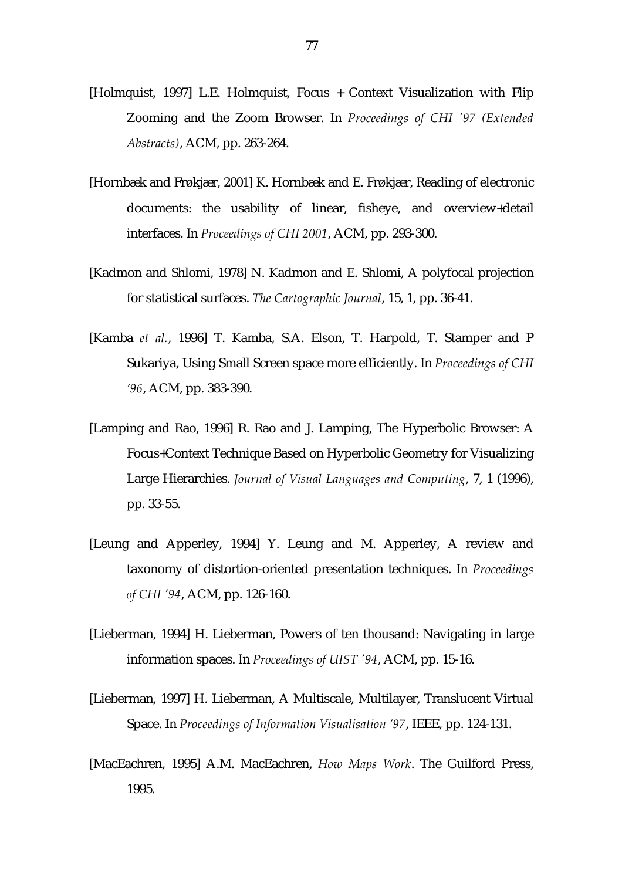[Holmquist, 1997] L.E. Holmquist, Focus + Context Visualization with Flip Zooming and the Zoom Browser. In *Proceedings of CHI '97 (Extended Abstracts)*, ACM, pp. 263-264.

[Hornbæk and Frøkjær, 2001] K. Hornbæk and E. Frøkjær, Reading of electronic documents: the usability of linear, fisheye, and overview+detail interfaces. In *Proceedings of CHI 2001*, ACM, pp. 293-300.

[Kadmon and Shlomi, 1978] N. Kadmon and E. Shlomi, A polyfocal projection for statistical surfaces. *The Cartographic Journal*, 15, 1, pp. 36-41.

[Kamba *et al.*, 1996] T. Kamba, S.A. Elson, T. Harpold, T. Stamper and P Sukariya, Using Small Screen space more efficiently. In *Proceedings of CHI '96*, ACM, pp. 383-390.

[Lamping and Rao, 1996] R. Rao and J. Lamping, The Hyperbolic Browser: A Focus+Context Technique Based on Hyperbolic Geometry for Visualizing Large Hierarchies. *Journal of Visual Languages and Computing*, 7, 1 (1996), pp. 33-55.

[Leung and Apperley, 1994] Y. Leung and M. Apperley, A review and taxonomy of distortion-oriented presentation techniques. In *Proceedings of CHI '94*, ACM, pp. 126-160.

[Lieberman, 1994] H. Lieberman, Powers of ten thousand: Navigating in large information spaces. In *Proceedings of UIST '94*, ACM, pp. 15-16.

[Lieberman, 1997] H. Lieberman, A Multiscale, Multilayer, Translucent Virtual Space. In *Proceedings of Information Visualisation '97*, IEEE, pp. 124-131.

[MacEachren, 1995] A.M. MacEachren, *How Maps Work*. The Guilford Press, 1995.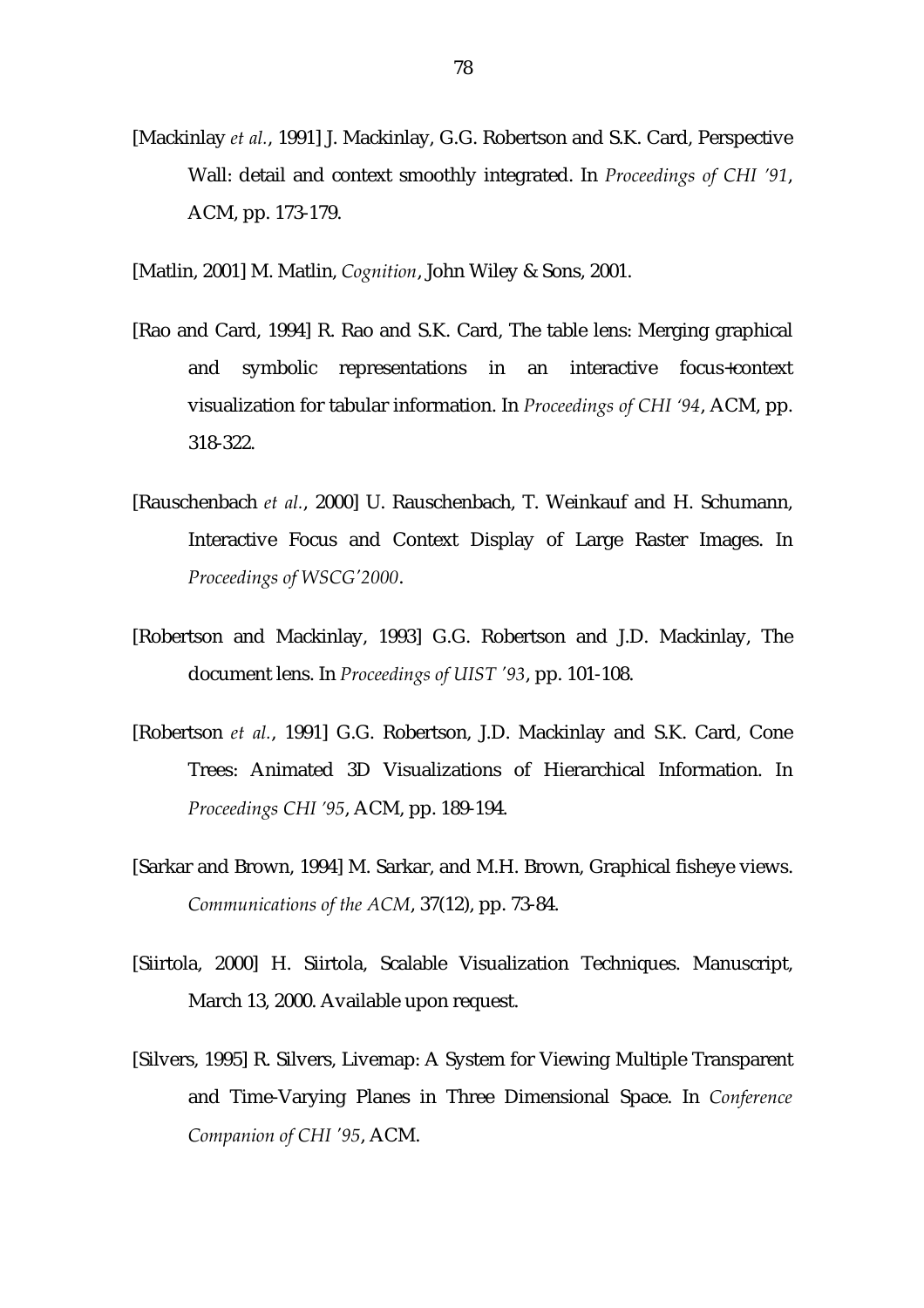[Mackinlay *et al.*, 1991] J. Mackinlay, G.G. Robertson and S.K. Card, Perspective Wall: detail and context smoothly integrated. In *Proceedings of CHI '91*, ACM, pp. 173-179.

[Matlin, 2001] M. Matlin, *Cognition*, John Wiley & Sons, 2001.

[Rao and Card, 1994] R. Rao and S.K. Card, The table lens: Merging graphical and symbolic representations in an interactive focus+context visualization for tabular information. In *Proceedings of CHI '94*, ACM, pp. 318-322.

[Rauschenbach *et al.*, 2000] U. Rauschenbach, T. Weinkauf and H. Schumann, Interactive Focus and Context Display of Large Raster Images. In *Proceedings of WSCG'2000*.

[Robertson and Mackinlay, 1993] G.G. Robertson and J.D. Mackinlay, The document lens. In *Proceedings of UIST '93*, pp. 101-108.

[Robertson *et al.*, 1991] G.G. Robertson, J.D. Mackinlay and S.K. Card, Cone Trees: Animated 3D Visualizations of Hierarchical Information. In *Proceedings CHI '95*, ACM, pp. 189-194.

[Sarkar and Brown, 1994] M. Sarkar, and M.H. Brown, Graphical fisheye views. *Communications of the ACM*, 37(12), pp. 73-84.

[Siirtola, 2000] H. Siirtola, Scalable Visualization Techniques. Manuscript, March 13, 2000. Available upon request.

[Silvers, 1995] R. Silvers, Livemap: A System for Viewing Multiple Transparent and Time-Varying Planes in Three Dimensional Space. In *Conference Companion of CHI '95*, ACM.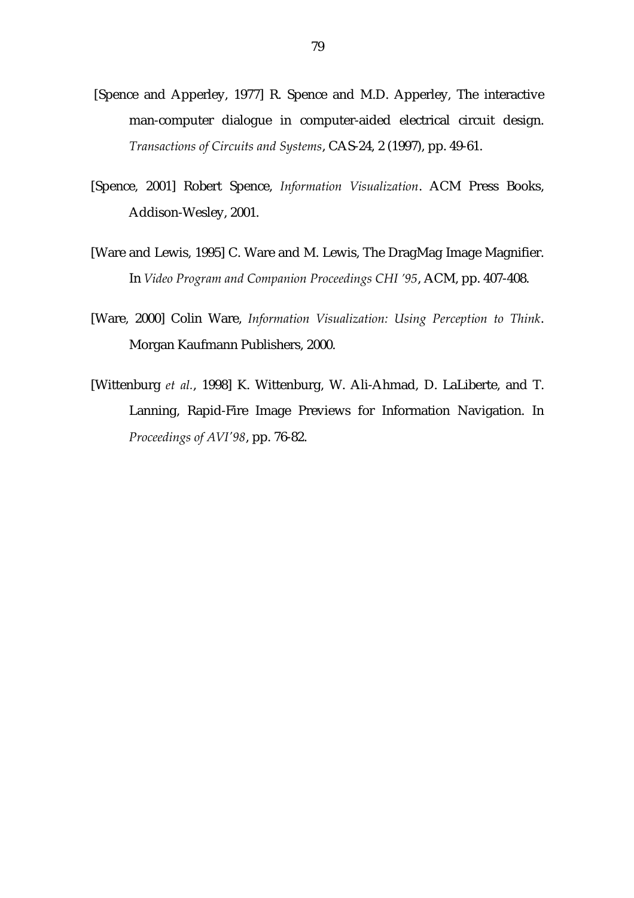[Spence and Apperley, 1977] R. Spence and M.D. Apperley, The interactive man-computer dialogue in computer-aided electrical circuit design. *Transactions of Circuits and Systems*, CAS-24, 2 (1997), pp. 49-61.

[Spence, 2001] Robert Spence, *Information Visualization*. ACM Press Books, Addison-Wesley, 2001.

[Ware and Lewis, 1995] C. Ware and M. Lewis, The DragMag Image Magnifier. In *Video Program and Companion Proceedings CHI '95*, ACM, pp. 407-408.

[Ware, 2000] Colin Ware, *Information Visualization: Using Perception to Think*. Morgan Kaufmann Publishers, 2000.

[Wittenburg *et al.*, 1998] K. Wittenburg, W. Ali-Ahmad, D. LaLiberte, and T. Lanning, Rapid-Fire Image Previews for Information Navigation. In *Proceedings of AVI'98*, pp. 76-82.